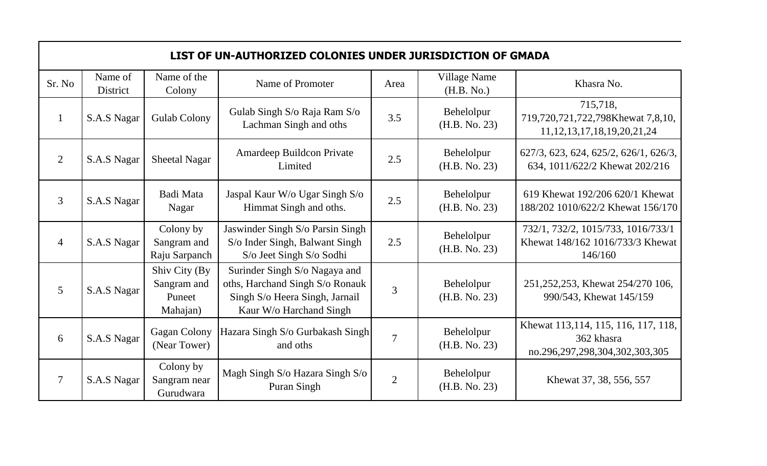# LIST OF UN-AUTHORIZED COLONIES UNDER JURISDICTION OF GMADA

| Sr. No | Name of District | Name of the Colony | Name of Promoter | Area | Village Name (H.B. No.) | Khasra No. |
|---|---|---|---|---|---|---|
| 1 | S.A.S Nagar | Gulab Colony | Gulab Singh S/o Raja Ram S/o Lachman Singh and oths | 3.5 | Behelolpur (H.B. No. 23) | 715,718, 719,720,721,722,798Khewat 7,8,10, 11,12,13,17,18,19,20,21,24 |
| 2 | S.A.S Nagar | Sheetal Nagar | Amardeep Buildcon Private Limited | 2.5 | Behelolpur (H.B. No. 23) | 627/3, 623, 624, 625/2, 626/1, 626/3, 634, 1011/622/2 Khewat 202/216 |
| 3 | S.A.S Nagar | Badi Mata Nagar | Jaspal Kaur W/o Ugar Singh S/o Himmat Singh and oths. | 2.5 | Behelolpur (H.B. No. 23) | 619 Khewat 192/206 620/1 Khewat 188/202 1010/622/2 Khewat 156/170 |
| 4 | S.A.S Nagar | Colony by Sangram and Raju Sarpanch | Jaswinder Singh S/o Parsin Singh S/o Inder Singh, Balwant Singh S/o Jeet Singh S/o Sodhi | 2.5 | Behelolpur (H.B. No. 23) | 732/1, 732/2, 1015/733, 1016/733/1 Khewat 148/162 1016/733/3 Khewat 146/160 |
| 5 | S.A.S Nagar | Shiv City (By Sangram and Puneet Mahajan) | Surinder Singh S/o Nagaya and oths, Harchand Singh S/o Ronauk Singh S/o Heera Singh, Jarnail Kaur W/o Harchand Singh | 3 | Behelolpur (H.B. No. 23) | 251,252,253, Khewat 254/270 106, 990/543, Khewat 145/159 |
| 6 | S.A.S Nagar | Gagan Colony (Near Tower) | Hazara Singh S/o Gurbakash Singh and oths | 7 | Behelolpur (H.B. No. 23) | Khewat 113,114, 115, 116, 117, 118, 362 khasra no.296,297,298,304,302,303,305 |
| 7 | S.A.S Nagar | Colony by Sangram near Gurudwara | Magh Singh S/o Hazara Singh S/o Puran Singh | 2 | Behelolpur (H.B. No. 23) | Khewat 37, 38, 556, 557 |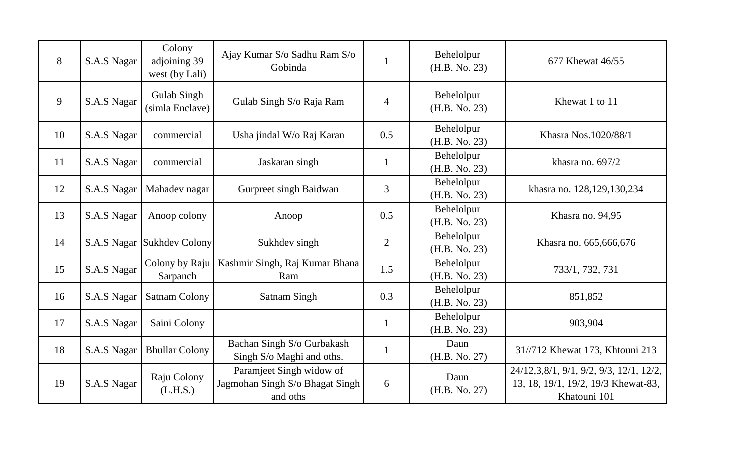| 8 | S.A.S Nagar | Colony adjoining 39 west (by Lali) | Ajay Kumar S/o Sadhu Ram S/o Gobinda | 1 | Behelolpur (H.B. No. 23) | 677 Khewat 46/55 |
|---|---|---|---|---|---|---|
| 9 | S.A.S Nagar | Gulab Singh (simla Enclave) | Gulab Singh S/o Raja Ram | 4 | Behelolpur (H.B. No. 23) | Khewat 1 to 11 |
| 10 | S.A.S Nagar | commercial | Usha jindal W/o Raj Karan | 0.5 | Behelolpur (H.B. No. 23) | Khasra Nos.1020/88/1 |
| 11 | S.A.S Nagar | commercial | Jaskaran singh | 1 | Behelolpur (H.B. No. 23) | khasra no. 697/2 |
| 12 | S.A.S Nagar | Mahadev nagar | Gurpreet singh Baidwan | 3 | Behelolpur (H.B. No. 23) | khasra no. 128,129,130,234 |
| 13 | S.A.S Nagar | Anoop colony | Anoop | 0.5 | Behelolpur (H.B. No. 23) | Khasra no. 94,95 |
| 14 | S.A.S Nagar | Sukhdev Colony | Sukhdev singh | 2 | Behelolpur (H.B. No. 23) | Khasra no. 665,666,676 |
| 15 | S.A.S Nagar | Colony by Raju Sarpanch | Kashmir Singh, Raj Kumar Bhana Ram | 1.5 | Behelolpur (H.B. No. 23) | 733/1, 732, 731 |
| 16 | S.A.S Nagar | Satnam Colony | Satnam Singh | 0.3 | Behelolpur (H.B. No. 23) | 851,852 |
| 17 | S.A.S Nagar | Saini Colony | | 1 | Behelolpur (H.B. No. 23) | 903,904 |
| 18 | S.A.S Nagar | Bhullar Colony | Bachan Singh S/o Gurbakash Singh S/o Maghi and oths. | 1 | Daun (H.B. No. 27) | 31//712 Khewat 173, Khtouni 213 |
| 19 | S.A.S Nagar | Raju Colony (L.H.S.) | Paramjeet Singh widow of Jagmohan Singh S/o Bhagat Singh and oths | 6 | Daun (H.B. No. 27) | 24/12,3,8/1, 9/1, 9/2, 9/3, 12/1, 12/2, 13, 18, 19/1, 19/2, 19/3 Khewat-83, Khatouni 101 |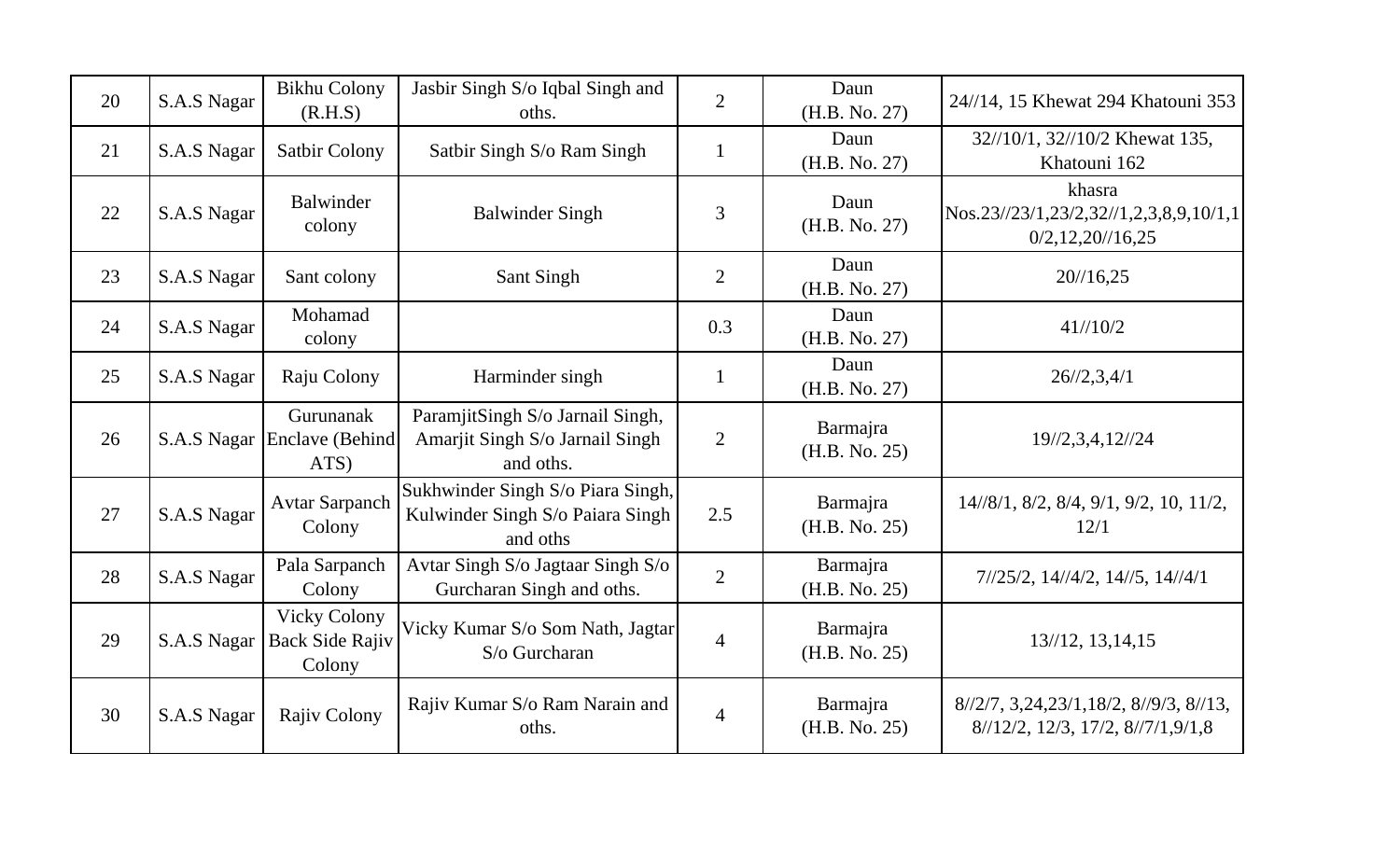| 20 | S.A.S Nagar | Bikhu Colony (R.H.S) | Jasbir Singh S/o Iqbal Singh and oths. | 2 | Daun (H.B. No. 27) | 24//14, 15 Khewat 294 Khatouni 353 |
|---|---|---|---|---|---|---|
| 21 | S.A.S Nagar | Satbir Colony | Satbir Singh S/o Ram Singh | 1 | Daun (H.B. No. 27) | 32//10/1, 32//10/2 Khewat 135, Khatouni 162 |
| 22 | S.A.S Nagar | Balwinder colony | Balwinder Singh | 3 | Daun (H.B. No. 27) | khasra Nos.23//23/1,23/2,32//1,2,3,8,9,10/1,10/2,12,20//16,25 |
| 23 | S.A.S Nagar | Sant colony | Sant Singh | 2 | Daun (H.B. No. 27) | 20//16,25 |
| 24 | S.A.S Nagar | Mohamad colony | | 0.3 | Daun (H.B. No. 27) | 41//10/2 |
| 25 | S.A.S Nagar | Raju Colony | Harminder singh | 1 | Daun (H.B. No. 27) | 26//2,3,4/1 |
| 26 | S.A.S Nagar | Gurunanak Enclave (Behind ATS) | ParamjitSingh S/o Jarnail Singh, Amarjit Singh S/o Jarnail Singh and oths. | 2 | Barmajra (H.B. No. 25) | 19//2,3,4,12//24 |
| 27 | S.A.S Nagar | Avtar Sarpanch Colony | Sukhwinder Singh S/o Piara Singh, Kulwinder Singh S/o Paiara Singh and oths | 2.5 | Barmajra (H.B. No. 25) | 14//8/1, 8/2, 8/4, 9/1, 9/2, 10, 11/2, 12/1 |
| 28 | S.A.S Nagar | Pala Sarpanch Colony | Avtar Singh S/o Jagtaar Singh S/o Gurcharan Singh and oths. | 2 | Barmajra (H.B. No. 25) | 7//25/2, 14//4/2, 14//5, 14//4/1 |
| 29 | S.A.S Nagar | Vicky Colony Back Side Rajiv Colony | Vicky Kumar S/o Som Nath, Jagtar S/o Gurcharan | 4 | Barmajra (H.B. No. 25) | 13//12, 13,14,15 |
| 30 | S.A.S Nagar | Rajiv Colony | Rajiv Kumar S/o Ram Narain and oths. | 4 | Barmajra (H.B. No. 25) | 8//2/7, 3,24,23/1,18/2, 8//9/3, 8//13, 8//12/2, 12/3, 17/2, 8//7/1,9/1,8 |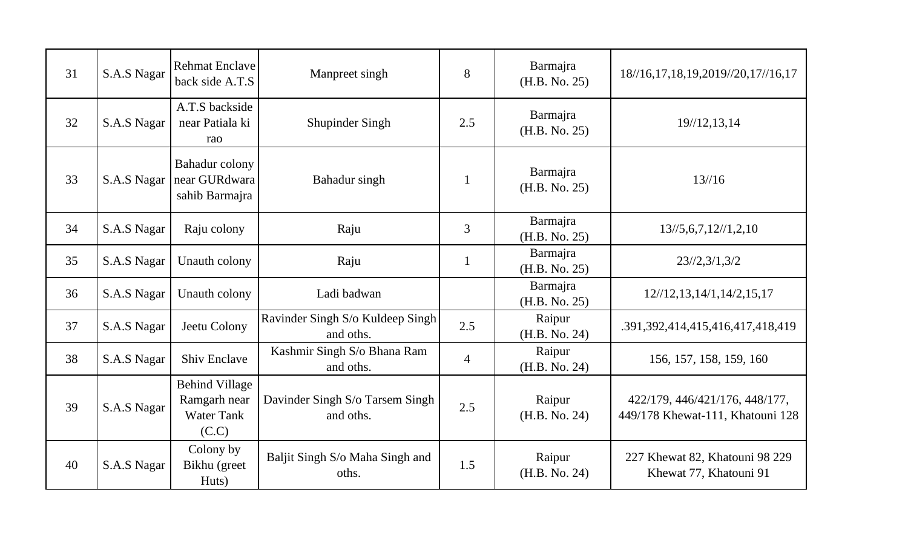| 31 | S.A.S Nagar | Rehmat Enclave back side A.T.S | Manpreet singh | 8 | Barmajra (H.B. No. 25) | 18//16,17,18,19,2019//20,17//16,17 |
|---|---|---|---|---|---|---|
| 32 | S.A.S Nagar | A.T.S backside near Patiala ki rao | Shupinder Singh | 2.5 | Barmajra (H.B. No. 25) | 19//12,13,14 |
| 33 | S.A.S Nagar | Bahadur colony near GURdwara sahib Barmajra | Bahadur singh | 1 | Barmajra (H.B. No. 25) | 13//16 |
| 34 | S.A.S Nagar | Raju colony | Raju | 3 | Barmajra (H.B. No. 25) | 13//5,6,7,12//1,2,10 |
| 35 | S.A.S Nagar | Unauth colony | Raju | 1 | Barmajra (H.B. No. 25) | 23//2,3/1,3/2 |
| 36 | S.A.S Nagar | Unauth colony | Ladi badwan | | Barmajra (H.B. No. 25) | 12//12,13,14/1,14/2,15,17 |
| 37 | S.A.S Nagar | Jeetu Colony | Ravinder Singh S/o Kuldeep Singh and oths. | 2.5 | Raipur (H.B. No. 24) | .391,392,414,415,416,417,418,419 |
| 38 | S.A.S Nagar | Shiv Enclave | Kashmir Singh S/o Bhana Ram and oths. | 4 | Raipur (H.B. No. 24) | 156, 157, 158, 159, 160 |
| 39 | S.A.S Nagar | Behind Village Ramgarh near Water Tank (C.C) | Davinder Singh S/o Tarsem Singh and oths. | 2.5 | Raipur (H.B. No. 24) | 422/179, 446/421/176, 448/177, 449/178 Khewat-111, Khatouni 128 |
| 40 | S.A.S Nagar | Colony by Bikhu (greet Huts) | Baljit Singh S/o Maha Singh and oths. | 1.5 | Raipur (H.B. No. 24) | 227 Khewat 82, Khatouni 98 229 Khewat 77, Khatouni 91 |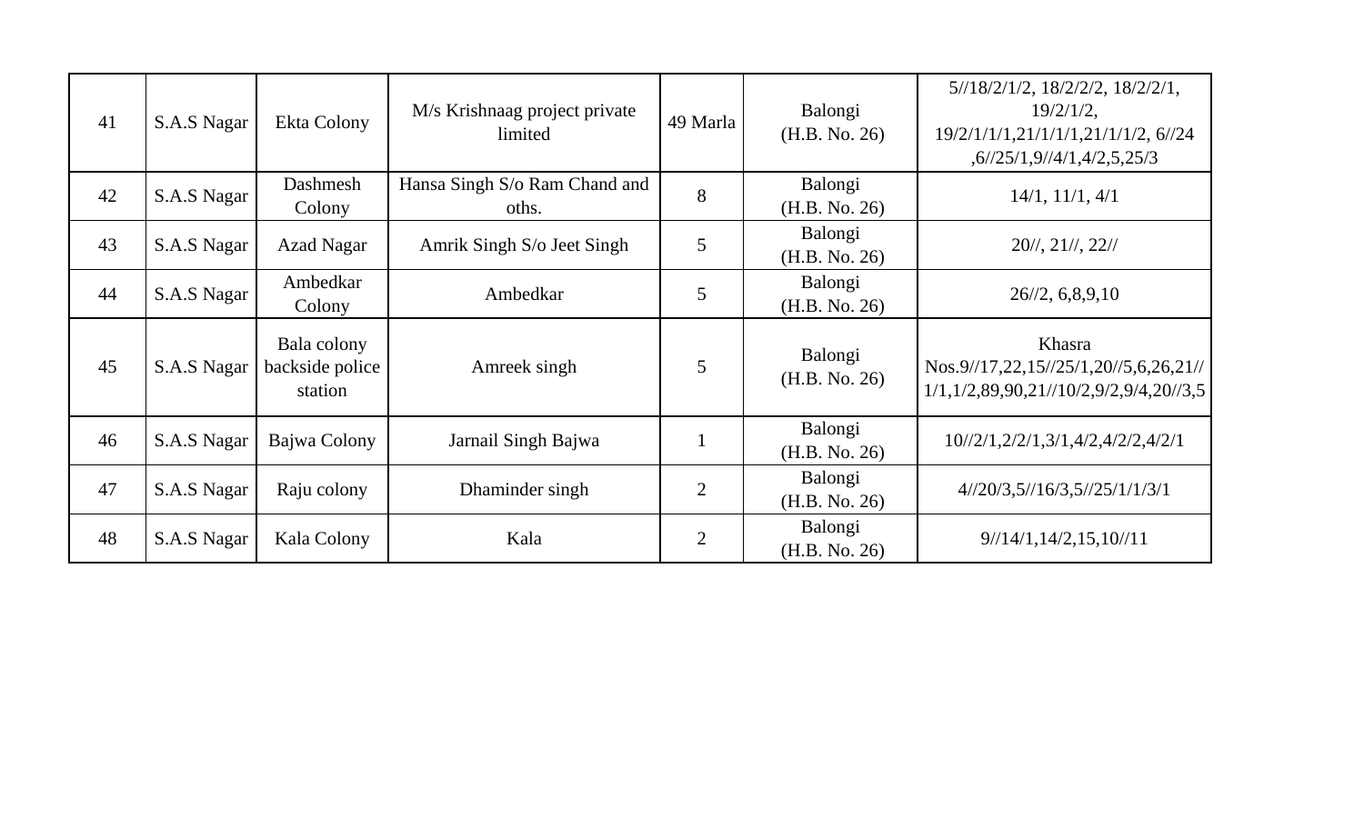| 41 | S.A.S Nagar | Ekta Colony | M/s Krishnaag project private limited | 49 Marla | Balongi (H.B. No. 26) | 5//18/2/1/2, 18/2/2/2, 18/2/2/1, 19/2/1/2, 19/2/1/1/1,21/1/1/1,21/1/1/1/2, 6//24 ,6//25/1,9//4/1,4/2,5,25/3 |
|---|---|---|---|---|---|---|
| 42 | S.A.S Nagar | Dashmesh Colony | Hansa Singh S/o Ram Chand and oths. | 8 | Balongi (H.B. No. 26) | 14/1, 11/1, 4/1 |
| 43 | S.A.S Nagar | Azad Nagar | Amrik Singh S/o Jeet Singh | 5 | Balongi (H.B. No. 26) | 20//, 21//, 22// |
| 44 | S.A.S Nagar | Ambedkar Colony | Ambedkar | 5 | Balongi (H.B. No. 26) | 26//2, 6,8,9,10 |
| 45 | S.A.S Nagar | Bala colony backside police station | Amreek singh | 5 | Balongi (H.B. No. 26) | Khasra Nos.9//17,22,15//25/1,20//5,6,26,21//1/1,1/2,89,90,21//10/2,9/2,9/4,20//3,5 |
| 46 | S.A.S Nagar | Bajwa Colony | Jarnail Singh Bajwa | 1 | Balongi (H.B. No. 26) | 10//2/1,2/2/1,3/1,4/2,4/2/2,4/2/1 |
| 47 | S.A.S Nagar | Raju colony | Dhaminder singh | 2 | Balongi (H.B. No. 26) | 4//20/3,5//16/3,5//25/1/1/3/1 |
| 48 | S.A.S Nagar | Kala Colony | Kala | 2 | Balongi (H.B. No. 26) | 9//14/1,14/2,15,10//11 |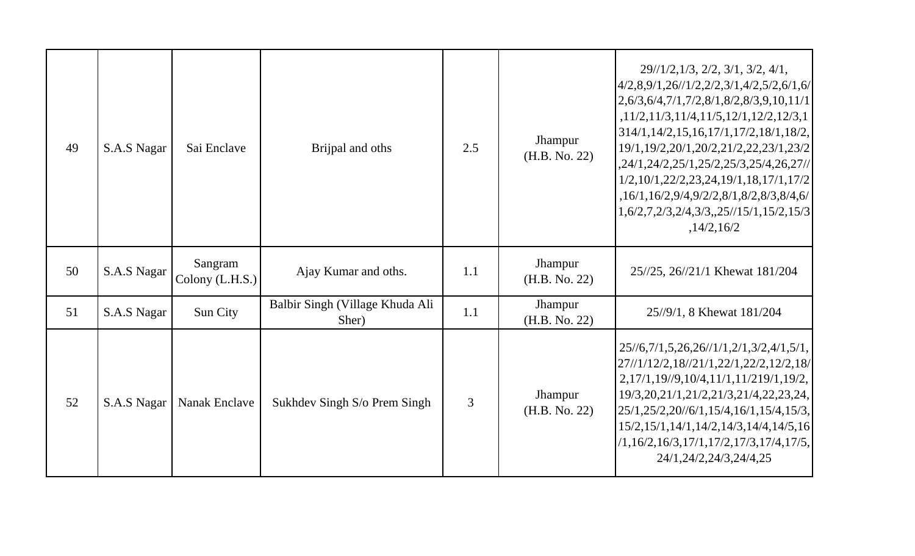| 49 | S.A.S Nagar | Sai Enclave | Brijpal and oths | 2.5 | Jhampur (H.B. No. 22) | 29//1/2,1/3, 2/2, 3/1, 3/2, 4/1, 4/2,8,9/1,26//1/2,2/2,3/1,4/2,5/2,6/1,6/2,6/3,6/4,7/1,7/2,8/1,8/2,8/3,9,10,11/1,11/2,11/3,11/4,11/5,12/1,12/2,12/3,1314/1,14/2,15,16,17/1,17/2,18/1,18/2,19/1,19/2,20/1,20/2,21/2,22,23/1,23/2,24/1,24/2,25/1,25/2,25/3,25/4,26,27//1/2,10/1,22/2,23,24,19/1,18,17/1,17/2,16/1,16/2,9/4,9/2/2,8/1,8/2,8/3,8/4,6/1,6/2,7,2/3,2/4,3/3,,25//15/1,15/2,15/3,14/2,16/2 |
|---|---|---|---|---|---|---|
| 50 | S.A.S Nagar | Sangram Colony (L.H.S.) | Ajay Kumar and oths. | 1.1 | Jhampur (H.B. No. 22) | 25//25, 26//21/1 Khewat 181/204 |
| 51 | S.A.S Nagar | Sun City | Balbir Singh (Village Khuda Ali Sher) | 1.1 | Jhampur (H.B. No. 22) | 25//9/1, 8 Khewat 181/204 |
| 52 | S.A.S Nagar | Nanak Enclave | Sukhdev Singh S/o Prem Singh | 3 | Jhampur (H.B. No. 22) | 25//6,7/1,5,26,26//1/1,2/1,3/2,4/1,5/1,27//1/12/2,18//21/1,22/1,22/2,12/2,18/2,17/1,19//9,10/4,11/1,11/219/1,19/2,19/3,20,21/1,21/2,21/3,21/4,22,23,24,25/1,25/2,20//6/1,15/4,16/1,15/4,15/3,15/2,15/1,14/1,14/2,14/3,14/4,14/5,16/1,16/2,16/3,17/1,17/2,17/3,17/4,17/5,24/1,24/2,24/3,24/4,25 |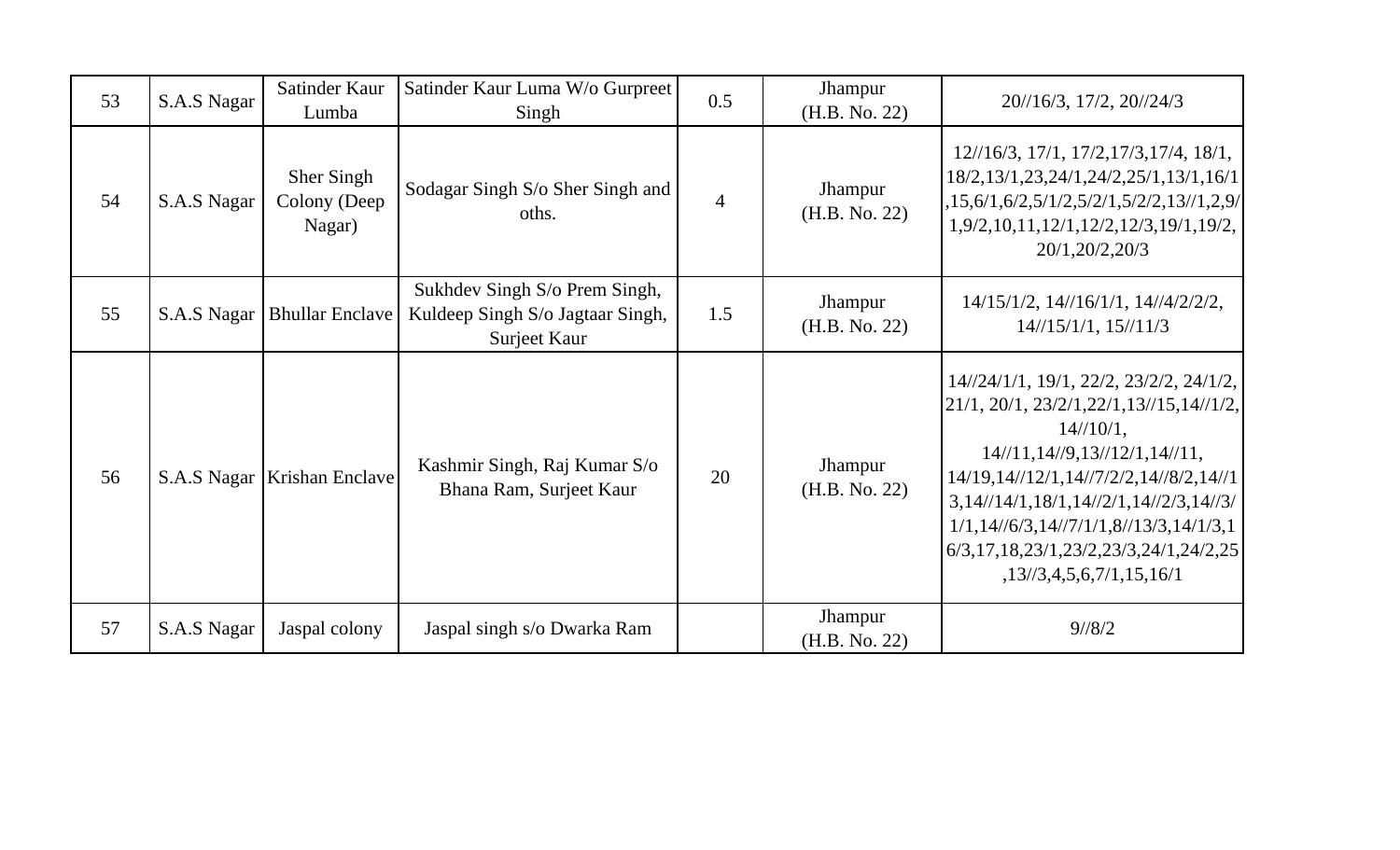| 53 | S.A.S Nagar | Satinder Kaur Lumba | Satinder Kaur Luma W/o Gurpreet Singh | 0.5 | Jhampur (H.B. No. 22) | 20//16/3, 17/2, 20//24/3 |
|---|---|---|---|---|---|---|
| 54 | S.A.S Nagar | Sher Singh Colony (Deep Nagar) | Sodagar Singh S/o Sher Singh and oths. | 4 | Jhampur (H.B. No. 22) | 12//16/3, 17/1, 17/2,17/3,17/4, 18/1, 18/2,13/1,23,24/1,24/2,25/1,13/1,16/1,15,6/1,6/2,5/1/2,5/2/1,5/2/2,13//1,2,9/1,9/2,10,11,12/1,12/2,12/3,19/1,19/2, 20/1,20/2,20/3 |
| 55 | S.A.S Nagar | Bhullar Enclave | Sukhdev Singh S/o Prem Singh, Kuldeep Singh S/o Jagtaar Singh, Surjeet Kaur | 1.5 | Jhampur (H.B. No. 22) | 14/15/1/2, 14//16/1/1, 14//4/2/2/2, 14//15/1/1, 15//11/3 |
| 56 | S.A.S Nagar | Krishan Enclave | Kashmir Singh, Raj Kumar S/o Bhana Ram, Surjeet Kaur | 20 | Jhampur (H.B. No. 22) | 14//24/1/1, 19/1, 22/2, 23/2/2, 24/1/2, 21/1, 20/1, 23/2/1,22/1,13//15,14//1/2, 14//10/1, 14//11,14//9,13//12/1,14//11, 14/19,14//12/1,14//7/2/2,14//8/2,14//13,14//14/1,18/1,14//2/1,14//2/3,14//3/1/1,14//6/3,14//7/1/1,8//13/3,14/1/3,16/3,17,18,23/1,23/2,23/3,24/1,24/2,25,13//3,4,5,6,7/1,15,16/1 |
| 57 | S.A.S Nagar | Jaspal colony | Jaspal singh s/o Dwarka Ram | | Jhampur (H.B. No. 22) | 9//8/2 |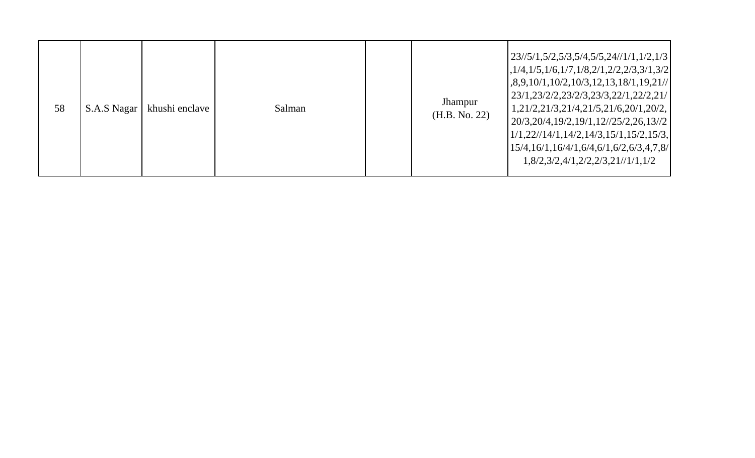| | | | | | | |
|---|---|---|---|---|---|---|
| 58 | S.A.S Nagar | khushi enclave | Salman | | Jhampur (H.B. No. 22) | 23//5/1,5/2,5/3,5/4,5/5,24//1/1,1/2,1/3,1/4,1/5,1/6,1/7,1/8,2/1,2/2,2/3,3/1,3/2,8,9,10/1,10/2,10/3,12,13,18/1,19,21//23/1,23/2/2,23/2/3,23/3,22/1,22/2,21/1,21/2,21/3,21/4,21/5,21/6,20/1,20/2,20/3,20/4,19/2,19/1,12//25/2,26,13//21/1,22//14/1,14/2,14/3,15/1,15/2,15/3,15/4,16/1,16/4/1,6/4,6/1,6/2,6/3,4,7,8/1,8/2,3/2,4/1,2/2,2/3,21//1/1,1/2 |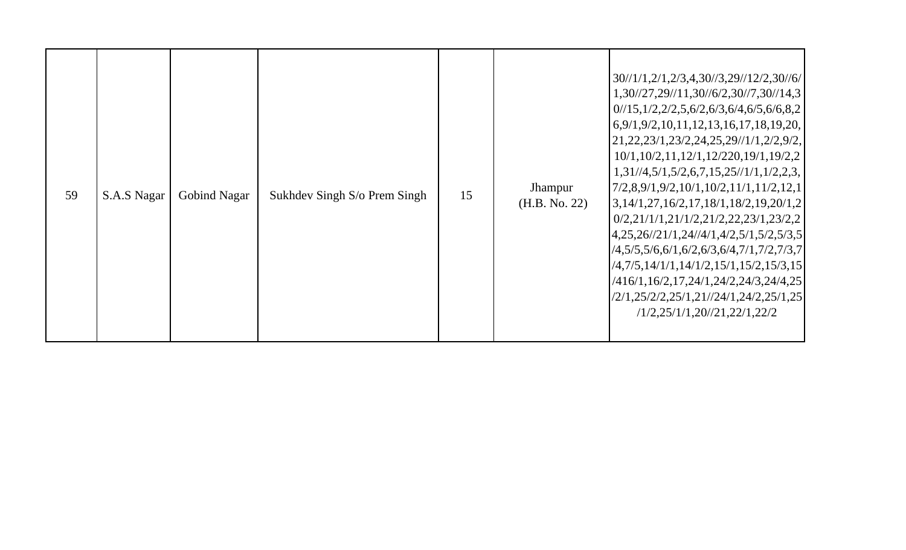| 59 | S.A.S Nagar | Gobind Nagar | Sukhdev Singh S/o Prem Singh | 15 | Jhampur (H.B. No. 22) | 30//1/1,2/1,2/3,4,30//3,29//12/2,30//6/1,30//27,29//11,30//6/2,30//7,30//14,30//15,1/2,2/2,5,6/2,6/3,6/4,6/5,6/6,8,26,9/1,9/2,10,11,12,13,16,17,18,19,20,21,22,23/1,23/2,24,25,29//1/1,2/2,9/2,10/1,10/2,11,12/1,12/220,19/1,19/2,21,31//4,5/1,5/2,6,7,15,25//1/1,1/2,2,3,7/2,8,9/1,9/2,10/1,10/2,11/1,11/2,12,13,14/1,27,16/2,17,18/1,18/2,19,20/1,20/2,21/1/1,21/1/2,21/2,22,23/1,23/2,24,25,26//21/1,24//4/1,4/2,5/1,5/2,5/3,5/4,5/5,5/6,6/1,6/2,6/3,6/4,7/1,7/2,7/3,7/4,7/5,14/1/1,14/1/2,15/1,15/2,15/3,15/416/1,16/2,17,24/1,24/2,24/3,24/4,25/2/1,25/2/2,25/1,21//24/1,24/2,25/1,25/1/2,25/1/1,20//21,22/1,22/2 |
|---|---|---|---|---|---|---|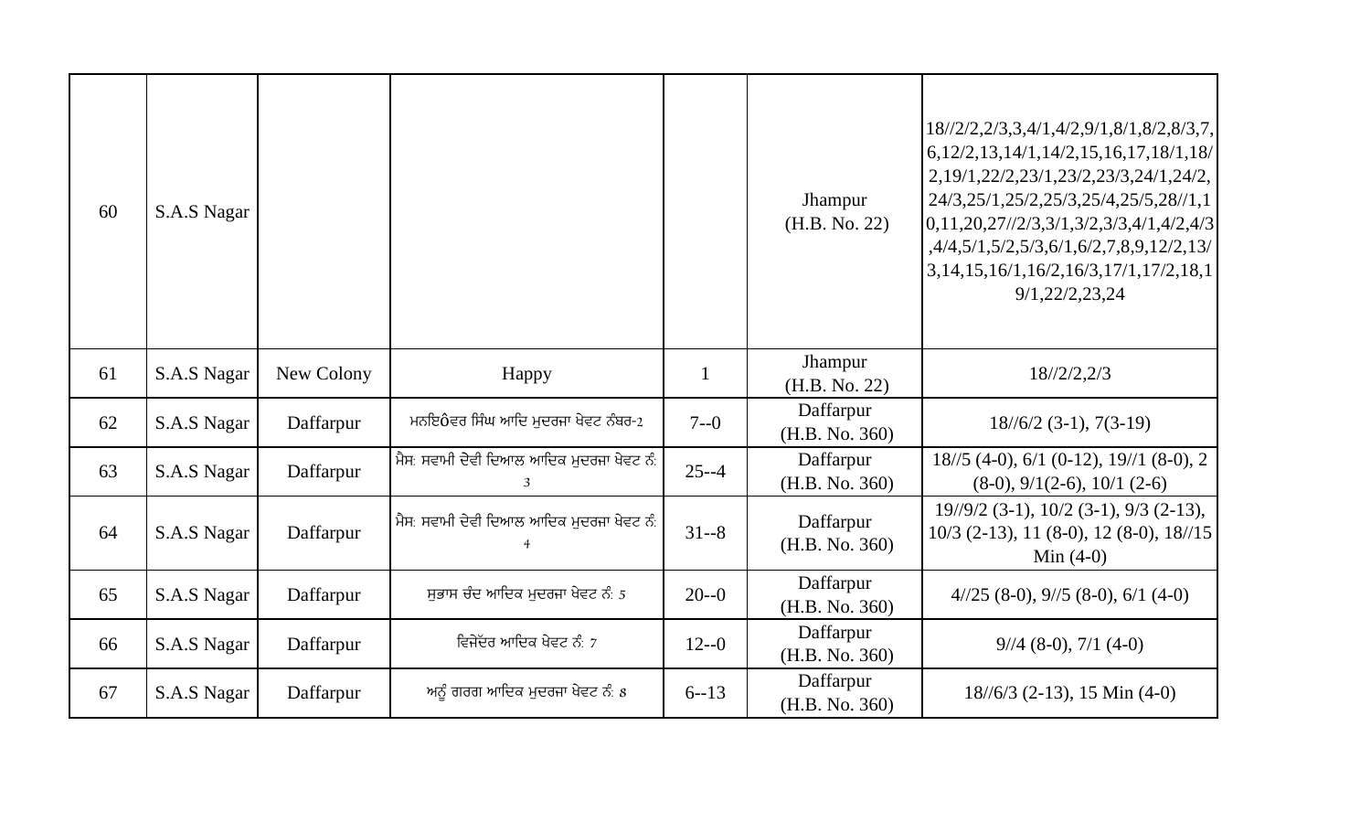| 60 | S.A.S Nagar | | | | Jhampur (H.B. No. 22) | 18//2/2,2/3,3,4/1,4/2,9/1,8/1,8/2,8/3,7,6,12/2,13,14/1,14/2,15,16,17,18/1,18/2,19/1,22/2,23/1,23/2,23/3,24/1,24/2,24/3,25/1,25/2,25/3,25/4,25/5,28//1,10,11,20,27//2/3,3/1,3/2,3/3,4/1,4/2,4/3,4/4,5/1,5/2,5/3,6/1,6/2,7,8,9,12/2,13/3,14,15,16/1,16/2,16/3,17/1,17/2,18,19/1,22/2,23,24 |
|---|---|---|---|---|---|---|
| 61 | S.A.S Nagar | New Colony | Happy | 1 | Jhampur (H.B. No. 22) | 18//2/2,2/3 |
| 62 | S.A.S Nagar | Daffarpur | ਮਨਇਓਵਰ ਸਿੰਘ ਆਦਿ ਮੁਦਰਜਾ ਖੇਵਟ ਨੰਬਰ-2 | 7--0 | Daffarpur (H.B. No. 360) | 18//6/2 (3-1), 7(3-19) |
| 63 | S.A.S Nagar | Daffarpur | ਮੈਸ: ਸਵਾਮੀ ਦੇਵੀ ਦਿਆਲ ਆਦਿਕ ਮੁਦਰਜਾ ਖੇਵਟ ਨੰ: 3 | 25--4 | Daffarpur (H.B. No. 360) | 18//5 (4-0), 6/1 (0-12), 19//1 (8-0), 2 (8-0), 9/1(2-6), 10/1 (2-6) |
| 64 | S.A.S Nagar | Daffarpur | ਮੈਸ: ਸਵਾਮੀ ਦੇਵੀ ਦਿਆਲ ਆਦਿਕ ਮੁਦਰਜਾ ਖੇਵਟ ਨੰ: 4 | 31--8 | Daffarpur (H.B. No. 360) | 19//9/2 (3-1), 10/2 (3-1), 9/3 (2-13), 10/3 (2-13), 11 (8-0), 12 (8-0), 18//15 Min (4-0) |
| 65 | S.A.S Nagar | Daffarpur | ਸੁਭਾਸ ਚੰਦ ਆਦਿਕ ਮੁਦਰਜਾ ਖੇਵਟ ਨੰ: 5 | 20--0 | Daffarpur (H.B. No. 360) | 4//25 (8-0), 9//5 (8-0), 6/1 (4-0) |
| 66 | S.A.S Nagar | Daffarpur | ਵਿਜੇਂਦਰ ਆਦਿਕ ਖੇਵਟ ਨੰ: 7 | 12--0 | Daffarpur (H.B. No. 360) | 9//4 (8-0), 7/1 (4-0) |
| 67 | S.A.S Nagar | Daffarpur | ਅਨੂੰ ਗਰਗ ਆਦਿਕ ਮੁਦਰਜਾ ਖੇਵਟ ਨੰ: 8 | 6--13 | Daffarpur (H.B. No. 360) | 18//6/3 (2-13), 15 Min (4-0) |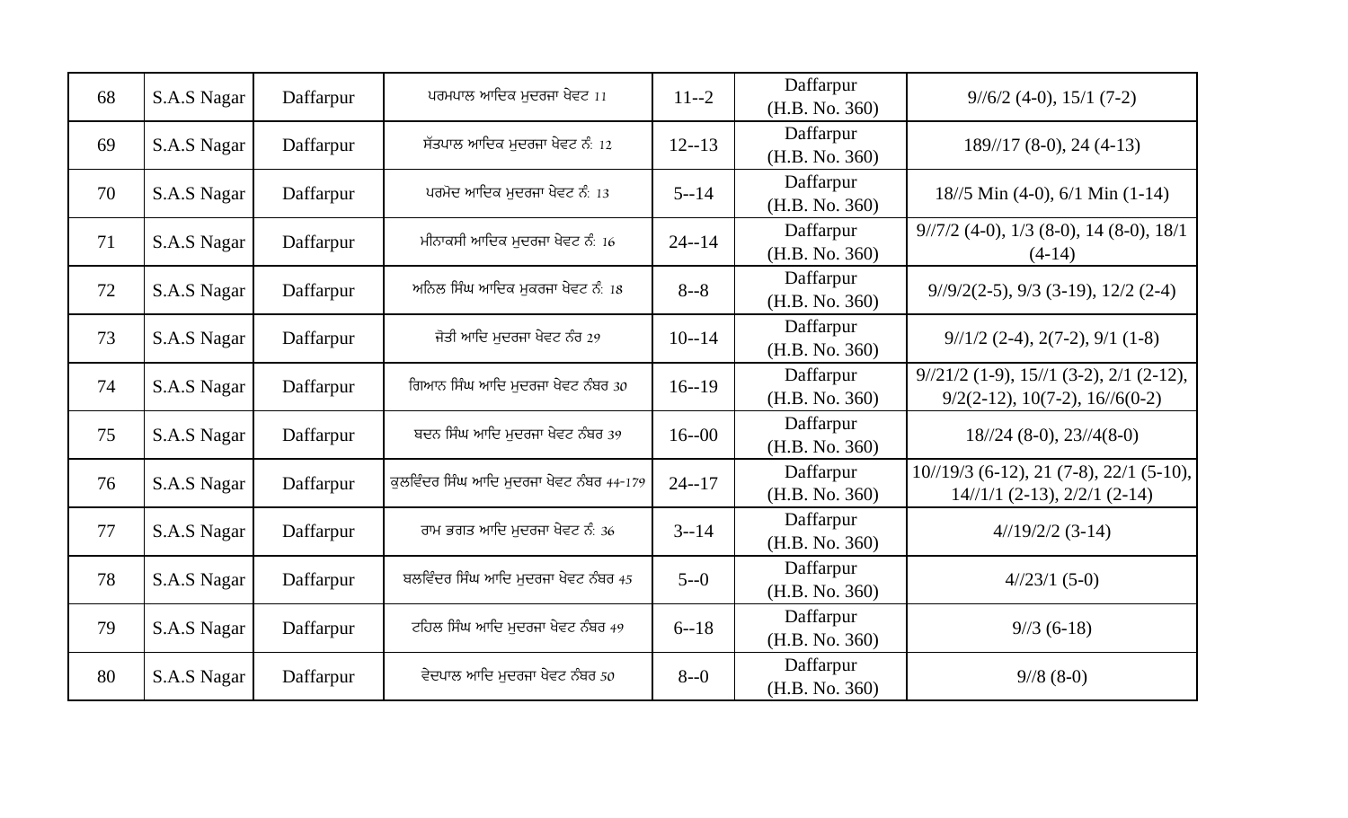| 68 | S.A.S Nagar | Daffarpur | ਪਰਮਪਾਲ ਆਦਿਕ ਮੁਦਰਜਾ ਖੇਵਟ 11 | 11--2 | Daffarpur (H.B. No. 360) | 9//6/2 (4-0), 15/1 (7-2) |
|---|---|---|---|---|---|---|
| 69 | S.A.S Nagar | Daffarpur | ਸੱਤਪਾਲ ਆਦਿਕ ਮੁਦਰਜਾ ਖੇਵਟ ਨੰ: 12 | 12--13 | Daffarpur (H.B. No. 360) | 189//17 (8-0), 24 (4-13) |
| 70 | S.A.S Nagar | Daffarpur | ਪਰਮੋਦ ਆਦਿਕ ਮੁਦਰਜਾ ਖੇਵਟ ਨੰ: 13 | 5--14 | Daffarpur (H.B. No. 360) | 18//5 Min (4-0), 6/1 Min (1-14) |
| 71 | S.A.S Nagar | Daffarpur | ਮੀਨਾਕਸੀ ਆਦਿਕ ਮੁਦਰਜਾ ਖੇਵਟ ਨੰ: 16 | 24--14 | Daffarpur (H.B. No. 360) | 9//7/2 (4-0), 1/3 (8-0), 14 (8-0), 18/1 (4-14) |
| 72 | S.A.S Nagar | Daffarpur | ਅਨਿਲ ਸਿੰਘ ਆਦਿਕ ਮੁਕਰਜਾ ਖੇਵਟ ਨੰ: 18 | 8--8 | Daffarpur (H.B. No. 360) | 9//9/2(2-5), 9/3 (3-19), 12/2 (2-4) |
| 73 | S.A.S Nagar | Daffarpur | ਜੋਤੀ ਆਦਿ ਮੁਦਰਜਾ ਖੇਵਟ ਨੰਰ 29 | 10--14 | Daffarpur (H.B. No. 360) | 9//1/2 (2-4), 2(7-2), 9/1 (1-8) |
| 74 | S.A.S Nagar | Daffarpur | ਗਿਆਨ ਸਿੰਘ ਆਦਿ ਮੁਦਰਜਾ ਖੇਵਟ ਨੰਬਰ 30 | 16--19 | Daffarpur (H.B. No. 360) | 9//21/2 (1-9), 15//1 (3-2), 2/1 (2-12), 9/2(2-12), 10(7-2), 16//6(0-2) |
| 75 | S.A.S Nagar | Daffarpur | ਬਦਨ ਸਿੰਘ ਆਦਿ ਮੁਦਰਜਾ ਖੇਵਟ ਨੰਬਰ 39 | 16--00 | Daffarpur (H.B. No. 360) | 18//24 (8-0), 23//4(8-0) |
| 76 | S.A.S Nagar | Daffarpur | ਕੁਲਵਿੰਦਰ ਸਿੰਘ ਆਦਿ ਮੁਦਰਜਾ ਖੇਵਟ ਨੰਬਰ 44-179 | 24--17 | Daffarpur (H.B. No. 360) | 10//19/3 (6-12), 21 (7-8), 22/1 (5-10), 14//1/1 (2-13), 2/2/1 (2-14) |
| 77 | S.A.S Nagar | Daffarpur | ਰਾਮ ਭਗਤ ਆਦਿ ਮੁਦਰਜਾ ਖੇਵਟ ਨੰ: 36 | 3--14 | Daffarpur (H.B. No. 360) | 4//19/2/2 (3-14) |
| 78 | S.A.S Nagar | Daffarpur | ਬਲਵਿੰਦਰ ਸਿੰਘ ਆਦਿ ਮੁਦਰਜਾ ਖੇਵਟ ਨੰਬਰ 45 | 5--0 | Daffarpur (H.B. No. 360) | 4//23/1 (5-0) |
| 79 | S.A.S Nagar | Daffarpur | ਟਹਿਲ ਸਿੰਘ ਆਦਿ ਮੁਦਰਜਾ ਖੇਵਟ ਨੰਬਰ 49 | 6--18 | Daffarpur (H.B. No. 360) | 9//3 (6-18) |
| 80 | S.A.S Nagar | Daffarpur | ਵੇਦਪਾਲ ਆਦਿ ਮੁਦਰਜਾ ਖੇਵਟ ਨੰਬਰ 50 | 8--0 | Daffarpur (H.B. No. 360) | 9//8 (8-0) |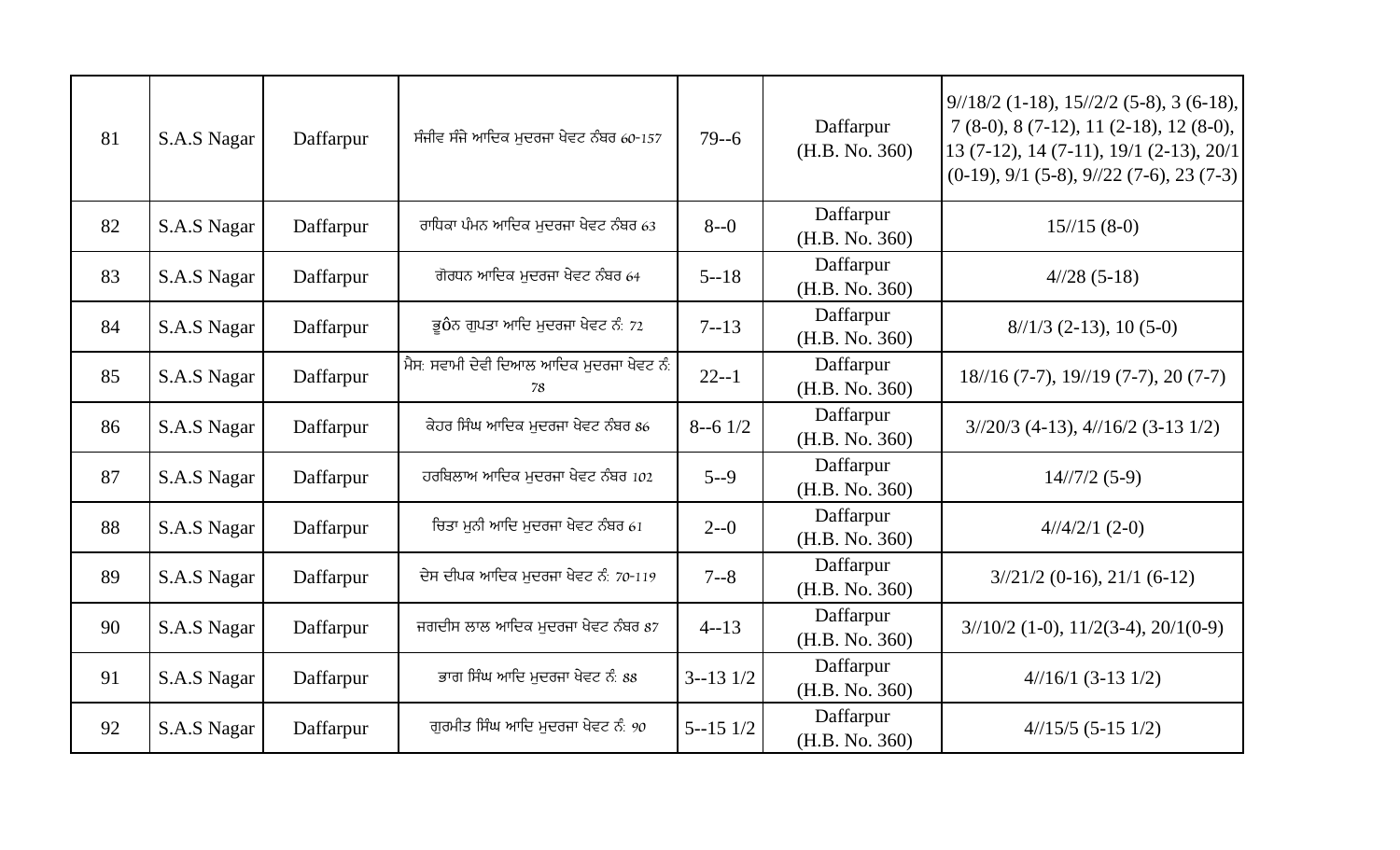| 81 | S.A.S Nagar | Daffarpur | ਸੰਜੀਵ ਸੰਜੇ ਆਦਿਕ ਮੁਦਰਜਾ ਖੇਵਟ ਨੰਬਰ 60-157 | 79--6 | Daffarpur (H.B. No. 360) | 9//18/2 (1-18), 15//2/2 (5-8), 3 (6-18), 7 (8-0), 8 (7-12), 11 (2-18), 12 (8-0), 13 (7-12), 14 (7-11), 19/1 (2-13), 20/1 (0-19), 9/1 (5-8), 9//22 (7-6), 23 (7-3) |
|---|---|---|---|---|---|---|
| 82 | S.A.S Nagar | Daffarpur | ਰਾਧਿਕਾ ਪੰਮਨ ਆਦਿਕ ਮੁਦਰਜਾ ਖੇਵਟ ਨੰਬਰ 63 | 8--0 | Daffarpur (H.B. No. 360) | 15//15 (8-0) |
| 83 | S.A.S Nagar | Daffarpur | ਗੋਰਧਨ ਆਦਿਕ ਮੁਦਰਜਾ ਖੇਵਟ ਨੰਬਰ 64 | 5--18 | Daffarpur (H.B. No. 360) | 4//28 (5-18) |
| 84 | S.A.S Nagar | Daffarpur | ਭੂਸ਼ਨ ਗੁਪਤਾ ਆਦਿ ਮੁਦਰਜਾ ਖੇਵਟ ਨੰ: 72 | 7--13 | Daffarpur (H.B. No. 360) | 8//1/3 (2-13), 10 (5-0) |
| 85 | S.A.S Nagar | Daffarpur | ਮੈਸ: ਸਵਾਮੀ ਦੇਵੀ ਦਿਆਲ ਆਦਿਕ ਮੁਦਰਜਾ ਖੇਵਟ ਨੰ: 78 | 22--1 | Daffarpur (H.B. No. 360) | 18//16 (7-7), 19//19 (7-7), 20 (7-7) |
| 86 | S.A.S Nagar | Daffarpur | ਕੇਹਰ ਸਿੰਘ ਆਦਿਕ ਮੁਦਰਜਾ ਖੇਵਟ ਨੰਬਰ 86 | 8--6 1/2 | Daffarpur (H.B. No. 360) | 3//20/3 (4-13), 4//16/2 (3-13 1/2) |
| 87 | S.A.S Nagar | Daffarpur | ਹਰਬਿਲਾਅ ਆਦਿਕ ਮੁਦਰਜਾ ਖੇਵਟ ਨੰਬਰ 102 | 5--9 | Daffarpur (H.B. No. 360) | 14//7/2 (5-9) |
| 88 | S.A.S Nagar | Daffarpur | ਚਿਤਾ ਮੁਨੀ ਆਦਿ ਮੁਦਰਜਾ ਖੇਵਟ ਨੰਬਰ 61 | 2--0 | Daffarpur (H.B. No. 360) | 4//4/2/1 (2-0) |
| 89 | S.A.S Nagar | Daffarpur | ਦੇਸ ਦੀਪਕ ਆਦਿਕ ਮੁਦਰਜਾ ਖੇਵਟ ਨੰ: 70-119 | 7--8 | Daffarpur (H.B. No. 360) | 3//21/2 (0-16), 21/1 (6-12) |
| 90 | S.A.S Nagar | Daffarpur | ਜਗਦੀਸ ਲਾਲ ਆਦਿਕ ਮੁਦਰਜਾ ਖੇਵਟ ਨੰਬਰ 87 | 4--13 | Daffarpur (H.B. No. 360) | 3//10/2 (1-0), 11/2(3-4), 20/1(0-9) |
| 91 | S.A.S Nagar | Daffarpur | ਭਾਗ ਸਿੰਘ ਆਦਿ ਮੁਦਰਜਾ ਖੇਵਟ ਨੰ: 88 | 3--13 1/2 | Daffarpur (H.B. No. 360) | 4//16/1 (3-13 1/2) |
| 92 | S.A.S Nagar | Daffarpur | ਗੁਰਮੀਤ ਸਿੰਘ ਆਦਿ ਮੁਦਰਜਾ ਖੇਵਟ ਨੰ: 90 | 5--15 1/2 | Daffarpur (H.B. No. 360) | 4//15/5 (5-15 1/2) |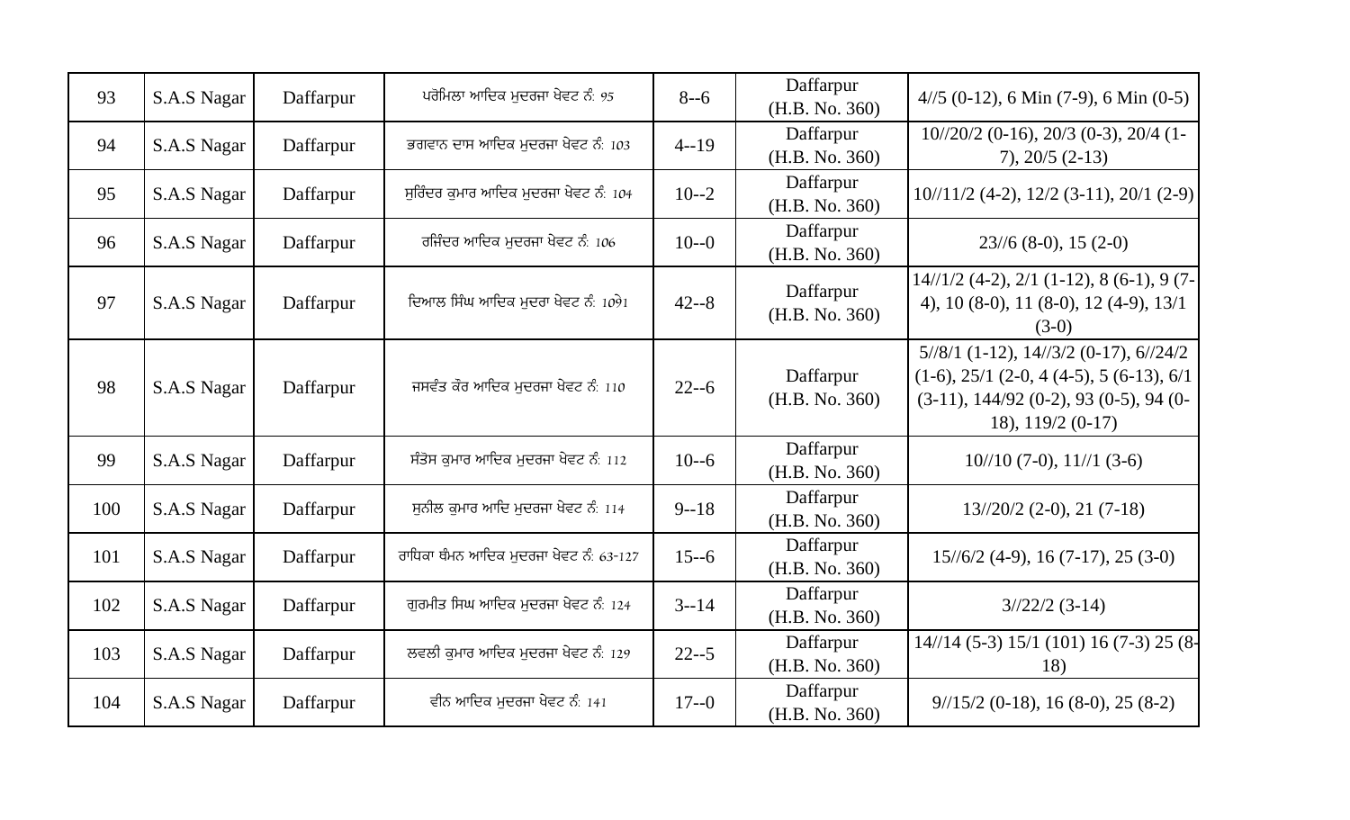| 93 | S.A.S Nagar | Daffarpur | ਪਰੋਮਿਲਾ ਆਦਿਕ ਮੁਦਰਜਾ ਖੇਵਟ ਨੰ: 95 | 8--6 | Daffarpur (H.B. No. 360) | 4//5 (0-12), 6 Min (7-9), 6 Min (0-5) |
|---|---|---|---|---|---|---|
| 94 | S.A.S Nagar | Daffarpur | ਭਗਵਾਨ ਦਾਸ ਆਦਿਕ ਮੁਦਰਜਾ ਖੇਵਟ ਨੰ: 103 | 4--19 | Daffarpur (H.B. No. 360) | 10//20/2 (0-16), 20/3 (0-3), 20/4 (1-7), 20/5 (2-13) |
| 95 | S.A.S Nagar | Daffarpur | ਸੁਰਿੰਦਰ ਕੁਮਾਰ ਆਦਿਕ ਮੁਦਰਜਾ ਖੇਵਟ ਨੰ: 104 | 10--2 | Daffarpur (H.B. No. 360) | 10//11/2 (4-2), 12/2 (3-11), 20/1 (2-9) |
| 96 | S.A.S Nagar | Daffarpur | ਰਜਿੰਦਰ ਆਦਿਕ ਮੁਦਰਜਾ ਖੇਵਟ ਨੰ: 106 | 10--0 | Daffarpur (H.B. No. 360) | 23//6 (8-0), 15 (2-0) |
| 97 | S.A.S Nagar | Daffarpur | ਦਿਆਲ ਸਿੰਘ ਆਦਿਕ ਮੁਦਰਾ ਖੇਵਟ ਨੰ: 10੭1 | 42--8 | Daffarpur (H.B. No. 360) | 14//1/2 (4-2), 2/1 (1-12), 8 (6-1), 9 (7-4), 10 (8-0), 11 (8-0), 12 (4-9), 13/1 (3-0) |
| 98 | S.A.S Nagar | Daffarpur | ਜਸਵੰਤ ਕੌਰ ਆਦਿਕ ਮੁਦਰਜਾ ਖੇਵਟ ਨੰ: 110 | 22--6 | Daffarpur (H.B. No. 360) | 5//8/1 (1-12), 14//3/2 (0-17), 6//24/2 (1-6), 25/1 (2-0, 4 (4-5), 5 (6-13), 6/1 (3-11), 144/92 (0-2), 93 (0-5), 94 (0-18), 119/2 (0-17) |
| 99 | S.A.S Nagar | Daffarpur | ਸੰਤੋਸ ਕੁਮਾਰ ਆਦਿਕ ਮੁਦਰਜਾ ਖੇਵਟ ਨੰ: 112 | 10--6 | Daffarpur (H.B. No. 360) | 10//10 (7-0), 11//1 (3-6) |
| 100 | S.A.S Nagar | Daffarpur | ਸੁਨੀਲ ਕੁਮਾਰ ਆਦਿ ਮੁਦਰਜਾ ਖੇਵਟ ਨੰ: 114 | 9--18 | Daffarpur (H.B. No. 360) | 13//20/2 (2-0), 21 (7-18) |
| 101 | S.A.S Nagar | Daffarpur | ਰਾਧਿਕਾ ਥੰਮਨ ਆਦਿਕ ਮੁਦਰਜਾ ਖੇਵਟ ਨੰ: 63-127 | 15--6 | Daffarpur (H.B. No. 360) | 15//6/2 (4-9), 16 (7-17), 25 (3-0) |
| 102 | S.A.S Nagar | Daffarpur | ਗੁਰਮੀਤ ਸਿਘ ਆਦਿਕ ਮੁਦਰਜਾ ਖੇਵਟ ਨੰ: 124 | 3--14 | Daffarpur (H.B. No. 360) | 3//22/2 (3-14) |
| 103 | S.A.S Nagar | Daffarpur | ਲਵਲੀ ਕੁਮਾਰ ਆਦਿਕ ਮੁਦਰਜਾ ਖੇਵਟ ਨੰ: 129 | 22--5 | Daffarpur (H.B. No. 360) | 14//14 (5-3) 15/1 (101) 16 (7-3) 25 (8-18) |
| 104 | S.A.S Nagar | Daffarpur | ਵੀਨ ਆਦਿਕ ਮੁਦਰਜਾ ਖੇਵਟ ਨੰ: 141 | 17--0 | Daffarpur (H.B. No. 360) | 9//15/2 (0-18), 16 (8-0), 25 (8-2) |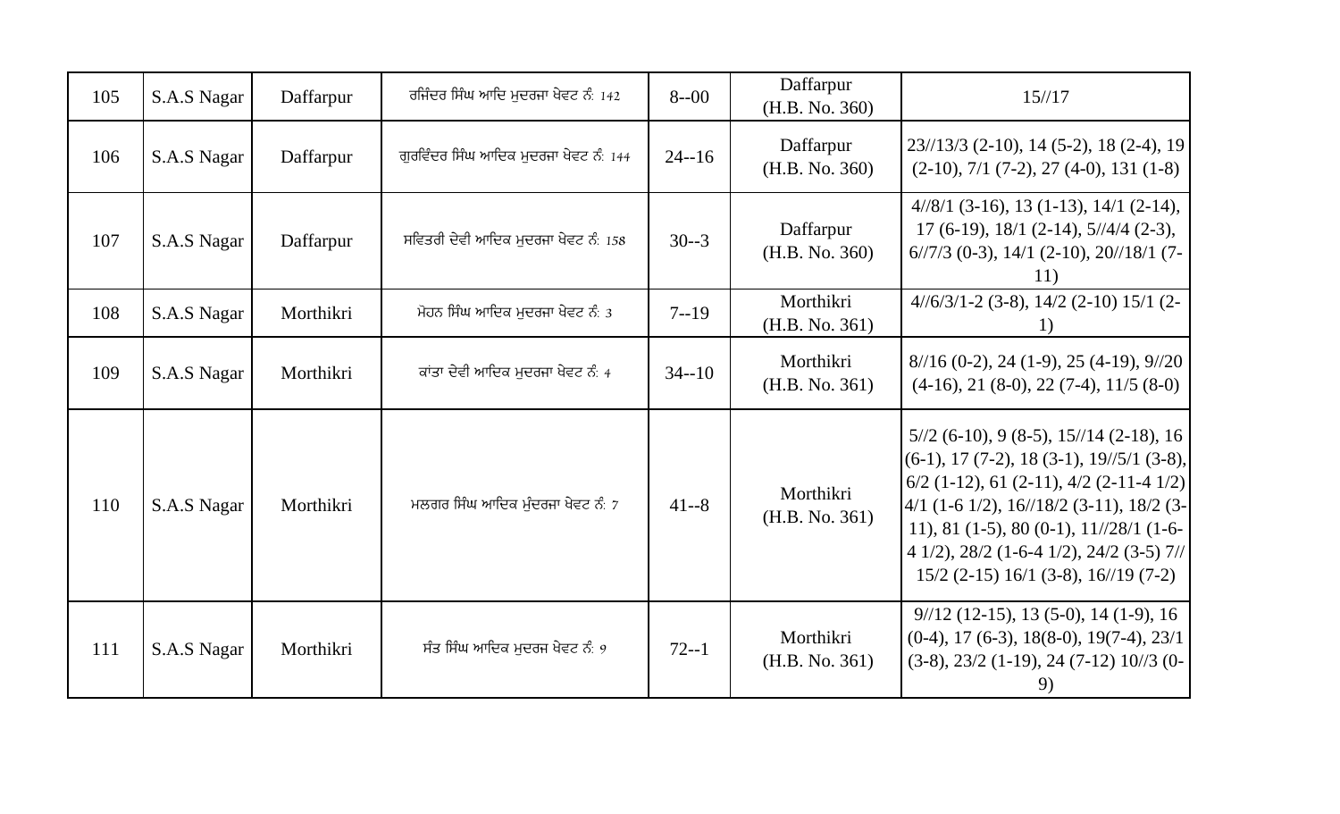| 105 | S.A.S Nagar | Daffarpur | ਰਜਿੰਦਰ ਸਿੰਘ ਆਦਿ ਮੁਦਰਜਾ ਖੇਵਟ ਨੰ: 142 | 8--00 | Daffarpur (H.B. No. 360) | 15//17 |
|---|---|---|---|---|---|---|
| 106 | S.A.S Nagar | Daffarpur | ਗੁਰਵਿੰਦਰ ਸਿੰਘ ਆਦਿਕ ਮੁਦਰਜਾ ਖੇਵਟ ਨੰ: 144 | 24--16 | Daffarpur (H.B. No. 360) | 23//13/3 (2-10), 14 (5-2), 18 (2-4), 19 (2-10), 7/1 (7-2), 27 (4-0), 131 (1-8) |
| 107 | S.A.S Nagar | Daffarpur | ਸਵਿਤਰੀ ਦੇਵੀ ਆਦਿਕ ਮੁਦਰਜਾ ਖੇਵਟ ਨੰ: 158 | 30--3 | Daffarpur (H.B. No. 360) | 4//8/1 (3-16), 13 (1-13), 14/1 (2-14), 17 (6-19), 18/1 (2-14), 5//4/4 (2-3), 6//7/3 (0-3), 14/1 (2-10), 20//18/1 (7-11) |
| 108 | S.A.S Nagar | Morthikri | ਮੋਹਨ ਸਿੰਘ ਆਦਿਕ ਮੁਦਰਜਾ ਖੇਵਟ ਨੰ: 3 | 7--19 | Morthikri (H.B. No. 361) | 4//6/3/1-2 (3-8), 14/2 (2-10) 15/1 (2-1) |
| 109 | S.A.S Nagar | Morthikri | ਕਾਂਤਾ ਦੇਵੀ ਆਦਿਕ ਮੁਦਰਜਾ ਖੇਵਟ ਨੰ: 4 | 34--10 | Morthikri (H.B. No. 361) | 8//16 (0-2), 24 (1-9), 25 (4-19), 9//20 (4-16), 21 (8-0), 22 (7-4), 11/5 (8-0) |
| 110 | S.A.S Nagar | Morthikri | ਮਲਗਰ ਸਿੰਘ ਆਦਿਕ ਮੁੰਦਰਜਾ ਖੇਵਟ ਨੰ: 7 | 41--8 | Morthikri (H.B. No. 361) | 5//2 (6-10), 9 (8-5), 15//14 (2-18), 16 (6-1), 17 (7-2), 18 (3-1), 19//5/1 (3-8), 6/2 (1-12), 61 (2-11), 4/2 (2-11-4 1/2) 4/1 (1-6 1/2), 16//18/2 (3-11), 18/2 (3-11), 81 (1-5), 80 (0-1), 11//28/1 (1-6-4 1/2), 28/2 (1-6-4 1/2), 24/2 (3-5) 7// 15/2 (2-15) 16/1 (3-8), 16//19 (7-2) |
| 111 | S.A.S Nagar | Morthikri | ਸੰਤ ਸਿੰਘ ਆਦਿਕ ਮੁਦਰਜ ਖੇਵਟ ਨੰ: 9 | 72--1 | Morthikri (H.B. No. 361) | 9//12 (12-15), 13 (5-0), 14 (1-9), 16 (0-4), 17 (6-3), 18(8-0), 19(7-4), 23/1 (3-8), 23/2 (1-19), 24 (7-12) 10//3 (0-9) |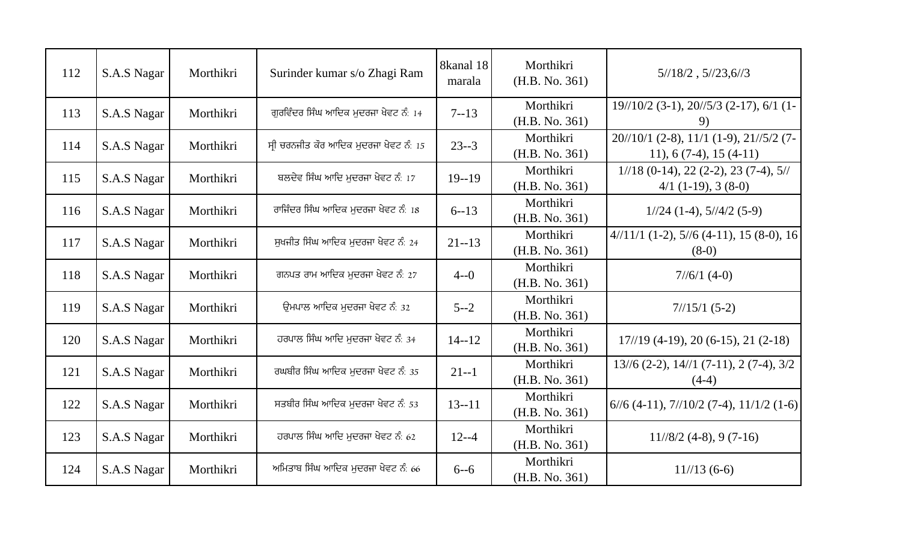| 112 | S.A.S Nagar | Morthikri | Surinder kumar s/o Zhagi Ram | 8kanal 18 marala | Morthikri (H.B. No. 361) | 5//18/2 , 5//23,6//3 |
|---|---|---|---|---|---|---|
| 113 | S.A.S Nagar | Morthikri | ਗੁਰਵਿੰਦਰ ਸਿੰਘ ਆਦਿਕ ਮੁਦਰਜਾ ਖੇਵਟ ਨੰ: 14 | 7--13 | Morthikri (H.B. No. 361) | 19//10/2 (3-1), 20//5/3 (2-17), 6/1 (1-9) |
| 114 | S.A.S Nagar | Morthikri | ਸ੍ਰੀ ਚਰਨਜੀਤ ਕੌਰ ਆਦਿਕ ਮੁਦਰਜਾ ਖੇਵਟ ਨੰ: 15 | 23--3 | Morthikri (H.B. No. 361) | 20//10/1 (2-8), 11/1 (1-9), 21//5/2 (7-11), 6 (7-4), 15 (4-11) |
| 115 | S.A.S Nagar | Morthikri | ਬਲਦੇਵ ਸਿੰਘ ਆਦਿ ਮੁਦਰਜਾ ਖੇਵਟ ਨੰ: 17 | 19--19 | Morthikri (H.B. No. 361) | 1//18 (0-14), 22 (2-2), 23 (7-4), 5// 4/1 (1-19), 3 (8-0) |
| 116 | S.A.S Nagar | Morthikri | ਰਜਿੰਦਰ ਸਿੰਘ ਆਦਿਕ ਮੁਦਰਜਾ ਖੇਵਟ ਨੰ: 18 | 6--13 | Morthikri (H.B. No. 361) | 1//24 (1-4), 5//4/2 (5-9) |
| 117 | S.A.S Nagar | Morthikri | ਸੁਖਜੀਤ ਸਿੰਘ ਆਦਿਕ ਮੁਦਰਜਾ ਖੇਵਟ ਨੰ: 24 | 21--13 | Morthikri (H.B. No. 361) | 4//11/1 (1-2), 5//6 (4-11), 15 (8-0), 16 (8-0) |
| 118 | S.A.S Nagar | Morthikri | ਗਨਪਤ ਰਾਮ ਆਦਿਕ ਮੁਦਰਜਾ ਖੇਵਟ ਨੰ: 27 | 4--0 | Morthikri (H.B. No. 361) | 7//6/1 (4-0) |
| 119 | S.A.S Nagar | Morthikri | ਉਮਪਾਲ ਆਦਿਕ ਮੁਦਰਜਾ ਖੇਵਟ ਨੰ: 32 | 5--2 | Morthikri (H.B. No. 361) | 7//15/1 (5-2) |
| 120 | S.A.S Nagar | Morthikri | ਹਰਪਾਲ ਸਿੰਘ ਆਦਿ ਮੁਦਰਜਾ ਖੇਵਟ ਨੰ: 34 | 14--12 | Morthikri (H.B. No. 361) | 17//19 (4-19), 20 (6-15), 21 (2-18) |
| 121 | S.A.S Nagar | Morthikri | ਰਘਬੀਰ ਸਿੰਘ ਆਦਿਕ ਮੁਦਰਜਾ ਖੇਵਟ ਨੰ: 35 | 21--1 | Morthikri (H.B. No. 361) | 13//6 (2-2), 14//1 (7-11), 2 (7-4), 3/2 (4-4) |
| 122 | S.A.S Nagar | Morthikri | ਸਤਬੀਰ ਸਿੰਘ ਆਦਿਕ ਮੁਦਰਜਾ ਖੇਵਟ ਨੰ: 53 | 13--11 | Morthikri (H.B. No. 361) | 6//6 (4-11), 7//10/2 (7-4), 11/1/2 (1-6) |
| 123 | S.A.S Nagar | Morthikri | ਹਰਪਾਲ ਸਿੰਘ ਆਦਿ ਮੁਦਰਜਾ ਖੇਵਟ ਨੰ: 62 | 12--4 | Morthikri (H.B. No. 361) | 11//8/2 (4-8), 9 (7-16) |
| 124 | S.A.S Nagar | Morthikri | ਅਮਿਤਾਭ ਸਿੰਘ ਆਦਿਕ ਮੁਦਰਜਾ ਖੇਵਟ ਨੰ: 66 | 6--6 | Morthikri (H.B. No. 361) | 11//13 (6-6) |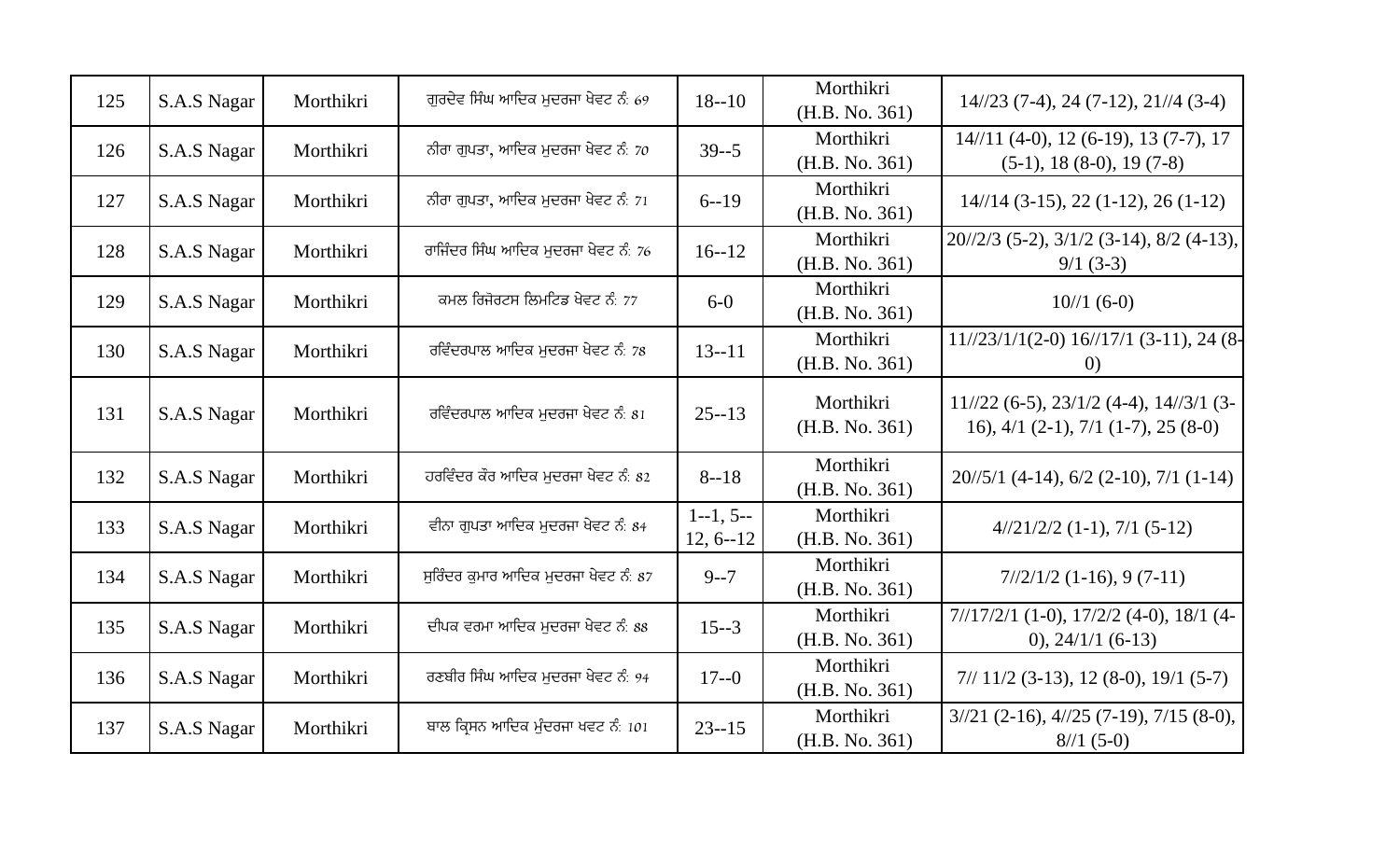| 125 | S.A.S Nagar | Morthikri | ਗੁਰਦੇਵ ਸਿੰਘ ਆਦਿਕ ਮੁਦਰਜਾ ਖੇਵਟ ਨੰ: 69 | 18--10 | Morthikri (H.B. No. 361) | 14//23 (7-4), 24 (7-12), 21//4 (3-4) |
|---|---|---|---|---|---|---|
| 126 | S.A.S Nagar | Morthikri | ਨੀਰਾ ਗੁਪਤਾ, ਆਦਿਕ ਮੁਦਰਜਾ ਖੇਵਟ ਨੰ: 70 | 39--5 | Morthikri (H.B. No. 361) | 14//11 (4-0), 12 (6-19), 13 (7-7), 17 (5-1), 18 (8-0), 19 (7-8) |
| 127 | S.A.S Nagar | Morthikri | ਨੀਰਾ ਗੁਪਤਾ, ਆਦਿਕ ਮੁਦਰਜਾ ਖੇਵਟ ਨੰ: 71 | 6--19 | Morthikri (H.B. No. 361) | 14//14 (3-15), 22 (1-12), 26 (1-12) |
| 128 | S.A.S Nagar | Morthikri | ਰਾਜਿੰਦਰ ਸਿੰਘ ਆਦਿਕ ਮੁਦਰਜਾ ਖੇਵਟ ਨੰ: 76 | 16--12 | Morthikri (H.B. No. 361) | 20//2/3 (5-2), 3/1/2 (3-14), 8/2 (4-13), 9/1 (3-3) |
| 129 | S.A.S Nagar | Morthikri | ਕਮਲ ਰਿਜ਼ੋਰਟਸ ਲਿਮਟਿਡ ਖੇਵਟ ਨੰ: 77 | 6-0 | Morthikri (H.B. No. 361) | 10//1 (6-0) |
| 130 | S.A.S Nagar | Morthikri | ਰਵਿੰਦਰਪਾਲ ਆਦਿਕ ਮੁਦਰਜਾ ਖੇਵਟ ਨੰ: 78 | 13--11 | Morthikri (H.B. No. 361) | 11//23/1/1(2-0) 16//17/1 (3-11), 24 (8-0) |
| 131 | S.A.S Nagar | Morthikri | ਰਵਿੰਦਰਪਾਲ ਆਦਿਕ ਮੁਦਰਜਾ ਖੇਵਟ ਨੰ: 81 | 25--13 | Morthikri (H.B. No. 361) | 11//22 (6-5), 23/1/2 (4-4), 14//3/1 (3-16), 4/1 (2-1), 7/1 (1-7), 25 (8-0) |
| 132 | S.A.S Nagar | Morthikri | ਹਰਵਿੰਦਰ ਕੌਰ ਆਦਿਕ ਮੁਦਰਜਾ ਖੇਵਟ ਨੰ: 82 | 8--18 | Morthikri (H.B. No. 361) | 20//5/1 (4-14), 6/2 (2-10), 7/1 (1-14) |
| 133 | S.A.S Nagar | Morthikri | ਵੀਨਾ ਗੁਪਤਾ ਆਦਿਕ ਮੁਦਰਜਾ ਖੇਵਟ ਨੰ: 84 | 1--1, 5--12, 6--12 | Morthikri (H.B. No. 361) | 4//21/2/2 (1-1), 7/1 (5-12) |
| 134 | S.A.S Nagar | Morthikri | ਸੁਰਿੰਦਰ ਕੁਮਾਰ ਆਦਿਕ ਮੁਦਰਜਾ ਖੇਵਟ ਨੰ: 87 | 9--7 | Morthikri (H.B. No. 361) | 7//2/1/2 (1-16), 9 (7-11) |
| 135 | S.A.S Nagar | Morthikri | ਦੀਪਕ ਵਰਮਾ ਆਦਿਕ ਮੁਦਰਜਾ ਖੇਵਟ ਨੰ: 88 | 15--3 | Morthikri (H.B. No. 361) | 7//17/2/1 (1-0), 17/2/2 (4-0), 18/1 (4-0), 24/1/1 (6-13) |
| 136 | S.A.S Nagar | Morthikri | ਰਣਬੀਰ ਸਿੰਘ ਆਦਿਕ ਮੁਦਰਜਾ ਖੇਵਟ ਨੰ: 94 | 17--0 | Morthikri (H.B. No. 361) | 7// 11/2 (3-13), 12 (8-0), 19/1 (5-7) |
| 137 | S.A.S Nagar | Morthikri | ਬਾਲ ਕ੍ਰਿਸਨ ਆਦਿਕ ਮੁੰਦਰਜਾ ਖਵਟ ਨੰ: 101 | 23--15 | Morthikri (H.B. No. 361) | 3//21 (2-16), 4//25 (7-19), 7/15 (8-0), 8//1 (5-0) |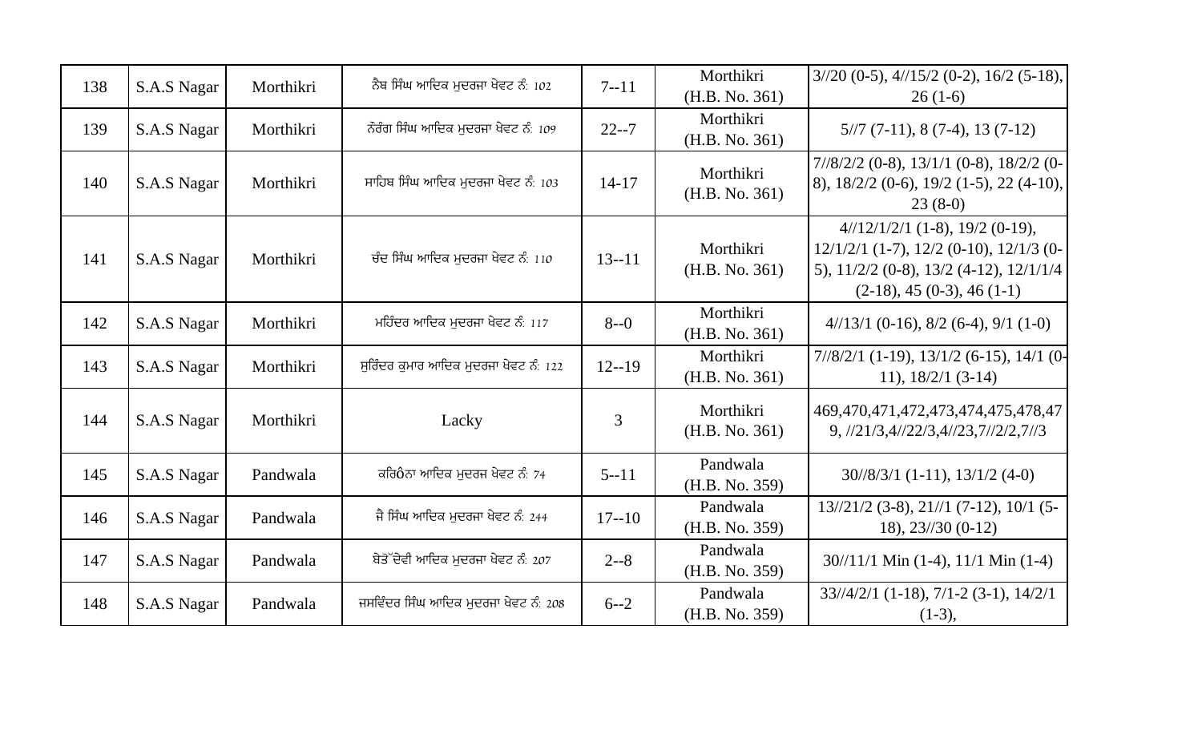| 138 | S.A.S Nagar | Morthikri | ਨੈਬ ਸਿੰਘ ਆਦਿਕ ਮੁਦਰਜਾ ਖੇਵਟ ਨੰ: 102 | 7--11 | Morthikri (H.B. No. 361) | 3//20 (0-5), 4//15/2 (0-2), 16/2 (5-18), 26 (1-6) |
|---|---|---|---|---|---|---|
| 139 | S.A.S Nagar | Morthikri | ਨੌਰੰਗ ਸਿੰਘ ਆਦਿਕ ਮੁਦਰਜਾ ਖੇਵਟ ਨੰ: 109 | 22--7 | Morthikri (H.B. No. 361) | 5//7 (7-11), 8 (7-4), 13 (7-12) |
| 140 | S.A.S Nagar | Morthikri | ਸਾਹਿਬ ਸਿੰਘ ਆਦਿਕ ਮੁਦਰਜਾ ਖੇਵਟ ਨੰ: 103 | 14-17 | Morthikri (H.B. No. 361) | 7//8/2/2 (0-8), 13/1/1 (0-8), 18/2/2 (0-8), 18/2/2 (0-6), 19/2 (1-5), 22 (4-10), 23 (8-0) |
| 141 | S.A.S Nagar | Morthikri | ਚੰਦ ਸਿੰਘ ਆਦਿਕ ਮੁਦਰਜਾ ਖੇਵਟ ਨੰ: 110 | 13--11 | Morthikri (H.B. No. 361) | 4//12/1/2/1 (1-8), 19/2 (0-19), 12/1/2/1 (1-7), 12/2 (0-10), 12/1/3 (0-5), 11/2/2 (0-8), 13/2 (4-12), 12/1/1/4 (2-18), 45 (0-3), 46 (1-1) |
| 142 | S.A.S Nagar | Morthikri | ਮਹਿੰਦਰ ਆਦਿਕ ਮੁਦਰਜਾ ਖੇਵਟ ਨੰ: 117 | 8--0 | Morthikri (H.B. No. 361) | 4//13/1 (0-16), 8/2 (6-4), 9/1 (1-0) |
| 143 | S.A.S Nagar | Morthikri | ਸੁਰਿੰਦਰ ਕੁਮਾਰ ਆਦਿਕ ਮੁਦਰਜਾ ਖੇਵਟ ਨੰ: 122 | 12--19 | Morthikri (H.B. No. 361) | 7//8/2/1 (1-19), 13/1/2 (6-15), 14/1 (0-11), 18/2/1 (3-14) |
| 144 | S.A.S Nagar | Morthikri | Lacky | 3 | Morthikri (H.B. No. 361) | 469,470,471,472,473,474,475,478,479, //21/3,4//22/3,4//23,7//2/2,7//3 |
| 145 | S.A.S Nagar | Pandwala | ਕਰਿ0ਨਾ ਆਦਿਕ ਮੁਦਰਜ ਖੇਵਟ ਨੰ: 74 | 5--11 | Pandwala (H.B. No. 359) | 30//8/3/1 (1-11), 13/1/2 (4-0) |
| 146 | S.A.S Nagar | Pandwala | ਜੈ ਸਿੰਘ ਆਦਿਕ ਮੁਦਰਜਾ ਖੇਵਟ ਨੰ: 244 | 17--10 | Pandwala (H.B. No. 359) | 13//21/2 (3-8), 21//1 (7-12), 10/1 (5-18), 23//30 (0-12) |
| 147 | S.A.S Nagar | Pandwala | ਬੇਤੋ ਦੇਵੀ ਆਦਿਕ ਮੁਦਰਜਾ ਖੇਵਟ ਨੰ: 207 | 2--8 | Pandwala (H.B. No. 359) | 30//11/1 Min (1-4), 11/1 Min (1-4) |
| 148 | S.A.S Nagar | Pandwala | ਜਸਵਿੰਦਰ ਸਿੰਘ ਆਦਿਕ ਮੁਦਰਜਾ ਖੇਵਟ ਨੰ: 208 | 6--2 | Pandwala (H.B. No. 359) | 33//4/2/1 (1-18), 7/1-2 (3-1), 14/2/1 (1-3), |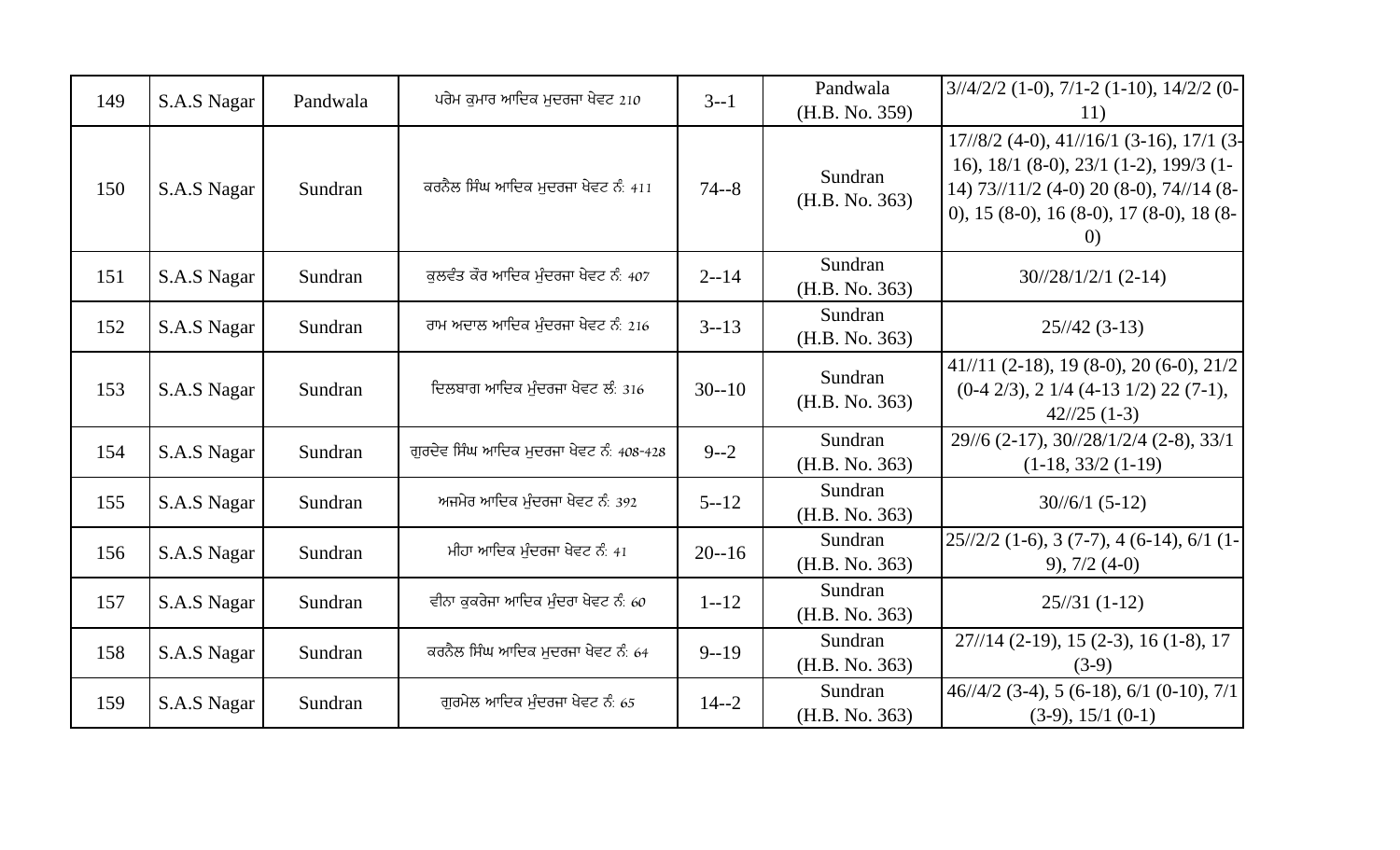| 149 | S.A.S Nagar | Pandwala | ਪਰੇਮ ਕੁਮਾਰ ਆਦਿਕ ਮੁਦਰਜਾ ਖੇਵਟ 210 | 3--1 | Pandwala (H.B. No. 359) | 3//4/2/2 (1-0), 7/1-2 (1-10), 14/2/2 (0-11) |
|---|---|---|---|---|---|---|
| 150 | S.A.S Nagar | Sundran | ਕਰਨੈਲ ਸਿੰਘ ਆਦਿਕ ਮੁਦਰਜਾ ਖੇਵਟ ਨੰ: 411 | 74--8 | Sundran (H.B. No. 363) | 17//8/2 (4-0), 41//16/1 (3-16), 17/1 (3-16), 18/1 (8-0), 23/1 (1-2), 199/3 (1-14) 73//11/2 (4-0) 20 (8-0), 74//14 (8-0), 15 (8-0), 16 (8-0), 17 (8-0), 18 (8-0) |
| 151 | S.A.S Nagar | Sundran | ਕੁਲਵੰਤ ਕੌਰ ਆਦਿਕ ਮੁੰਦਰਜਾ ਖੇਵਟ ਨੰ: 407 | 2--14 | Sundran (H.B. No. 363) | 30//28/1/2/1 (2-14) |
| 152 | S.A.S Nagar | Sundran | ਰਾਮ ਅਦਾਲ ਆਦਿਕ ਮੁੰਦਰਜਾ ਖੇਵਟ ਨੰ: 216 | 3--13 | Sundran (H.B. No. 363) | 25//42 (3-13) |
| 153 | S.A.S Nagar | Sundran | ਦਿਲਬਾਗ ਆਦਿਕ ਮੁੰਦਰਜਾ ਖੇਵਟ ਲੰ: 316 | 30--10 | Sundran (H.B. No. 363) | 41//11 (2-18), 19 (8-0), 20 (6-0), 21/2 (0-4 2/3), 2 1/4 (4-13 1/2) 22 (7-1), 42//25 (1-3) |
| 154 | S.A.S Nagar | Sundran | ਗੁਰਦੇਵ ਸਿੰਘ ਆਦਿਕ ਮੁਦਰਜਾ ਖੇਵਟ ਨੰ: 408-428 | 9--2 | Sundran (H.B. No. 363) | 29//6 (2-17), 30//28/1/2/4 (2-8), 33/1 (1-18, 33/2 (1-19) |
| 155 | S.A.S Nagar | Sundran | ਅਜਮੇਰ ਆਦਿਕ ਮੁੰਦਰਜਾ ਖੇਵਟ ਨੰ: 392 | 5--12 | Sundran (H.B. No. 363) | 30//6/1 (5-12) |
| 156 | S.A.S Nagar | Sundran | ਮੀਹਾ ਆਦਿਕ ਮੁੰਦਰਜਾ ਖੇਵਟ ਨੰ: 41 | 20--16 | Sundran (H.B. No. 363) | 25//2/2 (1-6), 3 (7-7), 4 (6-14), 6/1 (1-9), 7/2 (4-0) |
| 157 | S.A.S Nagar | Sundran | ਵੀਨਾ ਕੁਕਰੇਜਾ ਆਦਿਕ ਮੁੰਦਰਾ ਖੇਵਟ ਨੰ: 60 | 1--12 | Sundran (H.B. No. 363) | 25//31 (1-12) |
| 158 | S.A.S Nagar | Sundran | ਕਰਨੈਲ ਸਿੰਘ ਆਦਿਕ ਮੁਦਰਜਾ ਖੇਵਟ ਨੰ: 64 | 9--19 | Sundran (H.B. No. 363) | 27//14 (2-19), 15 (2-3), 16 (1-8), 17 (3-9) |
| 159 | S.A.S Nagar | Sundran | ਗੁਰਮੇਲ ਆਦਿਕ ਮੁੰਦਰਜਾ ਖੇਵਟ ਨੰ: 65 | 14--2 | Sundran (H.B. No. 363) | 46//4/2 (3-4), 5 (6-18), 6/1 (0-10), 7/1 (3-9), 15/1 (0-1) |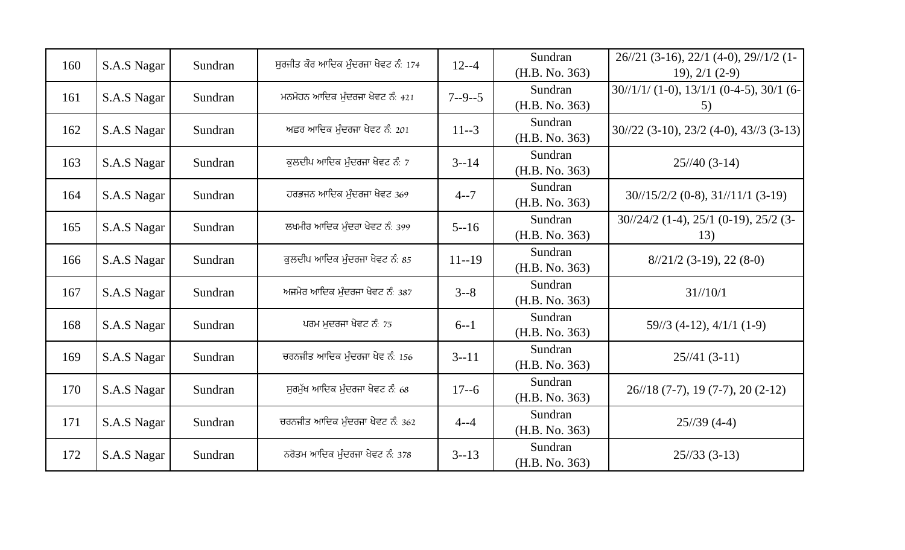| 160 | S.A.S Nagar | Sundran | ਸੁਰਜੀਤ ਕੌਰ ਆਦਿਕ ਮੁੰਦਰਜਾ ਖੇਵਟ ਨੰ: 174 | 12--4 | Sundran (H.B. No. 363) | 26//21 (3-16), 22/1 (4-0), 29//1/2 (1-19), 2/1 (2-9) |
|---|---|---|---|---|---|---|
| 161 | S.A.S Nagar | Sundran | ਮਨਮੋਹਨ ਆਦਿਕ ਮੁੰਦਰਜਾ ਖੇਵਟ ਨੰ: 421 | 7--9--5 | Sundran (H.B. No. 363) | 30//1/1/ (1-0), 13/1/1 (0-4-5), 30/1 (6-5) |
| 162 | S.A.S Nagar | Sundran | ਅਛਰ ਆਦਿਕ ਮੁੰਦਰਜਾ ਖੇਵਟ ਨੰ: 201 | 11--3 | Sundran (H.B. No. 363) | 30//22 (3-10), 23/2 (4-0), 43//3 (3-13) |
| 163 | S.A.S Nagar | Sundran | ਕੁਲਦੀਪ ਆਦਿਕ ਮੁੰਦਰਜਾ ਖੇਵਟ ਨੰ: 7 | 3--14 | Sundran (H.B. No. 363) | 25//40 (3-14) |
| 164 | S.A.S Nagar | Sundran | ਹਰਭਜਨ ਆਦਿਕ ਮੁੰਦਰਜਾ ਖੇਵਟ 369 | 4--7 | Sundran (H.B. No. 363) | 30//15/2/2 (0-8), 31//11/1 (3-19) |
| 165 | S.A.S Nagar | Sundran | ਲਖਮੀਰ ਆਦਿਕ ਮੁੰਦਰਾ ਖੇਵਟ ਨੰ: 399 | 5--16 | Sundran (H.B. No. 363) | 30//24/2 (1-4), 25/1 (0-19), 25/2 (3-13) |
| 166 | S.A.S Nagar | Sundran | ਕੁਲਦੀਪ ਆਦਿਕ ਮੁੰਦਰਜਾ ਖੇਵਟ ਨੰ: 85 | 11--19 | Sundran (H.B. No. 363) | 8//21/2 (3-19), 22 (8-0) |
| 167 | S.A.S Nagar | Sundran | ਅਜਮੇਰ ਆਦਿਕ ਮੁੰਦਰਜਾ ਖੇਵਟ ਨੰ: 387 | 3--8 | Sundran (H.B. No. 363) | 31//10/1 |
| 168 | S.A.S Nagar | Sundran | ਪਰਮ ਮੁਦਰਜਾ ਖੇਵਟ ਨੰ: 75 | 6--1 | Sundran (H.B. No. 363) | 59//3 (4-12), 4/1/1 (1-9) |
| 169 | S.A.S Nagar | Sundran | ਚਰਨਜੀਤ ਆਦਿਕ ਮੁੰਦਰਜਾ ਖੇਵ ਨੰ: 156 | 3--11 | Sundran (H.B. No. 363) | 25//41 (3-11) |
| 170 | S.A.S Nagar | Sundran | ਸੁਰਮੁੱਖ ਆਦਿਕ ਮੁੰਦਰਜਾ ਖੇਵਟ ਨੰ: 68 | 17--6 | Sundran (H.B. No. 363) | 26//18 (7-7), 19 (7-7), 20 (2-12) |
| 171 | S.A.S Nagar | Sundran | ਚਰਨਜੀਤ ਆਦਿਕ ਮੁੰਦਰਜਾ ਖੇਵਟ ਨੰ: 362 | 4--4 | Sundran (H.B. No. 363) | 25//39 (4-4) |
| 172 | S.A.S Nagar | Sundran | ਨਰੋਤਮ ਆਦਿਕ ਮੁੰਦਰਜਾ ਖੇਵਟ ਨੰ: 378 | 3--13 | Sundran (H.B. No. 363) | 25//33 (3-13) |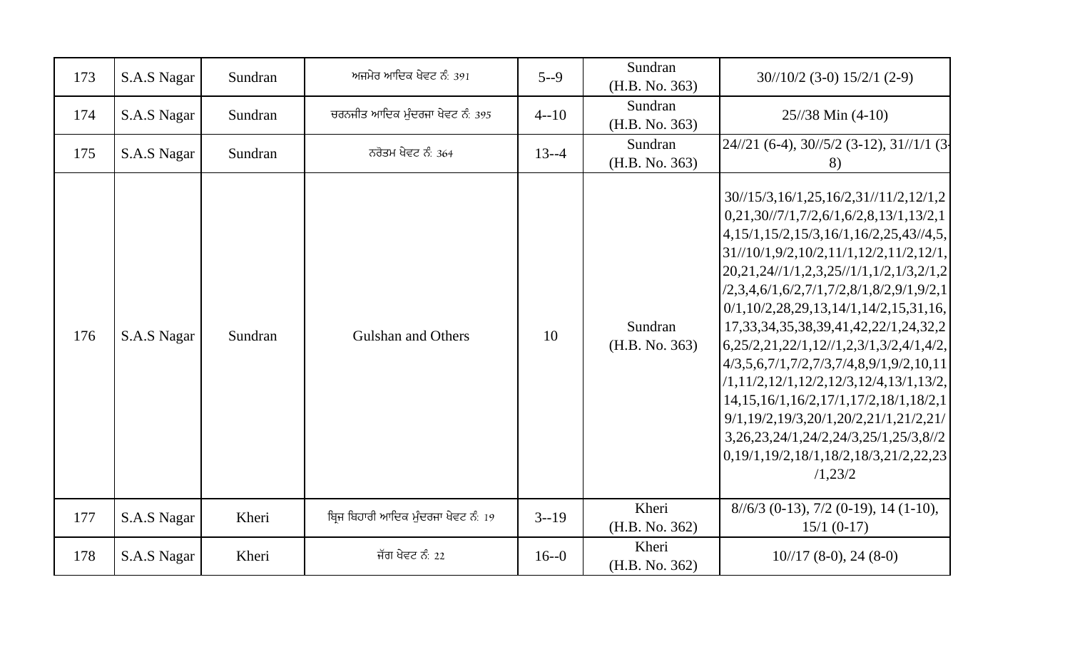| 173 | S.A.S Nagar | Sundran | ਅਜਮੇਰ ਆਦਿਕ ਖੇਵਟ ਨੰ: 391 | 5--9 | Sundran (H.B. No. 363) | 30//10/2 (3-0) 15/2/1 (2-9) |
|---|---|---|---|---|---|---|
| 174 | S.A.S Nagar | Sundran | ਚਰਨਜੀਤ ਆਦਿਕ ਮੁੰਦਰਜਾ ਖੇਵਟ ਨੰ: 395 | 4--10 | Sundran (H.B. No. 363) | 25//38 Min (4-10) |
| 175 | S.A.S Nagar | Sundran | ਨਰੋਤਮ ਖੇਵਟ ਨੰ: 364 | 13--4 | Sundran (H.B. No. 363) | 24//21 (6-4), 30//5/2 (3-12), 31//1/1 (3-8) |
| 176 | S.A.S Nagar | Sundran | Gulshan and Others | 10 | Sundran (H.B. No. 363) | 30//15/3,16/1,25,16/2,31//11/2,12/1,20,21,30//7/1,7/2,6/1,6/2,8,13/1,13/2,14,15/1,15/2,15/3,16/1,16/2,25,43//4,5,31//10/1,9/2,10/2,11/1,12/2,11/2,12/1,20,21,24//1/1,2,3,25//1/1,1/2,1/3,2/1,2/2,3,4,6/1,6/2,7/1,7/2,8/1,8/2,9/1,9/2,10/1,10/2,28,29,13,14/1,14/2,15,31,16,17,33,34,35,38,39,41,42,22/1,24,32,26,25/2,21,22/1,12//1,2,3/1,3/2,4/1,4/2,4/3,5,6,7/1,7/2,7/3,7/4,8,9/1,9/2,10,11/1,11/2,12/1,12/2,12/3,12/4,13/1,13/2,14,15,16/1,16/2,17/1,17/2,18/1,18/2,19/1,19/2,19/3,20/1,20/2,21/1,21/2,21/3,26,23,24/1,24/2,24/3,25/1,25/3,8//20,19/1,19/2,18/1,18/2,18/3,21/2,22,23/1,23/2 |
| 177 | S.A.S Nagar | Kheri | ਬ੍ਰਿਜ ਬਿਹਾਰੀ ਆਦਿਕ ਮੁੰਦਰਜਾ ਖੇਵਟ ਨੰ: 19 | 3--19 | Kheri (H.B. No. 362) | 8//6/3 (0-13), 7/2 (0-19), 14 (1-10), 15/1 (0-17) |
| 178 | S.A.S Nagar | Kheri | ਜੱਗ ਖੇਵਟ ਨੰ: 22 | 16--0 | Kheri (H.B. No. 362) | 10//17 (8-0), 24 (8-0) |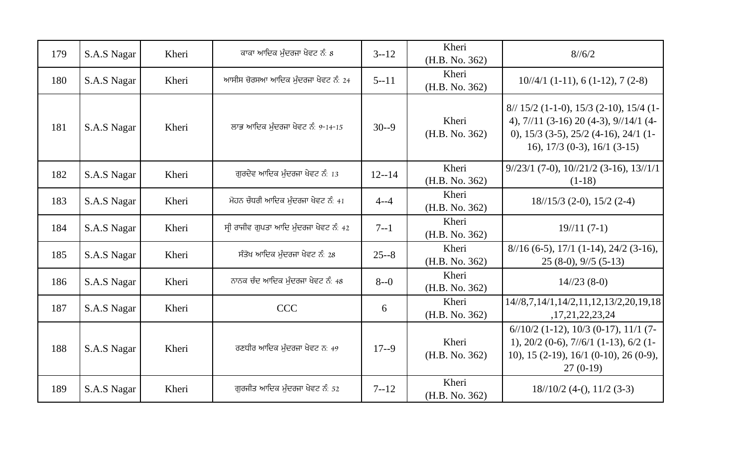| 179 | S.A.S Nagar | Kheri | ਕਾਕਾ ਆਦਿਕ ਮੁੰਦਰਜਾ ਖੇਵਟ ਨੰ: 8 | 3--12 | Kheri (H.B. No. 362) | 8//6/2 |
|---|---|---|---|---|---|---|
| 180 | S.A.S Nagar | Kheri | ਆਸੀਸ ਚੋਰਸਆ ਆਦਿਕ ਮੁੰਦਰਜਾ ਖੇਵਟ ਨੰ: 24 | 5--11 | Kheri (H.B. No. 362) | 10//4/1 (1-11), 6 (1-12), 7 (2-8) |
| 181 | S.A.S Nagar | Kheri | ਲਾਭ ਆਦਿਕ ਮੁੰਦਰਜਾ ਖੇਵਟ ਨੰ: 9-14-15 | 30--9 | Kheri (H.B. No. 362) | 8// 15/2 (1-1-0), 15/3 (2-10), 15/4 (1-4), 7//11 (3-16) 20 (4-3), 9//14/1 (4-0), 15/3 (3-5), 25/2 (4-16), 24/1 (1-16), 17/3 (0-3), 16/1 (3-15) |
| 182 | S.A.S Nagar | Kheri | ਗੁਰਦੇਵ ਆਦਿਕ ਮੁੰਦਰਜਾ ਖੇਵਟ ਨੰ: 13 | 12--14 | Kheri (H.B. No. 362) | 9//23/1 (7-0), 10//21/2 (3-16), 13//1/1 (1-18) |
| 183 | S.A.S Nagar | Kheri | ਮੋਹਨ ਚੋਧਰੀ ਆਦਿਕ ਮੁੰਦਰਜਾ ਖੇਵਟ ਨੰ: 41 | 4--4 | Kheri (H.B. No. 362) | 18//15/3 (2-0), 15/2 (2-4) |
| 184 | S.A.S Nagar | Kheri | ਸ੍ਰੀ ਰਾਜੀਵ ਗੁਪਤਾ ਆਦਿ ਮੁੰਦਰਜਾ ਖੇਵਟ ਨੰ: 42 | 7--1 | Kheri (H.B. No. 362) | 19//11 (7-1) |
| 185 | S.A.S Nagar | Kheri | ਸੰਤੋਖ ਆਦਿਕ ਮੁੰਦਰਜਾ ਖੇਵਟ ਨੰ: 28 | 25--8 | Kheri (H.B. No. 362) | 8//16 (6-5), 17/1 (1-14), 24/2 (3-16), 25 (8-0), 9//5 (5-13) |
| 186 | S.A.S Nagar | Kheri | ਨਾਨਕ ਚੰਦ ਆਦਿਕ ਮੁੰਦਰਜਾ ਖੇਵਟ ਨੰ: 48 | 8--0 | Kheri (H.B. No. 362) | 14//23 (8-0) |
| 187 | S.A.S Nagar | Kheri | CCC | 6 | Kheri (H.B. No. 362) | 14//8,7,14/1,14/2,11,12,13/2,20,19,18,17,21,22,23,24 |
| 188 | S.A.S Nagar | Kheri | ਰਣਧੀਰ ਆਦਿਕ ਮੁੰਦਰਜਾ ਖੇਵਟ ਨ: 49 | 17--9 | Kheri (H.B. No. 362) | 6//10/2 (1-12), 10/3 (0-17), 11/1 (7-1), 20/2 (0-6), 7//6/1 (1-13), 6/2 (1-10), 15 (2-19), 16/1 (0-10), 26 (0-9), 27 (0-19) |
| 189 | S.A.S Nagar | Kheri | ਗੁਰਜੀਤ ਆਦਿਕ ਮੁੰਦਰਜਾ ਖੇਵਟ ਨੰ: 52 | 7--12 | Kheri (H.B. No. 362) | 18//10/2 (4-(), 11/2 (3-3) |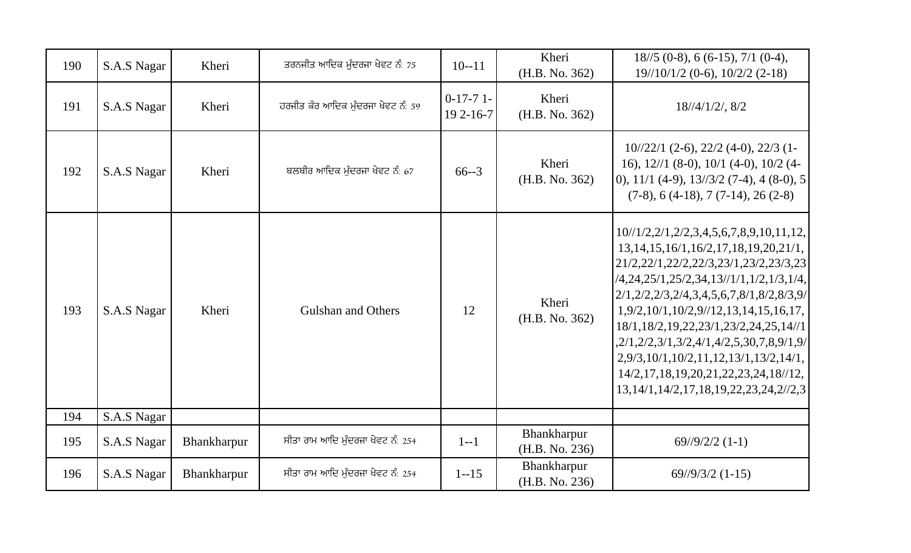| 190 | S.A.S Nagar | Kheri | ਤਰਨਜੀਤ ਆਦਿਕ ਮੁੰਦਰਜਾ ਖੇਵਟ ਨੰ: 75 | 10--11 | Kheri (H.B. No. 362) | 18//5 (0-8), 6 (6-15), 7/1 (0-4), 19//10/1/2 (0-6), 10/2/2 (2-18) |
|---|---|---|---|---|---|---|
| 191 | S.A.S Nagar | Kheri | ਹਰਜੀਤ ਕੌਰ ਆਦਿਕ ਮੁੰਦਰਜਾ ਖੇਵਟ ਨੰ: 59 | 0-17-7 1-19 2-16-7 | Kheri (H.B. No. 362) | 18//4/1/2/, 8/2 |
| 192 | S.A.S Nagar | Kheri | ਬਲਬੀਰ ਆਦਿਕ ਮੁੰਦਰਜਾ ਖੇਵਟ ਨੰ: 67 | 66--3 | Kheri (H.B. No. 362) | 10//22/1 (2-6), 22/2 (4-0), 22/3 (1-16), 12//1 (8-0), 10/1 (4-0), 10/2 (4-0), 11/1 (4-9), 13//3/2 (7-4), 4 (8-0), 5 (7-8), 6 (4-18), 7 (7-14), 26 (2-8) |
| 193 | S.A.S Nagar | Kheri | Gulshan and Others | 12 | Kheri (H.B. No. 362) | 10//1/2,2/1,2/2,3,4,5,6,7,8,9,10,11,12,13,14,15,16/1,16/2,17,18,19,20,21/1,21/2,22/1,22/2,22/3,23/1,23/2,23/3,23/4,24,25/1,25/2,34,13//1/1,1/2,1/3,1/4,2/1,2/2,2/3,2/4,3,4,5,6,7,8/1,8/2,8/3,9/1,9/2,10/1,10/2,9//12,13,14,15,16,17,18/1,18/2,19,22,23/1,23/2,24,25,14//1,2/1,2/2,3/1,3/2,4/1,4/2,5,30,7,8,9/1,9/2,9/3,10/1,10/2,11,12,13/1,13/2,14/1,14/2,17,18,19,20,21,22,23,24,18//12,13,14/1,14/2,17,18,19,22,23,24,2//2,3 |
| 194 | S.A.S Nagar | | | | | |
| 195 | S.A.S Nagar | Bhankharpur | ਸੀਤਾ ਰਾਮ ਆਦਿ ਮੁੰਦਰਜਾ ਖੇਵਟ ਨੰ: 254 | 1--1 | Bhankharpur (H.B. No. 236) | 69//9/2/2 (1-1) |
| 196 | S.A.S Nagar | Bhankharpur | ਸੀਤਾ ਰਾਮ ਆਦਿ ਮੁੰਦਰਜਾ ਖੇਵਟ ਨੰ: 254 | 1--15 | Bhankharpur (H.B. No. 236) | 69//9/3/2 (1-15) |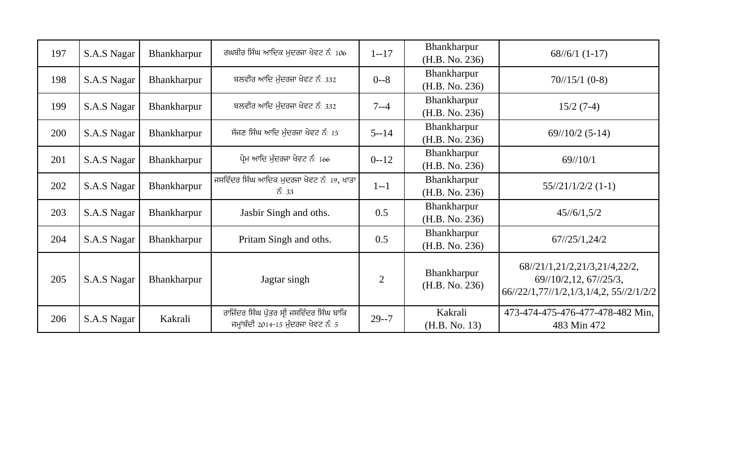| 197 | S.A.S Nagar | Bhankharpur | ਰਘਬੀਰ ਸਿੰਘ ਆਦਿਕ ਮੁਦਰਜਾ ਖੇਵਟ ਨੰ: 106 | 1--17 | Bhankharpur (H.B. No. 236) | 68//6/1 (1-17) |
|---|---|---|---|---|---|---|
| 198 | S.A.S Nagar | Bhankharpur | ਬਲਵੀਰ ਆਦਿ ਮੁੰਦਰਜਾ ਖੇਵਟ ਨੰ: 332 | 0--8 | Bhankharpur (H.B. No. 236) | 70//15/1 (0-8) |
| 199 | S.A.S Nagar | Bhankharpur | ਬਲਵੀਰ ਆਦਿ ਮੁੰਦਰਜਾ ਖੇਵਟ ਨੰ: 332 | 7--4 | Bhankharpur (H.B. No. 236) | 15/2 (7-4) |
| 200 | S.A.S Nagar | Bhankharpur | ਸੱਜਣ ਸਿੰਘ ਆਦਿ ਮੁੰਦਰਜਾ ਖੇਵਟ ਨੰ: 15 | 5--14 | Bhankharpur (H.B. No. 236) | 69//10/2 (5-14) |
| 201 | S.A.S Nagar | Bhankharpur | ਪ੍ਰੇਮ ਆਦਿ ਮੁੰਦਰਜਾ ਖੇਵਟ ਨੰ: 166 | 0--12 | Bhankharpur (H.B. No. 236) | 69//10/1 |
| 202 | S.A.S Nagar | Bhankharpur | ਜਸਵਿੰਦਰ ਸਿੰਘ ਆਦਿਕ ਮੁਦਰਜਾ ਖੇਵਟ ਨੰ: 19, ਖਾਤਾ ਨੰ: 33 | 1--1 | Bhankharpur (H.B. No. 236) | 55//21/1/2/2 (1-1) |
| 203 | S.A.S Nagar | Bhankharpur | Jasbir Singh and oths. | 0.5 | Bhankharpur (H.B. No. 236) | 45//6/1,5/2 |
| 204 | S.A.S Nagar | Bhankharpur | Pritam Singh and oths. | 0.5 | Bhankharpur (H.B. No. 236) | 67//25/1,24/2 |
| 205 | S.A.S Nagar | Bhankharpur | Jagtar singh | 2 | Bhankharpur (H.B. No. 236) | 68//21/1,21/2,21/3,21/4,22/2, 69//10/2,12, 67//25/3, 66//22/1,77//1/2,1/3,1/4,2, 55//2/1/2/2 |
| 206 | S.A.S Nagar | Kakrali | ਰਾਜਿੰਦਰ ਸਿੰਘ ਪੁੱਤਰ ਸ੍ਰੀ ਜਸਵਿੰਦਰ ਸਿੰਘ ਬਾਕਿ ਜਮ੍ਹਾਂਬੰਦੀ 2014-15 ਮੁੰਦਰਜਾ ਖੇਵਟ ਨੰ: 5 | 29--7 | Kakrali (H.B. No. 13) | 473-474-475-476-477-478-482 Min, 483 Min 472 |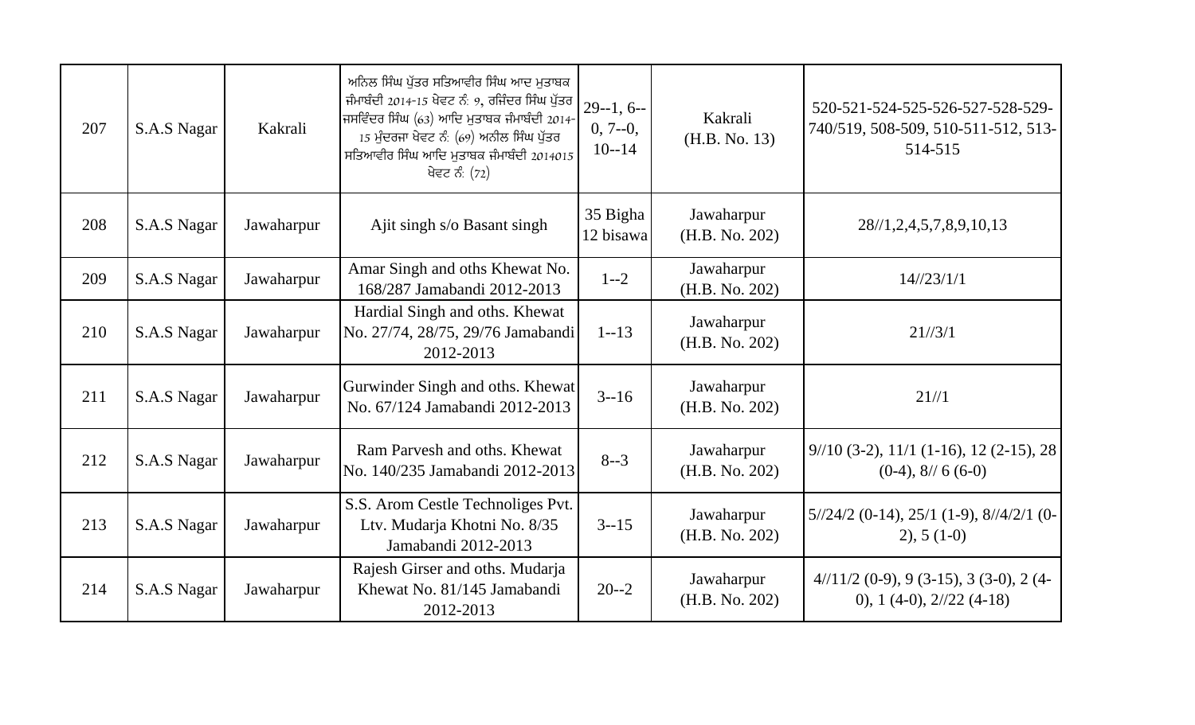| 207 | S.A.S Nagar | Kakrali | ਅਨਿਲ ਸਿੰਘ ਪੁੱਤਰ ਸਤਿਆਵੀਰ ਸਿੰਘ ਆਦ ਮੁਤਾਬਕ ਜੰਮਾਬੰਦੀ 2014-15 ਖੇਵਟ ਨੰ: 9, ਰਜਿੰਦਰ ਸਿੰਘ ਪੁੱਤਰ ਜਸਵਿੰਦਰ ਸਿੰਘ (63) ਆਦਿ ਮੁਤਾਬਕ ਜੰਮਾਬੰਦੀ 2014-15 ਮੁੰਦਰਜਾ ਖੇਵਟ ਨੰ: (69) ਅਨੀਲ ਸਿੰਘ ਪੁੱਤਰ ਸਤਿਆਵੀਰ ਸਿੰਘ ਆਦਿ ਮੁਤਾਬਕ ਜੰਮਾਬੰਦੀ 2014015 ਖੇਵਟ ਨੰ: (72) | 29--1, 6--0, 7--0, 10--14 | Kakrali (H.B. No. 13) | 520-521-524-525-526-527-528-529-740/519, 508-509, 510-511-512, 513-514-515 |
|---|---|---|---|---|---|---|
| 208 | S.A.S Nagar | Jawaharpur | Ajit singh s/o Basant singh | 35 Bigha 12 bisawa | Jawaharpur (H.B. No. 202) | 28//1,2,4,5,7,8,9,10,13 |
| 209 | S.A.S Nagar | Jawaharpur | Amar Singh and oths Khewat No. 168/287 Jamabandi 2012-2013 | 1--2 | Jawaharpur (H.B. No. 202) | 14//23/1/1 |
| 210 | S.A.S Nagar | Jawaharpur | Hardial Singh and oths. Khewat No. 27/74, 28/75, 29/76 Jamabandi 2012-2013 | 1--13 | Jawaharpur (H.B. No. 202) | 21//3/1 |
| 211 | S.A.S Nagar | Jawaharpur | Gurwinder Singh and oths. Khewat No. 67/124 Jamabandi 2012-2013 | 3--16 | Jawaharpur (H.B. No. 202) | 21//1 |
| 212 | S.A.S Nagar | Jawaharpur | Ram Parvesh and oths. Khewat No. 140/235 Jamabandi 2012-2013 | 8--3 | Jawaharpur (H.B. No. 202) | 9//10 (3-2), 11/1 (1-16), 12 (2-15), 28 (0-4), 8// 6 (6-0) |
| 213 | S.A.S Nagar | Jawaharpur | S.S. Arom Cestle Technoliges Pvt. Ltv. Mudarja Khotni No. 8/35 Jamabandi 2012-2013 | 3--15 | Jawaharpur (H.B. No. 202) | 5//24/2 (0-14), 25/1 (1-9), 8//4/2/1 (0-2), 5 (1-0) |
| 214 | S.A.S Nagar | Jawaharpur | Rajesh Girser and oths. Mudarja Khewat No. 81/145 Jamabandi 2012-2013 | 20--2 | Jawaharpur (H.B. No. 202) | 4//11/2 (0-9), 9 (3-15), 3 (3-0), 2 (4-0), 1 (4-0), 2//22 (4-18) |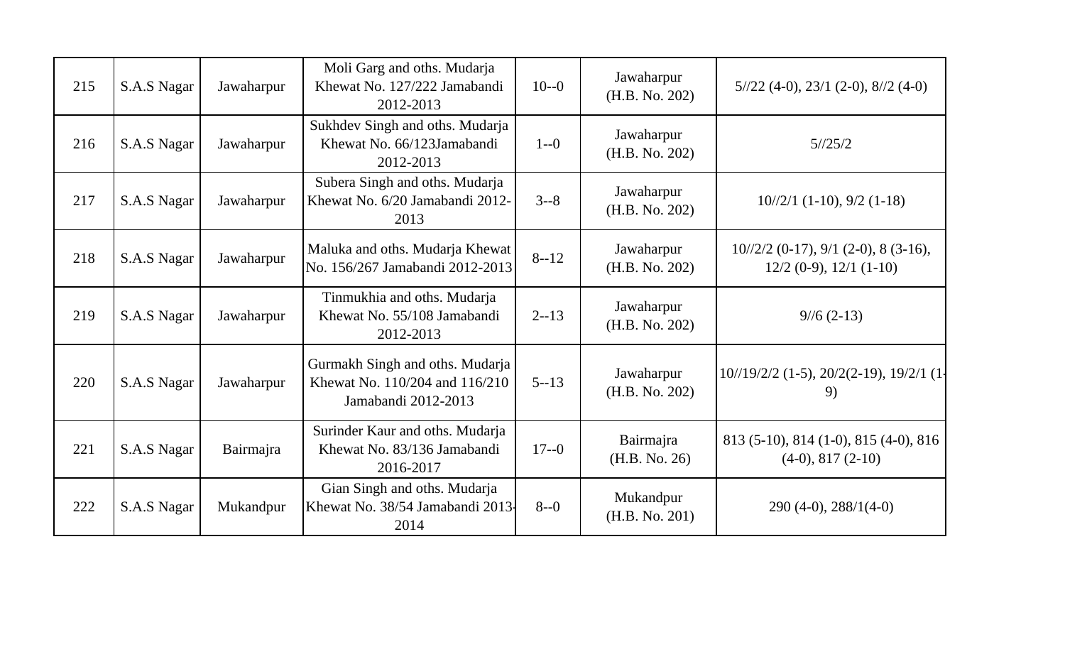| 215 | S.A.S Nagar | Jawaharpur | Moli Garg and oths. Mudarja Khewat No. 127/222 Jamabandi 2012-2013 | 10--0 | Jawaharpur (H.B. No. 202) | 5//22 (4-0), 23/1 (2-0), 8//2 (4-0) |
|---|---|---|---|---|---|---|
| 216 | S.A.S Nagar | Jawaharpur | Sukhdev Singh and oths. Mudarja Khewat No. 66/123Jamabandi 2012-2013 | 1--0 | Jawaharpur (H.B. No. 202) | 5//25/2 |
| 217 | S.A.S Nagar | Jawaharpur | Subera Singh and oths. Mudarja Khewat No. 6/20 Jamabandi 2012-2013 | 3--8 | Jawaharpur (H.B. No. 202) | 10//2/1 (1-10), 9/2 (1-18) |
| 218 | S.A.S Nagar | Jawaharpur | Maluka and oths. Mudarja Khewat No. 156/267 Jamabandi 2012-2013 | 8--12 | Jawaharpur (H.B. No. 202) | 10//2/2 (0-17), 9/1 (2-0), 8 (3-16), 12/2 (0-9), 12/1 (1-10) |
| 219 | S.A.S Nagar | Jawaharpur | Tinmukhia and oths. Mudarja Khewat No. 55/108 Jamabandi 2012-2013 | 2--13 | Jawaharpur (H.B. No. 202) | 9//6 (2-13) |
| 220 | S.A.S Nagar | Jawaharpur | Gurmakh Singh and oths. Mudarja Khewat No. 110/204 and 116/210 Jamabandi 2012-2013 | 5--13 | Jawaharpur (H.B. No. 202) | 10//19/2/2 (1-5), 20/2(2-19), 19/2/1 (1-9) |
| 221 | S.A.S Nagar | Bairmajra | Surinder Kaur and oths. Mudarja Khewat No. 83/136 Jamabandi 2016-2017 | 17--0 | Bairmajra (H.B. No. 26) | 813 (5-10), 814 (1-0), 815 (4-0), 816 (4-0), 817 (2-10) |
| 222 | S.A.S Nagar | Mukandpur | Gian Singh and oths. Mudarja Khewat No. 38/54 Jamabandi 2013-2014 | 8--0 | Mukandpur (H.B. No. 201) | 290 (4-0), 288/1(4-0) |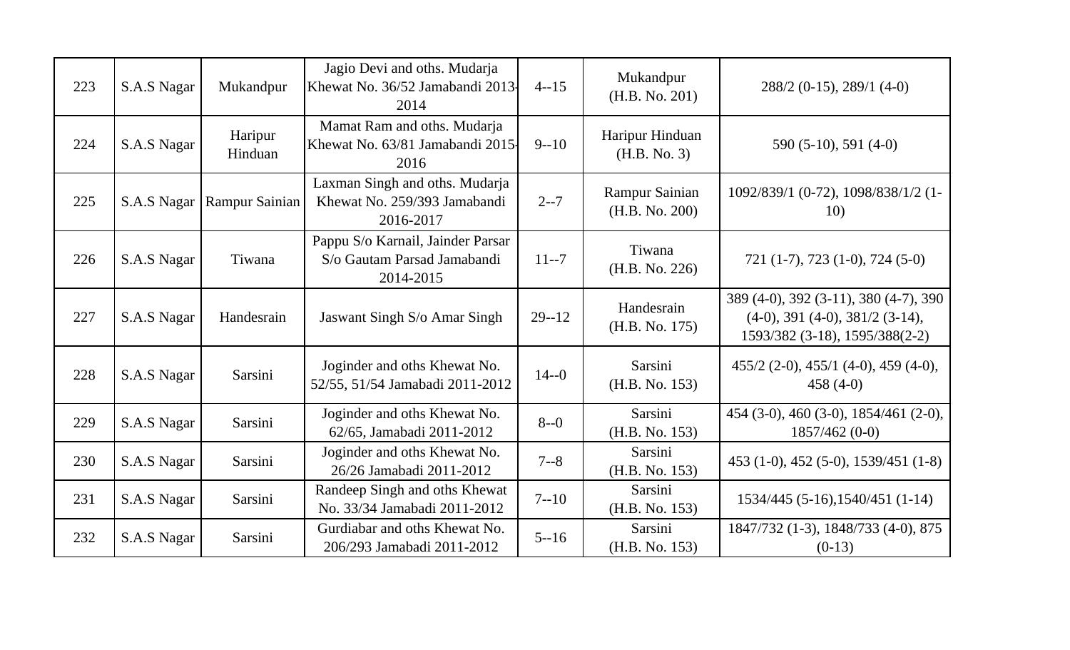| 223 | S.A.S Nagar | Mukandpur | Jagio Devi and oths. Mudarja Khewat No. 36/52 Jamabandi 2013-2014 | 4--15 | Mukandpur (H.B. No. 201) | 288/2 (0-15), 289/1 (4-0) |
|---|---|---|---|---|---|---|
| 224 | S.A.S Nagar | Haripur Hinduan | Mamat Ram and oths. Mudarja Khewat No. 63/81 Jamabandi 2015-2016 | 9--10 | Haripur Hinduan (H.B. No. 3) | 590 (5-10), 591 (4-0) |
| 225 | S.A.S Nagar | Rampur Sainian | Laxman Singh and oths. Mudarja Khewat No. 259/393 Jamabandi 2016-2017 | 2--7 | Rampur Sainian (H.B. No. 200) | 1092/839/1 (0-72), 1098/838/1/2 (1-10) |
| 226 | S.A.S Nagar | Tiwana | Pappu S/o Karnail, Jainder Parsar S/o Gautam Parsad Jamabandi 2014-2015 | 11--7 | Tiwana (H.B. No. 226) | 721 (1-7), 723 (1-0), 724 (5-0) |
| 227 | S.A.S Nagar | Handesrain | Jaswant Singh S/o Amar Singh | 29--12 | Handesrain (H.B. No. 175) | 389 (4-0), 392 (3-11), 380 (4-7), 390 (4-0), 391 (4-0), 381/2 (3-14), 1593/382 (3-18), 1595/388(2-2) |
| 228 | S.A.S Nagar | Sarsini | Joginder and oths Khewat No. 52/55, 51/54 Jamabadi 2011-2012 | 14--0 | Sarsini (H.B. No. 153) | 455/2 (2-0), 455/1 (4-0), 459 (4-0), 458 (4-0) |
| 229 | S.A.S Nagar | Sarsini | Joginder and oths Khewat No. 62/65, Jamabadi 2011-2012 | 8--0 | Sarsini (H.B. No. 153) | 454 (3-0), 460 (3-0), 1854/461 (2-0), 1857/462 (0-0) |
| 230 | S.A.S Nagar | Sarsini | Joginder and oths Khewat No. 26/26 Jamabadi 2011-2012 | 7--8 | Sarsini (H.B. No. 153) | 453 (1-0), 452 (5-0), 1539/451 (1-8) |
| 231 | S.A.S Nagar | Sarsini | Randeep Singh and oths Khewat No. 33/34 Jamabadi 2011-2012 | 7--10 | Sarsini (H.B. No. 153) | 1534/445 (5-16),1540/451 (1-14) |
| 232 | S.A.S Nagar | Sarsini | Gurdiabar and oths Khewat No. 206/293 Jamabadi 2011-2012 | 5--16 | Sarsini (H.B. No. 153) | 1847/732 (1-3), 1848/733 (4-0), 875 (0-13) |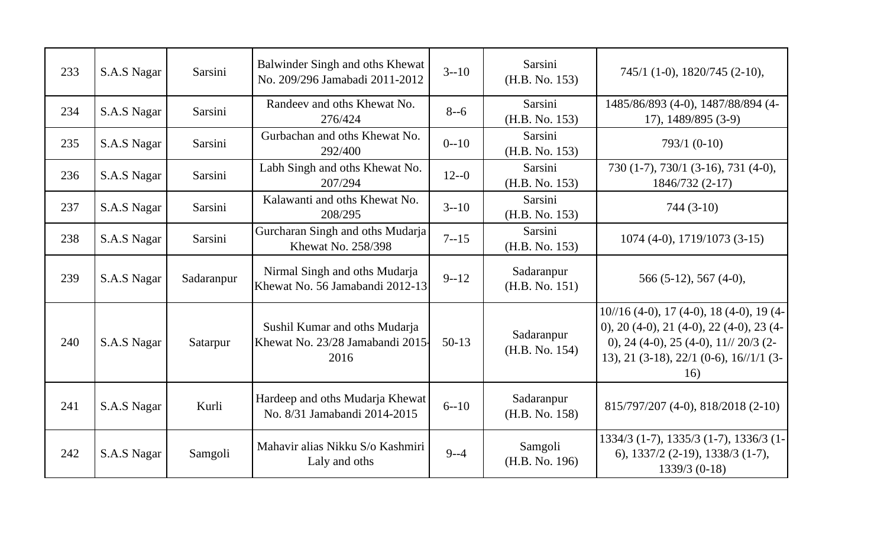| 233 | S.A.S Nagar | Sarsini | Balwinder Singh and oths Khewat No. 209/296 Jamabadi 2011-2012 | 3--10 | Sarsini (H.B. No. 153) | 745/1 (1-0), 1820/745 (2-10), |
|---|---|---|---|---|---|---|
| 234 | S.A.S Nagar | Sarsini | Randeev and oths Khewat No. 276/424 | 8--6 | Sarsini (H.B. No. 153) | 1485/86/893 (4-0), 1487/88/894 (4-17), 1489/895 (3-9) |
| 235 | S.A.S Nagar | Sarsini | Gurbachan and oths Khewat No. 292/400 | 0--10 | Sarsini (H.B. No. 153) | 793/1 (0-10) |
| 236 | S.A.S Nagar | Sarsini | Labh Singh and oths Khewat No. 207/294 | 12--0 | Sarsini (H.B. No. 153) | 730 (1-7), 730/1 (3-16), 731 (4-0), 1846/732 (2-17) |
| 237 | S.A.S Nagar | Sarsini | Kalawanti and oths Khewat No. 208/295 | 3--10 | Sarsini (H.B. No. 153) | 744 (3-10) |
| 238 | S.A.S Nagar | Sarsini | Gurcharan Singh and oths Mudarja Khewat No. 258/398 | 7--15 | Sarsini (H.B. No. 153) | 1074 (4-0), 1719/1073 (3-15) |
| 239 | S.A.S Nagar | Sadaranpur | Nirmal Singh and oths Mudarja Khewat No. 56 Jamabandi 2012-13 | 9--12 | Sadaranpur (H.B. No. 151) | 566 (5-12), 567 (4-0), |
| 240 | S.A.S Nagar | Satarpur | Sushil Kumar and oths Mudarja Khewat No. 23/28 Jamabandi 2015-2016 | 50-13 | Sadaranpur (H.B. No. 154) | 10//16 (4-0), 17 (4-0), 18 (4-0), 19 (4-0), 20 (4-0), 21 (4-0), 22 (4-0), 23 (4-0), 24 (4-0), 25 (4-0), 11// 20/3 (2-13), 21 (3-18), 22/1 (0-6), 16//1/1 (3-16) |
| 241 | S.A.S Nagar | Kurli | Hardeep and oths Mudarja Khewat No. 8/31 Jamabandi 2014-2015 | 6--10 | Sadaranpur (H.B. No. 158) | 815/797/207 (4-0), 818/2018 (2-10) |
| 242 | S.A.S Nagar | Samgoli | Mahavir alias Nikku S/o Kashmiri Laly and oths | 9--4 | Samgoli (H.B. No. 196) | 1334/3 (1-7), 1335/3 (1-7), 1336/3 (1-6), 1337/2 (2-19), 1338/3 (1-7), 1339/3 (0-18) |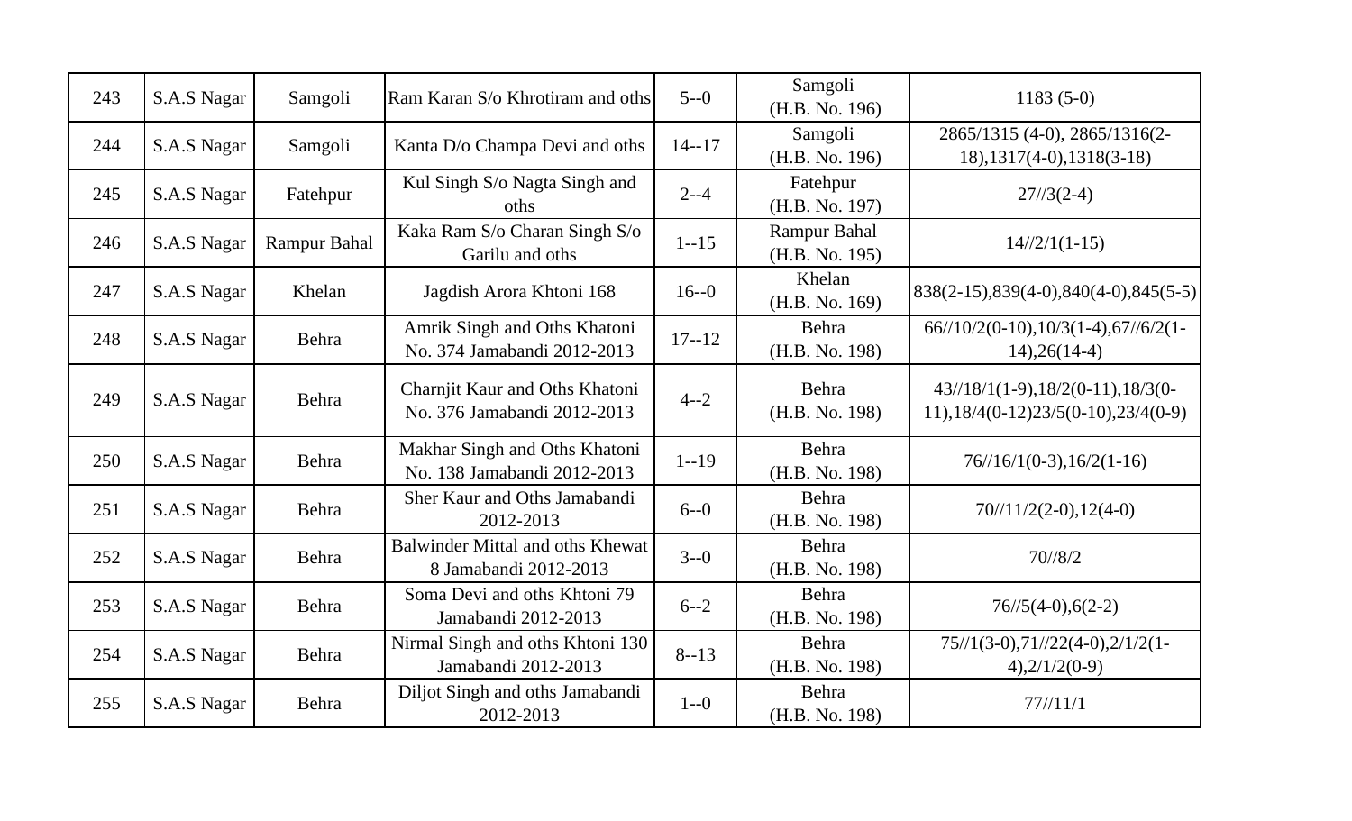| 243 | S.A.S Nagar | Samgoli | Ram Karan S/o Khrotiram and oths | 5--0 | Samgoli (H.B. No. 196) | 1183 (5-0) |
|---|---|---|---|---|---|---|
| 244 | S.A.S Nagar | Samgoli | Kanta D/o Champa Devi and oths | 14--17 | Samgoli (H.B. No. 196) | 2865/1315 (4-0), 2865/1316(2-18),1317(4-0),1318(3-18) |
| 245 | S.A.S Nagar | Fatehpur | Kul Singh S/o Nagta Singh and oths | 2--4 | Fatehpur (H.B. No. 197) | 27//3(2-4) |
| 246 | S.A.S Nagar | Rampur Bahal | Kaka Ram S/o Charan Singh S/o Garilu and oths | 1--15 | Rampur Bahal (H.B. No. 195) | 14//2/1(1-15) |
| 247 | S.A.S Nagar | Khelan | Jagdish Arora Khtoni 168 | 16--0 | Khelan (H.B. No. 169) | 838(2-15),839(4-0),840(4-0),845(5-5) |
| 248 | S.A.S Nagar | Behra | Amrik Singh and Oths Khatoni No. 374 Jamabandi 2012-2013 | 17--12 | Behra (H.B. No. 198) | 66//10/2(0-10),10/3(1-4),67//6/2(1-14),26(14-4) |
| 249 | S.A.S Nagar | Behra | Charnjit Kaur and Oths Khatoni No. 376 Jamabandi 2012-2013 | 4--2 | Behra (H.B. No. 198) | 43//18/1(1-9),18/2(0-11),18/3(0-11),18/4(0-12)23/5(0-10),23/4(0-9) |
| 250 | S.A.S Nagar | Behra | Makhar Singh and Oths Khatoni No. 138 Jamabandi 2012-2013 | 1--19 | Behra (H.B. No. 198) | 76//16/1(0-3),16/2(1-16) |
| 251 | S.A.S Nagar | Behra | Sher Kaur and Oths Jamabandi 2012-2013 | 6--0 | Behra (H.B. No. 198) | 70//11/2(2-0),12(4-0) |
| 252 | S.A.S Nagar | Behra | Balwinder Mittal and oths Khewat 8 Jamabandi 2012-2013 | 3--0 | Behra (H.B. No. 198) | 70//8/2 |
| 253 | S.A.S Nagar | Behra | Soma Devi and oths Khtoni 79 Jamabandi 2012-2013 | 6--2 | Behra (H.B. No. 198) | 76//5(4-0),6(2-2) |
| 254 | S.A.S Nagar | Behra | Nirmal Singh and oths Khtoni 130 Jamabandi 2012-2013 | 8--13 | Behra (H.B. No. 198) | 75//1(3-0),71//22(4-0),2/1/2(1-4),2/1/2(0-9) |
| 255 | S.A.S Nagar | Behra | Diljot Singh and oths Jamabandi 2012-2013 | 1--0 | Behra (H.B. No. 198) | 77//11/1 |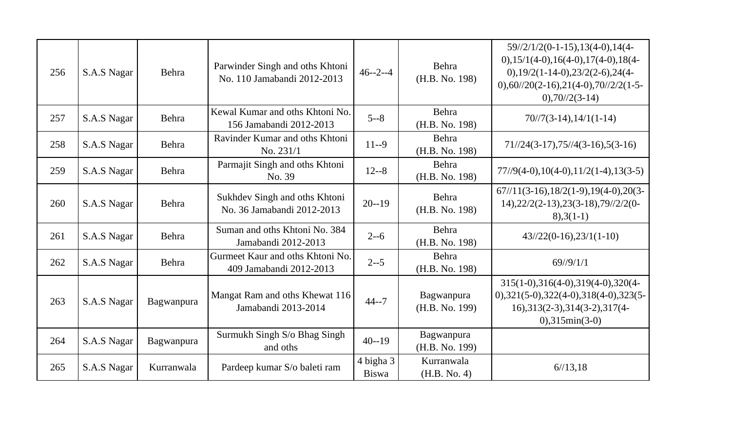| 256 | S.A.S Nagar | Behra | Parwinder Singh and oths Khtoni No. 110 Jamabandi 2012-2013 | 46--2--4 | Behra (H.B. No. 198) | 59//2/1/2(0-1-15),13(4-0),14(4-0),15/1(4-0),16(4-0),17(4-0),18(4-0),19/2(1-14-0),23/2(2-6),24(4-0),60//20(2-16),21(4-0),70//2/2(1-5-0),70//2(3-14) |
|---|---|---|---|---|---|---|
| 257 | S.A.S Nagar | Behra | Kewal Kumar and oths Khtoni No. 156 Jamabandi 2012-2013 | 5--8 | Behra (H.B. No. 198) | 70//7(3-14),14/1(1-14) |
| 258 | S.A.S Nagar | Behra | Ravinder Kumar and oths Khtoni No. 231/1 | 11--9 | Behra (H.B. No. 198) | 71//24(3-17),75//4(3-16),5(3-16) |
| 259 | S.A.S Nagar | Behra | Parmajit Singh and oths Khtoni No. 39 | 12--8 | Behra (H.B. No. 198) | 77//9(4-0),10(4-0),11/2(1-4),13(3-5) |
| 260 | S.A.S Nagar | Behra | Sukhdev Singh and oths Khtoni No. 36 Jamabandi 2012-2013 | 20--19 | Behra (H.B. No. 198) | 67//11(3-16),18/2(1-9),19(4-0),20(3-14),22/2(2-13),23(3-18),79//2/2(0-8),3(1-1) |
| 261 | S.A.S Nagar | Behra | Suman and oths Khtoni No. 384 Jamabandi 2012-2013 | 2--6 | Behra (H.B. No. 198) | 43//22(0-16),23/1(1-10) |
| 262 | S.A.S Nagar | Behra | Gurmeet Kaur and oths Khtoni No. 409 Jamabandi 2012-2013 | 2--5 | Behra (H.B. No. 198) | 69//9/1/1 |
| 263 | S.A.S Nagar | Bagwanpura | Mangat Ram and oths Khewat 116 Jamabandi 2013-2014 | 44--7 | Bagwanpura (H.B. No. 199) | 315(1-0),316(4-0),319(4-0),320(4-0),321(5-0),322(4-0),318(4-0),323(5-16),313(2-3),314(3-2),317(4-0),315min(3-0) |
| 264 | S.A.S Nagar | Bagwanpura | Surmukh Singh S/o Bhag Singh and oths | 40--19 | Bagwanpura (H.B. No. 199) | |
| 265 | S.A.S Nagar | Kurranwala | Pardeep kumar S/o baleti ram | 4 bigha 3 Biswa | Kurranwala (H.B. No. 4) | 6//13,18 |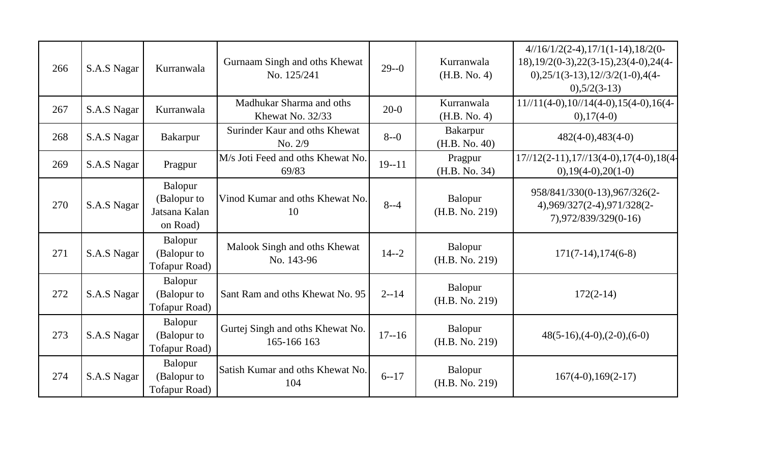| 266 | S.A.S Nagar | Kurranwala | Gurnaam Singh and oths Khewat No. 125/241 | 29--0 | Kurranwala (H.B. No. 4) | 4//16/1/2(2-4),17/1(1-14),18/2(0-18),19/2(0-3),22(3-15),23(4-0),24(4-0),25/1(3-13),12//3/2(1-0),4(4-0),5/2(3-13) |
|---|---|---|---|---|---|---|
| 267 | S.A.S Nagar | Kurranwala | Madhukar Sharma and oths Khewat No. 32/33 | 20-0 | Kurranwala (H.B. No. 4) | 11//11(4-0),10//14(4-0),15(4-0),16(4-0),17(4-0) |
| 268 | S.A.S Nagar | Bakarpur | Surinder Kaur and oths Khewat No. 2/9 | 8--0 | Bakarpur (H.B. No. 40) | 482(4-0),483(4-0) |
| 269 | S.A.S Nagar | Pragpur | M/s Joti Feed and oths Khewat No. 69/83 | 19--11 | Pragpur (H.B. No. 34) | 17//12(2-11),17//13(4-0),17(4-0),18(4-0),19(4-0),20(1-0) |
| 270 | S.A.S Nagar | Balopur (Balopur to Jatsana Kalan on Road) | Vinod Kumar and oths Khewat No. 10 | 8--4 | Balopur (H.B. No. 219) | 958/841/330(0-13),967/326(2-4),969/327(2-4),971/328(2-7),972/839/329(0-16) |
| 271 | S.A.S Nagar | Balopur (Balopur to Tofapur Road) | Malook Singh and oths Khewat No. 143-96 | 14--2 | Balopur (H.B. No. 219) | 171(7-14),174(6-8) |
| 272 | S.A.S Nagar | Balopur (Balopur to Tofapur Road) | Sant Ram and oths Khewat No. 95 | 2--14 | Balopur (H.B. No. 219) | 172(2-14) |
| 273 | S.A.S Nagar | Balopur (Balopur to Tofapur Road) | Gurtej Singh and oths Khewat No. 165-166 163 | 17--16 | Balopur (H.B. No. 219) | 48(5-16),(4-0),(2-0),(6-0) |
| 274 | S.A.S Nagar | Balopur (Balopur to Tofapur Road) | Satish Kumar and oths Khewat No. 104 | 6--17 | Balopur (H.B. No. 219) | 167(4-0),169(2-17) |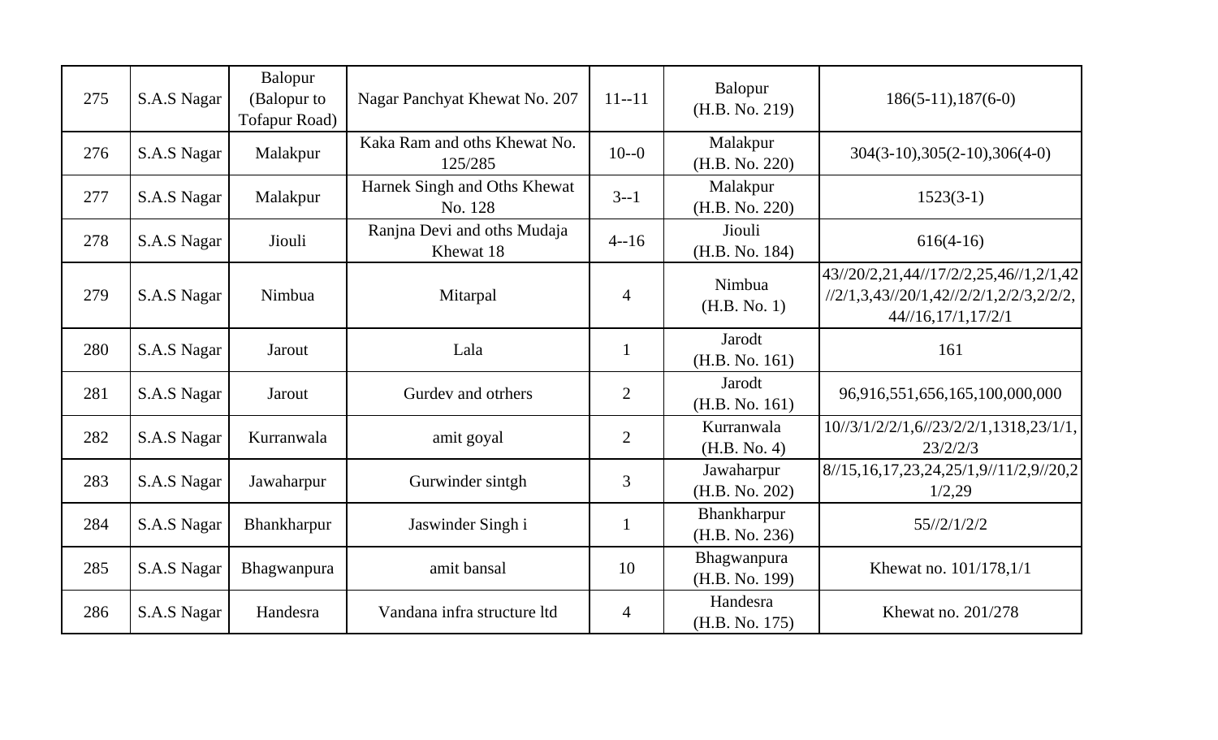| 275 | S.A.S Nagar | Balopur (Balopur to Tofapur Road) | Nagar Panchyat Khewat No. 207 | 11--11 | Balopur (H.B. No. 219) | 186(5-11),187(6-0) |
|---|---|---|---|---|---|---|
| 276 | S.A.S Nagar | Malakpur | Kaka Ram and oths Khewat No. 125/285 | 10--0 | Malakpur (H.B. No. 220) | 304(3-10),305(2-10),306(4-0) |
| 277 | S.A.S Nagar | Malakpur | Harnek Singh and Oths Khewat No. 128 | 3--1 | Malakpur (H.B. No. 220) | 1523(3-1) |
| 278 | S.A.S Nagar | Jiouli | Ranjna Devi and oths Mudaja Khewat 18 | 4--16 | Jiouli (H.B. No. 184) | 616(4-16) |
| 279 | S.A.S Nagar | Nimbua | Mitarpal | 4 | Nimbua (H.B. No. 1) | 43//20/2,21,44//17/2/2,25,46//1,2/1,42//2/1,3,43//20/1,42//2/2/1,2/2/3,2/2/2,44//16,17/1,17/2/1 |
| 280 | S.A.S Nagar | Jarout | Lala | 1 | Jarodt (H.B. No. 161) | 161 |
| 281 | S.A.S Nagar | Jarout | Gurdev and otrhers | 2 | Jarodt (H.B. No. 161) | 96,916,551,656,165,100,000,000 |
| 282 | S.A.S Nagar | Kurranwala | amit goyal | 2 | Kurranwala (H.B. No. 4) | 10//3/1/2/2/1,6//23/2/2/1,1318,23/1/1,23/2/2/3 |
| 283 | S.A.S Nagar | Jawaharpur | Gurwinder sintgh | 3 | Jawaharpur (H.B. No. 202) | 8//15,16,17,23,24,25/1,9//11/2,9//20,21/2,29 |
| 284 | S.A.S Nagar | Bhankharpur | Jaswinder Singh i | 1 | Bhankharpur (H.B. No. 236) | 55//2/1/2/2 |
| 285 | S.A.S Nagar | Bhagwanpura | amit bansal | 10 | Bhagwanpura (H.B. No. 199) | Khewat no. 101/178,1/1 |
| 286 | S.A.S Nagar | Handesra | Vandana infra structure ltd | 4 | Handesra (H.B. No. 175) | Khewat no. 201/278 |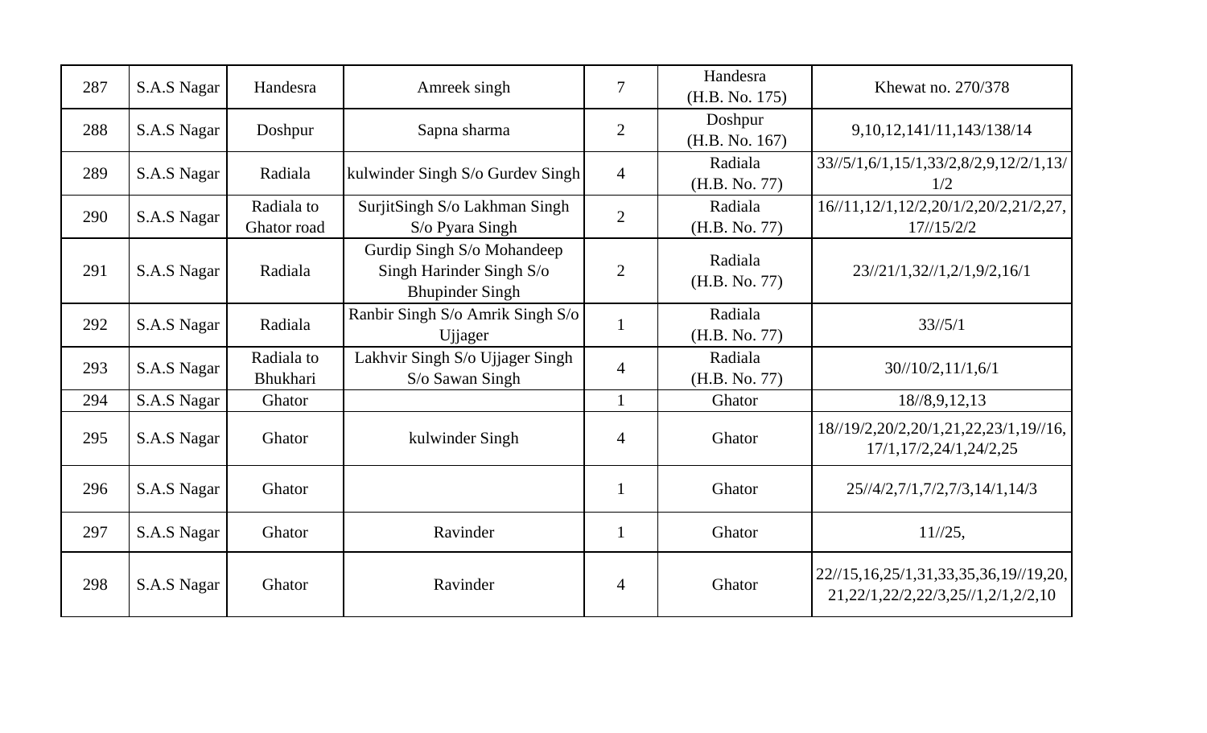| 287 | S.A.S Nagar | Handesra | Amreek singh | 7 | Handesra (H.B. No. 175) | Khewat no. 270/378 |
|---|---|---|---|---|---|---|
| 288 | S.A.S Nagar | Doshpur | Sapna sharma | 2 | Doshpur (H.B. No. 167) | 9,10,12,141/11,143/138/14 |
| 289 | S.A.S Nagar | Radiala | kulwinder Singh S/o Gurdev Singh | 4 | Radiala (H.B. No. 77) | 33//5/1,6/1,15/1,33/2,8/2,9,12/2/1,13/1/2 |
| 290 | S.A.S Nagar | Radiala to Ghator road | SurjitSingh S/o Lakhman Singh S/o Pyara Singh | 2 | Radiala (H.B. No. 77) | 16//11,12/1,12/2,20/1/2,20/2,21/2,27, 17//15/2/2 |
| 291 | S.A.S Nagar | Radiala | Gurdip Singh S/o Mohandeep Singh Harinder Singh S/o Bhupinder Singh | 2 | Radiala (H.B. No. 77) | 23//21/1,32//1,2/1,9/2,16/1 |
| 292 | S.A.S Nagar | Radiala | Ranbir Singh S/o Amrik Singh S/o Ujjager | 1 | Radiala (H.B. No. 77) | 33//5/1 |
| 293 | S.A.S Nagar | Radiala to Bhukhari | Lakhvir Singh S/o Ujjager Singh S/o Sawan Singh | 4 | Radiala (H.B. No. 77) | 30//10/2,11/1,6/1 |
| 294 | S.A.S Nagar | Ghator | | 1 | Ghator | 18//8,9,12,13 |
| 295 | S.A.S Nagar | Ghator | kulwinder Singh | 4 | Ghator | 18//19/2,20/2,20/1,21,22,23/1,19//16, 17/1,17/2,24/1,24/2,25 |
| 296 | S.A.S Nagar | Ghator | | 1 | Ghator | 25//4/2,7/1,7/2,7/3,14/1,14/3 |
| 297 | S.A.S Nagar | Ghator | Ravinder | 1 | Ghator | 11//25, |
| 298 | S.A.S Nagar | Ghator | Ravinder | 4 | Ghator | 22//15,16,25/1,31,33,35,36,19//19,20, 21,22/1,22/2,22/3,25//1,2/1,2/2,10 |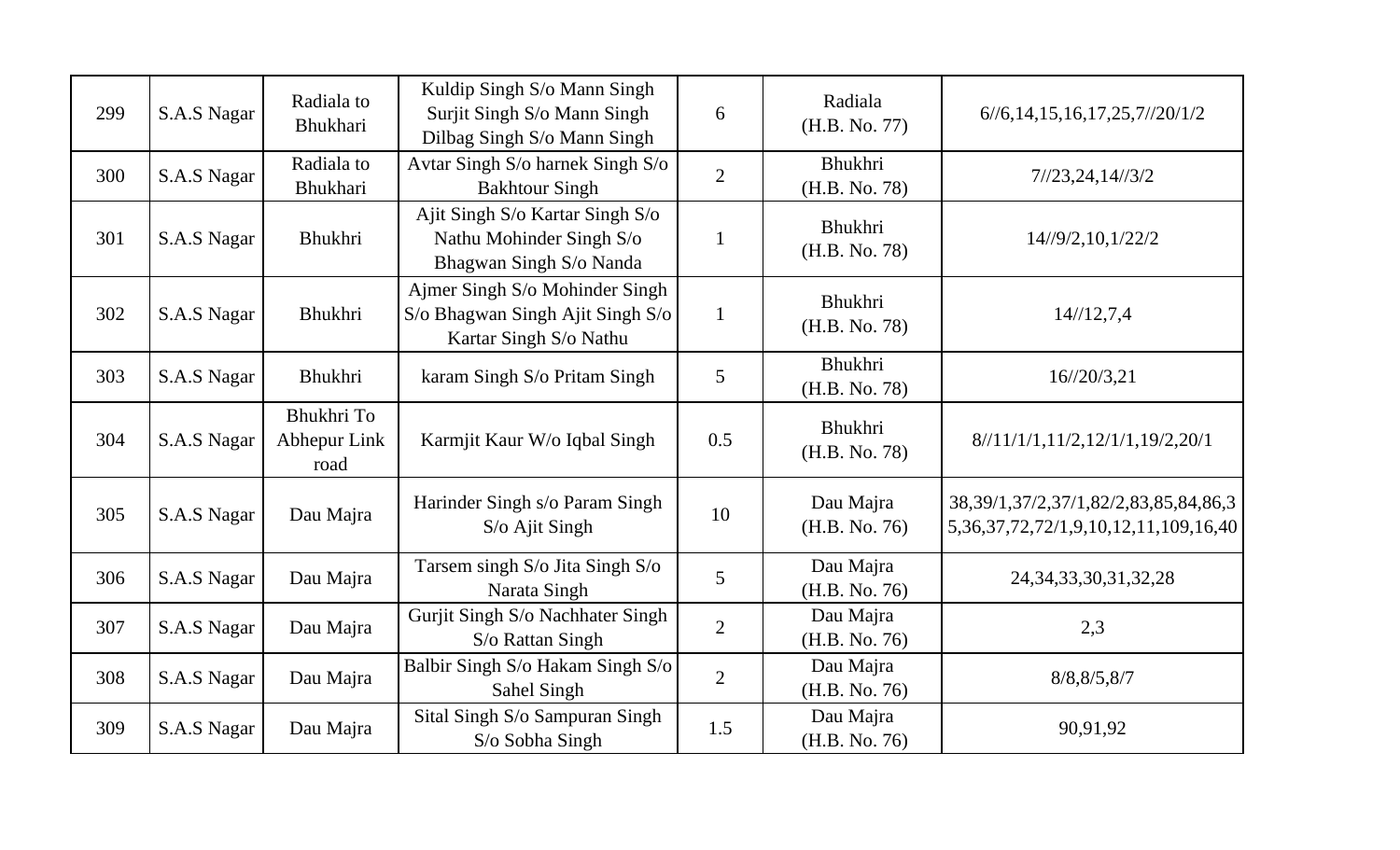| 299 | S.A.S Nagar | Radiala to Bhukhari | Kuldip Singh S/o Mann Singh Surjit Singh S/o Mann Singh Dilbag Singh S/o Mann Singh | 6 | Radiala (H.B. No. 77) | 6//6,14,15,16,17,25,7//20/1/2 |
|---|---|---|---|---|---|---|
| 300 | S.A.S Nagar | Radiala to Bhukhari | Avtar Singh S/o harnek Singh S/o Bakhtour Singh | 2 | Bhukhri (H.B. No. 78) | 7//23,24,14//3/2 |
| 301 | S.A.S Nagar | Bhukhri | Ajit Singh S/o Kartar Singh S/o Nathu Mohinder Singh S/o Bhagwan Singh S/o Nanda | 1 | Bhukhri (H.B. No. 78) | 14//9/2,10,1/22/2 |
| 302 | S.A.S Nagar | Bhukhri | Ajmer Singh S/o Mohinder Singh S/o Bhagwan Singh Ajit Singh S/o Kartar Singh S/o Nathu | 1 | Bhukhri (H.B. No. 78) | 14//12,7,4 |
| 303 | S.A.S Nagar | Bhukhri | karam Singh S/o Pritam Singh | 5 | Bhukhri (H.B. No. 78) | 16//20/3,21 |
| 304 | S.A.S Nagar | Bhukhri To Abhepur Link road | Karmjit Kaur W/o Iqbal Singh | 0.5 | Bhukhri (H.B. No. 78) | 8//11/1/1,11/2,12/1/1,19/2,20/1 |
| 305 | S.A.S Nagar | Dau Majra | Harinder Singh s/o Param Singh S/o Ajit Singh | 10 | Dau Majra (H.B. No. 76) | 38,39/1,37/2,37/1,82/2,83,85,84,86,35,36,37,72,72/1,9,10,12,11,109,16,40 |
| 306 | S.A.S Nagar | Dau Majra | Tarsem singh S/o Jita Singh S/o Narata Singh | 5 | Dau Majra (H.B. No. 76) | 24,34,33,30,31,32,28 |
| 307 | S.A.S Nagar | Dau Majra | Gurjit Singh S/o Nachhater Singh S/o Rattan Singh | 2 | Dau Majra (H.B. No. 76) | 2,3 |
| 308 | S.A.S Nagar | Dau Majra | Balbir Singh S/o Hakam Singh S/o Sahel Singh | 2 | Dau Majra (H.B. No. 76) | 8/8,8/5,8/7 |
| 309 | S.A.S Nagar | Dau Majra | Sital Singh S/o Sampuran Singh S/o Sobha Singh | 1.5 | Dau Majra (H.B. No. 76) | 90,91,92 |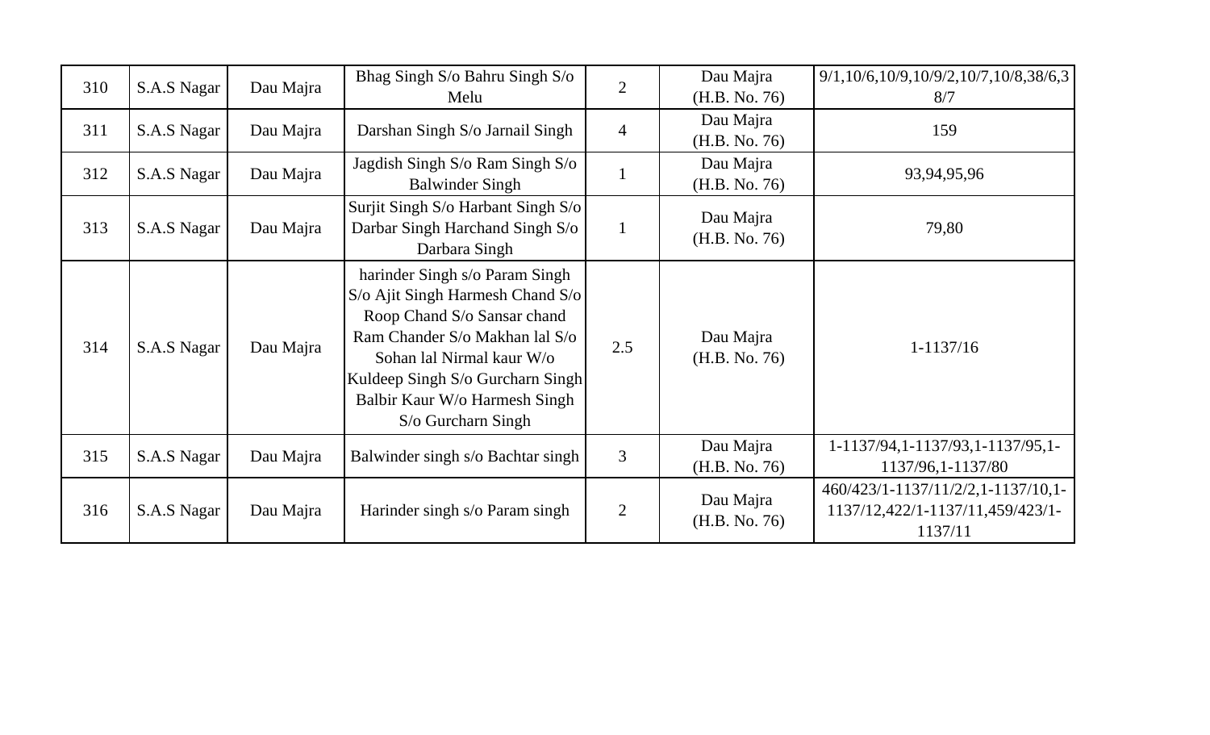| 310 | S.A.S Nagar | Dau Majra | Bhag Singh S/o Bahru Singh S/o Melu | 2 | Dau Majra (H.B. No. 76) | 9/1,10/6,10/9,10/9/2,10/7,10/8,38/6,38/7 |
|---|---|---|---|---|---|---|
| 311 | S.A.S Nagar | Dau Majra | Darshan Singh S/o Jarnail Singh | 4 | Dau Majra (H.B. No. 76) | 159 |
| 312 | S.A.S Nagar | Dau Majra | Jagdish Singh S/o Ram Singh S/o Balwinder Singh | 1 | Dau Majra (H.B. No. 76) | 93,94,95,96 |
| 313 | S.A.S Nagar | Dau Majra | Surjit Singh S/o Harbant Singh S/o Darbar Singh Harchand Singh S/o Darbara Singh | 1 | Dau Majra (H.B. No. 76) | 79,80 |
| 314 | S.A.S Nagar | Dau Majra | harinder Singh s/o Param Singh S/o Ajit Singh Harmesh Chand S/o Roop Chand S/o Sansar chand Ram Chander S/o Makhan lal S/o Sohan lal Nirmal kaur W/o Kuldeep Singh S/o Gurcharn Singh Balbir Kaur W/o Harmesh Singh S/o Gurcharn Singh | 2.5 | Dau Majra (H.B. No. 76) | 1-1137/16 |
| 315 | S.A.S Nagar | Dau Majra | Balwinder singh s/o Bachtar singh | 3 | Dau Majra (H.B. No. 76) | 1-1137/94,1-1137/93,1-1137/95,1-1137/96,1-1137/80 |
| 316 | S.A.S Nagar | Dau Majra | Harinder singh s/o Param singh | 2 | Dau Majra (H.B. No. 76) | 460/423/1-1137/11/2/2,1-1137/10,1-1137/12,422/1-1137/11,459/423/1-1137/11 |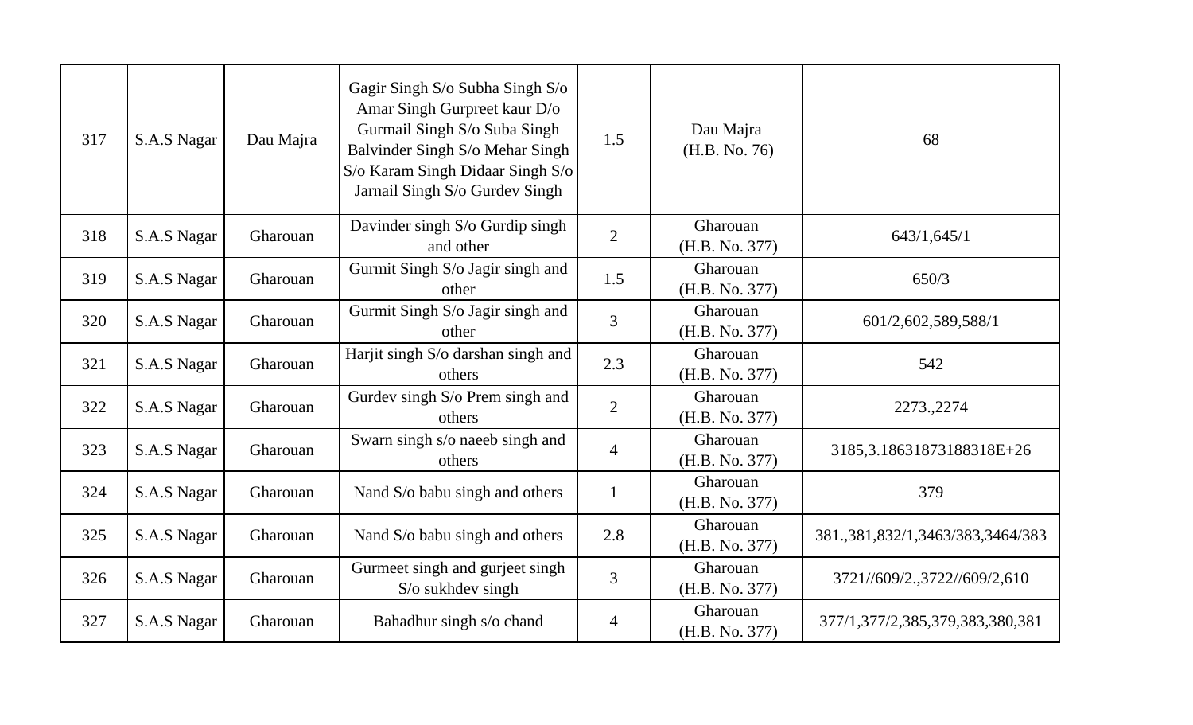| 317 | S.A.S Nagar | Dau Majra | Gagir Singh S/o Subha Singh S/o Amar Singh Gurpreet kaur D/o Gurmail Singh S/o Suba Singh Balvinder Singh S/o Mehar Singh S/o Karam Singh Didaar Singh S/o Jarnail Singh S/o Gurdev Singh | 1.5 | Dau Majra (H.B. No. 76) | 68 |
|---|---|---|---|---|---|---|
| 318 | S.A.S Nagar | Gharouan | Davinder singh S/o Gurdip singh and other | 2 | Gharouan (H.B. No. 377) | 643/1,645/1 |
| 319 | S.A.S Nagar | Gharouan | Gurmit Singh S/o Jagir singh and other | 1.5 | Gharouan (H.B. No. 377) | 650/3 |
| 320 | S.A.S Nagar | Gharouan | Gurmit Singh S/o Jagir singh and other | 3 | Gharouan (H.B. No. 377) | 601/2,602,589,588/1 |
| 321 | S.A.S Nagar | Gharouan | Harjit singh S/o darshan singh and others | 2.3 | Gharouan (H.B. No. 377) | 542 |
| 322 | S.A.S Nagar | Gharouan | Gurdev singh S/o Prem singh and others | 2 | Gharouan (H.B. No. 377) | 2273.,2274 |
| 323 | S.A.S Nagar | Gharouan | Swarn singh s/o naeeb singh and others | 4 | Gharouan (H.B. No. 377) | 3185,3.18631873188318E+26 |
| 324 | S.A.S Nagar | Gharouan | Nand S/o babu singh and others | 1 | Gharouan (H.B. No. 377) | 379 |
| 325 | S.A.S Nagar | Gharouan | Nand S/o babu singh and others | 2.8 | Gharouan (H.B. No. 377) | 381.,381,832/1,3463/383,3464/383 |
| 326 | S.A.S Nagar | Gharouan | Gurmeet singh and gurjeet singh S/o sukhdev singh | 3 | Gharouan (H.B. No. 377) | 3721//609/2.,3722//609/2,610 |
| 327 | S.A.S Nagar | Gharouan | Bahadhur singh s/o chand | 4 | Gharouan (H.B. No. 377) | 377/1,377/2,385,379,383,380,381 |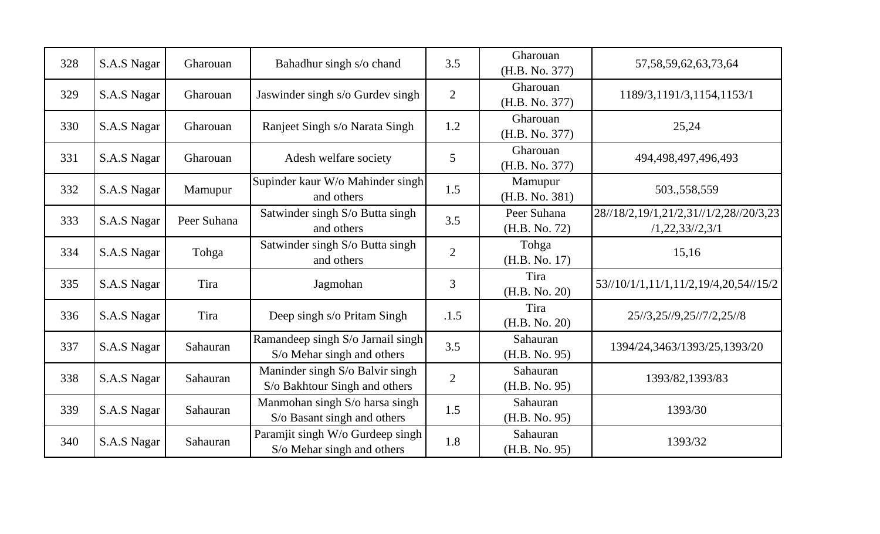| 328 | S.A.S Nagar | Gharouan | Bahadhur singh s/o chand | 3.5 | Gharouan (H.B. No. 377) | 57,58,59,62,63,73,64 |
|---|---|---|---|---|---|---|
| 329 | S.A.S Nagar | Gharouan | Jaswinder singh s/o Gurdev singh | 2 | Gharouan (H.B. No. 377) | 1189/3,1191/3,1154,1153/1 |
| 330 | S.A.S Nagar | Gharouan | Ranjeet Singh s/o Narata Singh | 1.2 | Gharouan (H.B. No. 377) | 25,24 |
| 331 | S.A.S Nagar | Gharouan | Adesh welfare society | 5 | Gharouan (H.B. No. 377) | 494,498,497,496,493 |
| 332 | S.A.S Nagar | Mamupur | Supinder kaur W/o Mahinder singh and others | 1.5 | Mamupur (H.B. No. 381) | 503.,558,559 |
| 333 | S.A.S Nagar | Peer Suhana | Satwinder singh S/o Butta singh and others | 3.5 | Peer Suhana (H.B. No. 72) | 28//18/2,19/1,21/2,31//1/2,28//20/3,23 /1,22,33//2,3/1 |
| 334 | S.A.S Nagar | Tohga | Satwinder singh S/o Butta singh and others | 2 | Tohga (H.B. No. 17) | 15,16 |
| 335 | S.A.S Nagar | Tira | Jagmohan | 3 | Tira (H.B. No. 20) | 53//10/1/1,11/1,11/2,19/4,20,54//15/2 |
| 336 | S.A.S Nagar | Tira | Deep singh s/o Pritam Singh | .1.5 | Tira (H.B. No. 20) | 25//3,25//9,25//7/2,25//8 |
| 337 | S.A.S Nagar | Sahauran | Ramandeep singh S/o Jarnail singh S/o Mehar singh and others | 3.5 | Sahauran (H.B. No. 95) | 1394/24,3463/1393/25,1393/20 |
| 338 | S.A.S Nagar | Sahauran | Maninder singh S/o Balvir singh S/o Bakhtour Singh and others | 2 | Sahauran (H.B. No. 95) | 1393/82,1393/83 |
| 339 | S.A.S Nagar | Sahauran | Manmohan singh S/o harsa singh S/o Basant singh and others | 1.5 | Sahauran (H.B. No. 95) | 1393/30 |
| 340 | S.A.S Nagar | Sahauran | Paramjit singh W/o Gurdeep singh S/o Mehar singh and others | 1.8 | Sahauran (H.B. No. 95) | 1393/32 |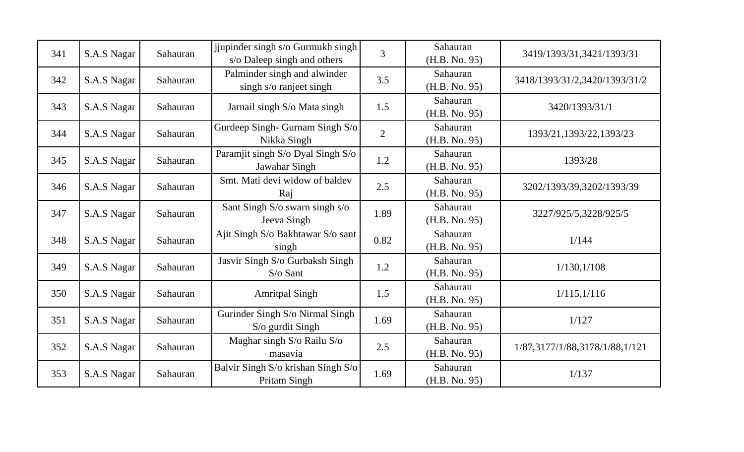| 341 | S.A.S Nagar | Sahauran | jjupinder singh s/o Gurmukh singh s/o Daleep singh and others | 3 | Sahauran (H.B. No. 95) | 3419/1393/31,3421/1393/31 |
|---|---|---|---|---|---|---|
| 342 | S.A.S Nagar | Sahauran | Palminder singh and alwinder singh s/o ranjeet singh | 3.5 | Sahauran (H.B. No. 95) | 3418/1393/31/2,3420/1393/31/2 |
| 343 | S.A.S Nagar | Sahauran | Jarnail singh S/o Mata singh | 1.5 | Sahauran (H.B. No. 95) | 3420/1393/31/1 |
| 344 | S.A.S Nagar | Sahauran | Gurdeep Singh- Gurnam Singh S/o Nikka Singh | 2 | Sahauran (H.B. No. 95) | 1393/21,1393/22,1393/23 |
| 345 | S.A.S Nagar | Sahauran | Paramjit singh S/o Dyal Singh S/o Jawahar Singh | 1.2 | Sahauran (H.B. No. 95) | 1393/28 |
| 346 | S.A.S Nagar | Sahauran | Smt. Mati devi widow of baldev Raj | 2.5 | Sahauran (H.B. No. 95) | 3202/1393/39,3202/1393/39 |
| 347 | S.A.S Nagar | Sahauran | Sant Singh S/o swarn singh s/o Jeeva Singh | 1.89 | Sahauran (H.B. No. 95) | 3227/925/5,3228/925/5 |
| 348 | S.A.S Nagar | Sahauran | Ajit Singh S/o Bakhtawar S/o sant singh | 0.82 | Sahauran (H.B. No. 95) | 1/144 |
| 349 | S.A.S Nagar | Sahauran | Jasvir Singh S/o Gurbaksh Singh S/o Sant | 1.2 | Sahauran (H.B. No. 95) | 1/130,1/108 |
| 350 | S.A.S Nagar | Sahauran | Amritpal Singh | 1.5 | Sahauran (H.B. No. 95) | 1/115,1/116 |
| 351 | S.A.S Nagar | Sahauran | Gurinder Singh S/o Nirmal Singh S/o gurdit Singh | 1.69 | Sahauran (H.B. No. 95) | 1/127 |
| 352 | S.A.S Nagar | Sahauran | Maghar singh S/o Railu S/o masavia | 2.5 | Sahauran (H.B. No. 95) | 1/87,3177/1/88,3178/1/88,1/121 |
| 353 | S.A.S Nagar | Sahauran | Balvir Singh S/o krishan Singh S/o Pritam Singh | 1.69 | Sahauran (H.B. No. 95) | 1/137 |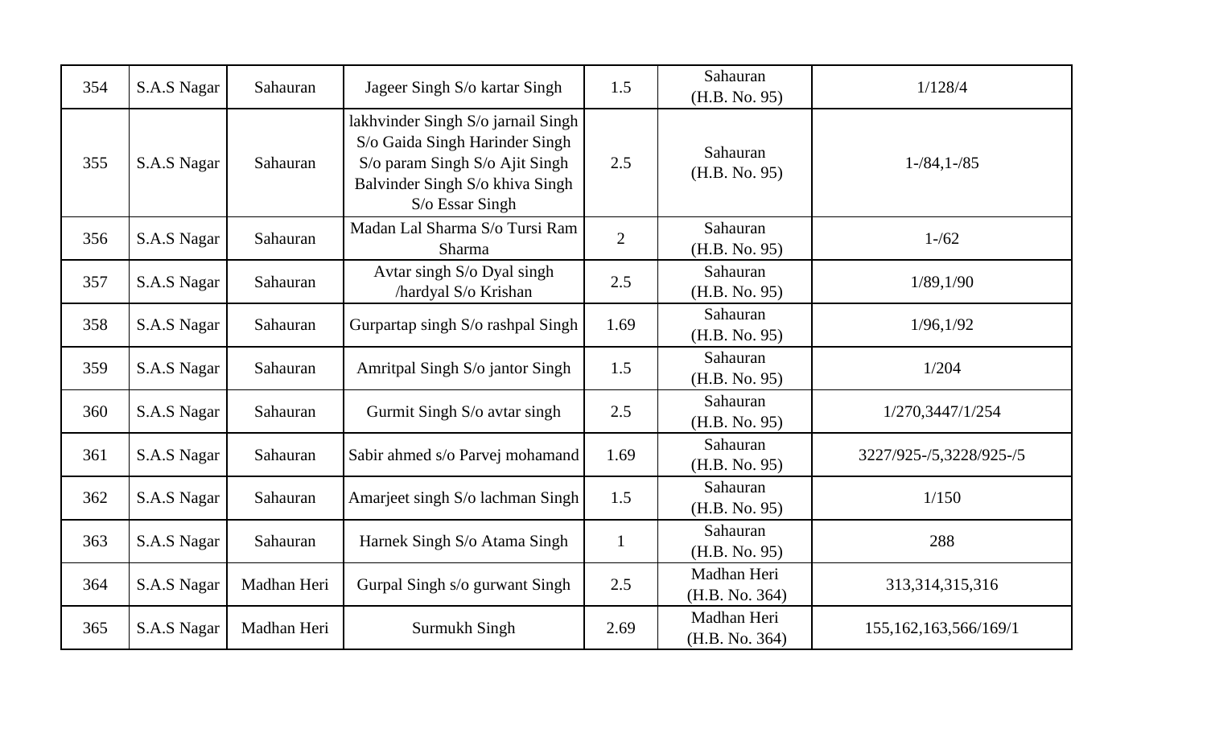| 354 | S.A.S Nagar | Sahauran | Jageer Singh S/o kartar Singh | 1.5 | Sahauran (H.B. No. 95) | 1/128/4 |
|---|---|---|---|---|---|---|
| 355 | S.A.S Nagar | Sahauran | lakhvinder Singh S/o jarnail Singh S/o Gaida Singh Harinder Singh S/o param Singh S/o Ajit Singh Balvinder Singh S/o khiva Singh S/o Essar Singh | 2.5 | Sahauran (H.B. No. 95) | 1-/84,1-/85 |
| 356 | S.A.S Nagar | Sahauran | Madan Lal Sharma S/o Tursi Ram Sharma | 2 | Sahauran (H.B. No. 95) | 1-/62 |
| 357 | S.A.S Nagar | Sahauran | Avtar singh S/o Dyal singh /hardyal S/o Krishan | 2.5 | Sahauran (H.B. No. 95) | 1/89,1/90 |
| 358 | S.A.S Nagar | Sahauran | Gurpartap singh S/o rashpal Singh | 1.69 | Sahauran (H.B. No. 95) | 1/96,1/92 |
| 359 | S.A.S Nagar | Sahauran | Amritpal Singh S/o jantor Singh | 1.5 | Sahauran (H.B. No. 95) | 1/204 |
| 360 | S.A.S Nagar | Sahauran | Gurmit Singh S/o avtar singh | 2.5 | Sahauran (H.B. No. 95) | 1/270,3447/1/254 |
| 361 | S.A.S Nagar | Sahauran | Sabir ahmed s/o Parvej mohamand | 1.69 | Sahauran (H.B. No. 95) | 3227/925-/5,3228/925-/5 |
| 362 | S.A.S Nagar | Sahauran | Amarjeet singh S/o lachman Singh | 1.5 | Sahauran (H.B. No. 95) | 1/150 |
| 363 | S.A.S Nagar | Sahauran | Harnek Singh S/o Atama Singh | 1 | Sahauran (H.B. No. 95) | 288 |
| 364 | S.A.S Nagar | Madhan Heri | Gurpal Singh s/o gurwant Singh | 2.5 | Madhan Heri (H.B. No. 364) | 313,314,315,316 |
| 365 | S.A.S Nagar | Madhan Heri | Surmukh Singh | 2.69 | Madhan Heri (H.B. No. 364) | 155,162,163,566/169/1 |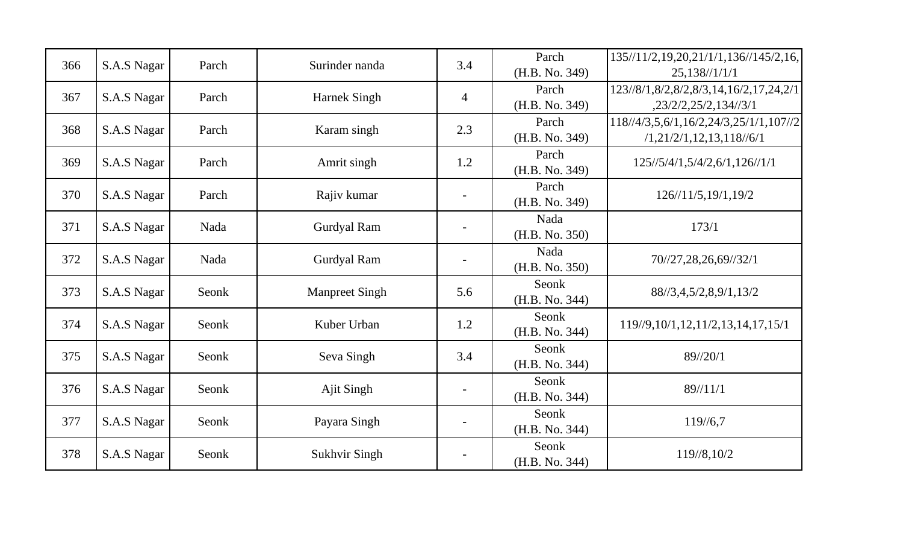| 366 | S.A.S Nagar | Parch | Surinder nanda | 3.4 | Parch (H.B. No. 349) | 135//11/2,19,20,21/1/1,136//145/2,16, 25,138//1/1/1 |
|---|---|---|---|---|---|---|
| 367 | S.A.S Nagar | Parch | Harnek Singh | 4 | Parch (H.B. No. 349) | 123//8/1,8/2,8/2,8/3,14,16/2,17,24,2/1 ,23/2/2,25/2,134//3/1 |
| 368 | S.A.S Nagar | Parch | Karam singh | 2.3 | Parch (H.B. No. 349) | 118//4/3,5,6/1,16/2,24/3,25/1/1,107//2 /1,21/2/1,12,13,118//6/1 |
| 369 | S.A.S Nagar | Parch | Amrit singh | 1.2 | Parch (H.B. No. 349) | 125//5/4/1,5/4/2,6/1,126//1/1 |
| 370 | S.A.S Nagar | Parch | Rajiv kumar | - | Parch (H.B. No. 349) | 126//11/5,19/1,19/2 |
| 371 | S.A.S Nagar | Nada | Gurdyal Ram | - | Nada (H.B. No. 350) | 173/1 |
| 372 | S.A.S Nagar | Nada | Gurdyal Ram | - | Nada (H.B. No. 350) | 70//27,28,26,69//32/1 |
| 373 | S.A.S Nagar | Seonk | Manpreet Singh | 5.6 | Seonk (H.B. No. 344) | 88//3,4,5/2,8,9/1,13/2 |
| 374 | S.A.S Nagar | Seonk | Kuber Urban | 1.2 | Seonk (H.B. No. 344) | 119//9,10/1,12,11/2,13,14,17,15/1 |
| 375 | S.A.S Nagar | Seonk | Seva Singh | 3.4 | Seonk (H.B. No. 344) | 89//20/1 |
| 376 | S.A.S Nagar | Seonk | Ajit Singh | - | Seonk (H.B. No. 344) | 89//11/1 |
| 377 | S.A.S Nagar | Seonk | Payara Singh | - | Seonk (H.B. No. 344) | 119//6,7 |
| 378 | S.A.S Nagar | Seonk | Sukhvir Singh | - | Seonk (H.B. No. 344) | 119//8,10/2 |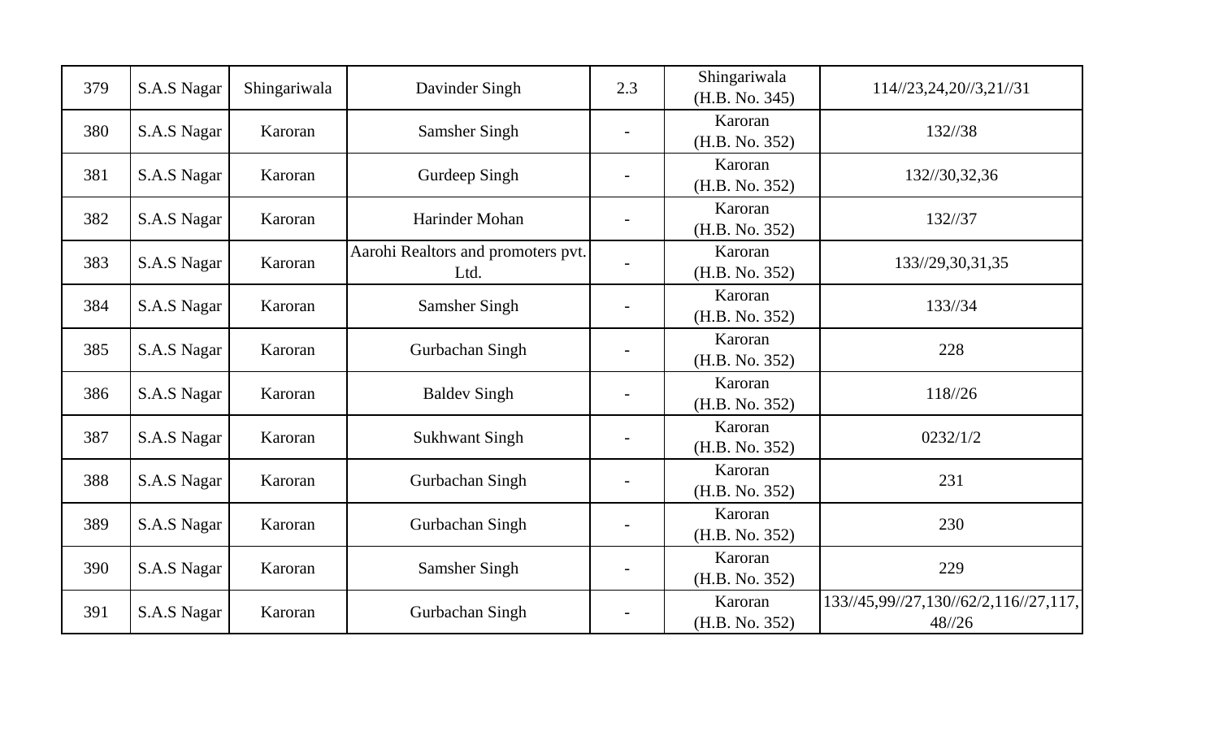| 379 | S.A.S Nagar | Shingariwala | Davinder Singh | 2.3 | Shingariwala (H.B. No. 345) | 114//23,24,20//3,21//31 |
|---|---|---|---|---|---|---|
| 380 | S.A.S Nagar | Karoran | Samsher Singh | - | Karoran (H.B. No. 352) | 132//38 |
| 381 | S.A.S Nagar | Karoran | Gurdeep Singh | - | Karoran (H.B. No. 352) | 132//30,32,36 |
| 382 | S.A.S Nagar | Karoran | Harinder Mohan | - | Karoran (H.B. No. 352) | 132//37 |
| 383 | S.A.S Nagar | Karoran | Aarohi Realtors and promoters pvt. Ltd. | - | Karoran (H.B. No. 352) | 133//29,30,31,35 |
| 384 | S.A.S Nagar | Karoran | Samsher Singh | - | Karoran (H.B. No. 352) | 133//34 |
| 385 | S.A.S Nagar | Karoran | Gurbachan Singh | - | Karoran (H.B. No. 352) | 228 |
| 386 | S.A.S Nagar | Karoran | Baldev Singh | - | Karoran (H.B. No. 352) | 118//26 |
| 387 | S.A.S Nagar | Karoran | Sukhwant Singh | - | Karoran (H.B. No. 352) | 0232/1/2 |
| 388 | S.A.S Nagar | Karoran | Gurbachan Singh | - | Karoran (H.B. No. 352) | 231 |
| 389 | S.A.S Nagar | Karoran | Gurbachan Singh | - | Karoran (H.B. No. 352) | 230 |
| 390 | S.A.S Nagar | Karoran | Samsher Singh | - | Karoran (H.B. No. 352) | 229 |
| 391 | S.A.S Nagar | Karoran | Gurbachan Singh | - | Karoran (H.B. No. 352) | 133//45,99//27,130//62/2,116//27,117, 48//26 |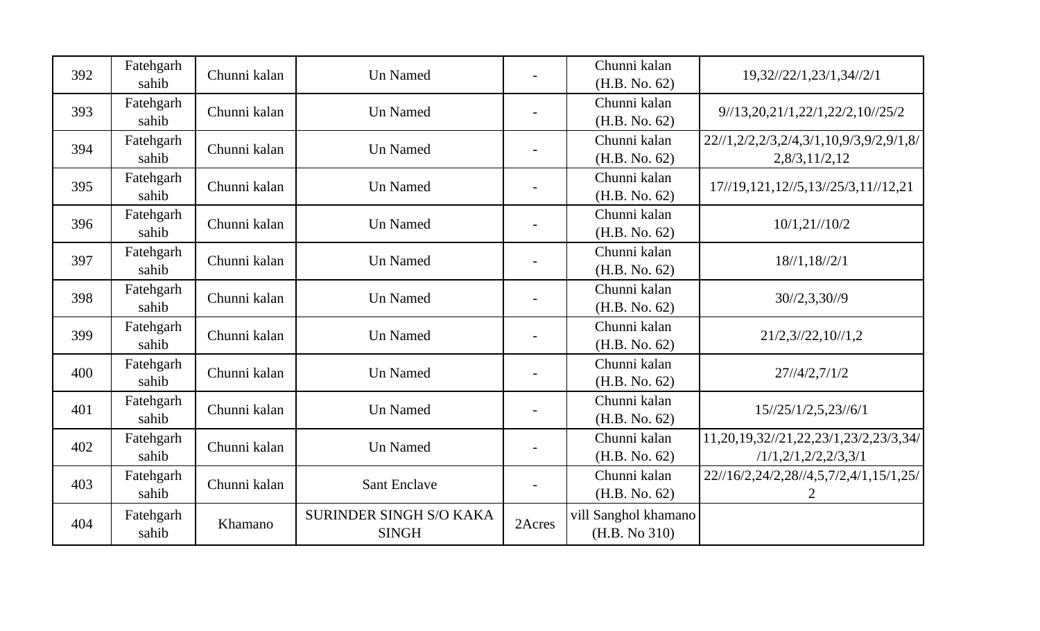| 392 | Fatehgarh sahib | Chunni kalan | Un Named | - | Chunni kalan (H.B. No. 62) | 19,32//22/1,23/1,34//2/1 |
|---|---|---|---|---|---|---|
| 393 | Fatehgarh sahib | Chunni kalan | Un Named | - | Chunni kalan (H.B. No. 62) | 9//13,20,21/1,22/1,22/2,10//25/2 |
| 394 | Fatehgarh sahib | Chunni kalan | Un Named | - | Chunni kalan (H.B. No. 62) | 22//1,2/2,2/3,2/4,3/1,10,9/3,9/2,9/1,8/2,8/3,11/2,12 |
| 395 | Fatehgarh sahib | Chunni kalan | Un Named | - | Chunni kalan (H.B. No. 62) | 17//19,121,12//5,13//25/3,11//12,21 |
| 396 | Fatehgarh sahib | Chunni kalan | Un Named | - | Chunni kalan (H.B. No. 62) | 10/1,21//10/2 |
| 397 | Fatehgarh sahib | Chunni kalan | Un Named | - | Chunni kalan (H.B. No. 62) | 18//1,18//2/1 |
| 398 | Fatehgarh sahib | Chunni kalan | Un Named | - | Chunni kalan (H.B. No. 62) | 30//2,3,30//9 |
| 399 | Fatehgarh sahib | Chunni kalan | Un Named | - | Chunni kalan (H.B. No. 62) | 21/2,3//22,10//1,2 |
| 400 | Fatehgarh sahib | Chunni kalan | Un Named | - | Chunni kalan (H.B. No. 62) | 27//4/2,7/1/2 |
| 401 | Fatehgarh sahib | Chunni kalan | Un Named | - | Chunni kalan (H.B. No. 62) | 15//25/1/2,5,23//6/1 |
| 402 | Fatehgarh sahib | Chunni kalan | Un Named | - | Chunni kalan (H.B. No. 62) | 11,20,19,32//21,22,23/1,23/2,23/3,34//1/1,2/1,2/2,2/3,3/1 |
| 403 | Fatehgarh sahib | Chunni kalan | Sant Enclave | - | Chunni kalan (H.B. No. 62) | 22//16/2,24/2,28//4,5,7/2,4/1,15/1,25/2 |
| 404 | Fatehgarh sahib | Khamano | SURINDER SINGH S/O KAKA SINGH | 2Acres | vill Sanghol khamano (H.B. No 310) | |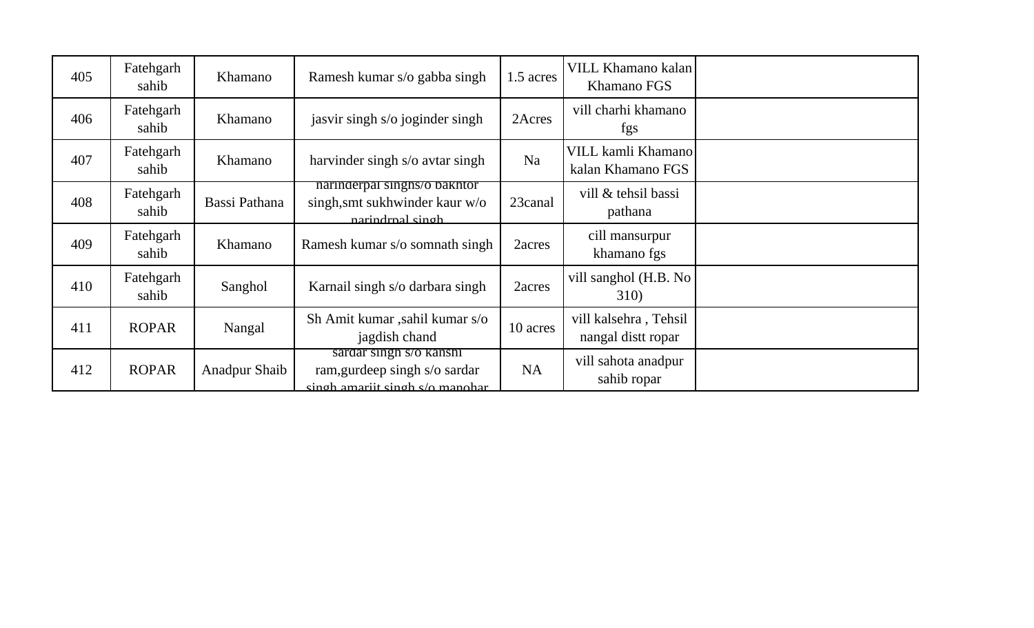| 405 | Fatehgarh sahib | Khamano | Ramesh kumar s/o gabba singh | 1.5 acres | VILL Khamano kalan Khamano FGS | |
|---|---|---|---|---|---|---|
| 406 | Fatehgarh sahib | Khamano | jasvir singh s/o joginder singh | 2Acres | vill charhi khamano fgs | |
| 407 | Fatehgarh sahib | Khamano | harvinder singh s/o avtar singh | Na | VILL kamli Khamano kalan Khamano FGS | |
| 408 | Fatehgarh sahib | Bassi Pathana | narinderpal singhs/o bakhtor singh,smt sukhwinder kaur w/o narindrpal singh | 23canal | vill & tehsil bassi pathana | |
| 409 | Fatehgarh sahib | Khamano | Ramesh kumar s/o somnath singh | 2acres | cill mansurpur khamano fgs | |
| 410 | Fatehgarh sahib | Sanghol | Karnail singh s/o darbara singh | 2acres | vill sanghol (H.B. No 310) | |
| 411 | ROPAR | Nangal | Sh Amit kumar ,sahil kumar s/o jagdish chand | 10 acres | vill kalsehra , Tehsil nangal distt ropar | |
| 412 | ROPAR | Anadpur Shaib | sardar singh s/o kanshi ram,gurdeep singh s/o sardar singh amarjit singh s/o manohar | NA | vill sahota anadpur sahib ropar | |